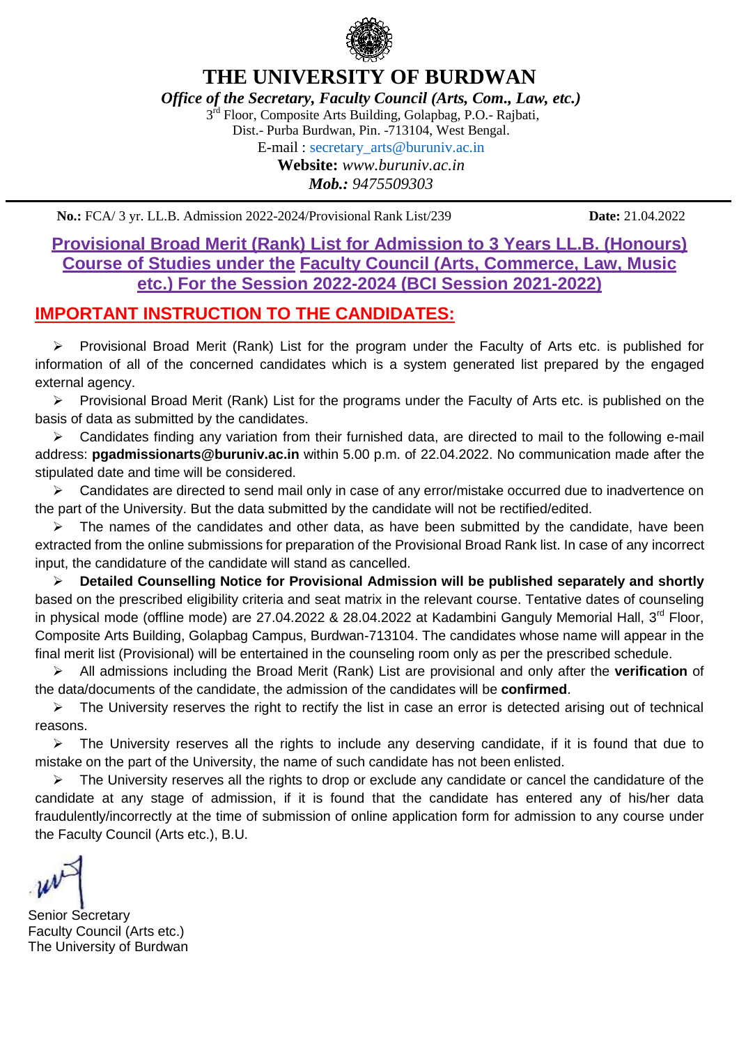# THE UNIVERSITY OF BURDWAN

***Office of the Secretary, Faculty Council (Arts, Com., Law, etc.)***

3rd Floor, Composite Arts Building, Golapbag, P.O.- Rajbati,
Dist.- Purba Burdwan, Pin. -713104, West Bengal.
E-mail : secretary_arts@buruniv.ac.in
**Website:** *www.buruniv.ac.in*
***Mob.:*** *9475509303*

---

**No.:** FCA/ 3 yr. LL.B. Admission 2022-2024/Provisional Rank List/239 **Date:** 21.04.2022

## Provisional Broad Merit (Rank) List for Admission to 3 Years LL.B. (Honours) Course of Studies under the Faculty Council (Arts, Commerce, Law, Music etc.) For the Session 2022-2024 (BCI Session 2021-2022)

## IMPORTANT INSTRUCTION TO THE CANDIDATES:

- Provisional Broad Merit (Rank) List for the program under the Faculty of Arts etc. is published for information of all of the concerned candidates which is a system generated list prepared by the engaged external agency.
- Provisional Broad Merit (Rank) List for the programs under the Faculty of Arts etc. is published on the basis of data as submitted by the candidates.
- Candidates finding any variation from their furnished data, are directed to mail to the following e-mail address: **pgadmissionarts@buruniv.ac.in** within 5.00 p.m. of 22.04.2022. No communication made after the stipulated date and time will be considered.
- Candidates are directed to send mail only in case of any error/mistake occurred due to inadvertence on the part of the University. But the data submitted by the candidate will not be rectified/edited.
- The names of the candidates and other data, as have been submitted by the candidate, have been extracted from the online submissions for preparation of the Provisional Broad Rank list. In case of any incorrect input, the candidature of the candidate will stand as cancelled.
- **Detailed Counselling Notice for Provisional Admission will be published separately and shortly** based on the prescribed eligibility criteria and seat matrix in the relevant course. Tentative dates of counseling in physical mode (offline mode) are 27.04.2022 & 28.04.2022 at Kadambini Ganguly Memorial Hall, 3rd Floor, Composite Arts Building, Golapbag Campus, Burdwan-713104. The candidates whose name will appear in the final merit list (Provisional) will be entertained in the counseling room only as per the prescribed schedule.
- All admissions including the Broad Merit (Rank) List are provisional and only after the **verification** of the data/documents of the candidate, the admission of the candidates will be **confirmed**.
- The University reserves the right to rectify the list in case an error is detected arising out of technical reasons.
- The University reserves all the rights to include any deserving candidate, if it is found that due to mistake on the part of the University, the name of such candidate has not been enlisted.
- The University reserves all the rights to drop or exclude any candidate or cancel the candidature of the candidate at any stage of admission, if it is found that the candidate has entered any of his/her data fraudulently/incorrectly at the time of submission of online application form for admission to any course under the Faculty Council (Arts etc.), B.U.

Senior Secretary
Faculty Council (Arts etc.)
The University of Burdwan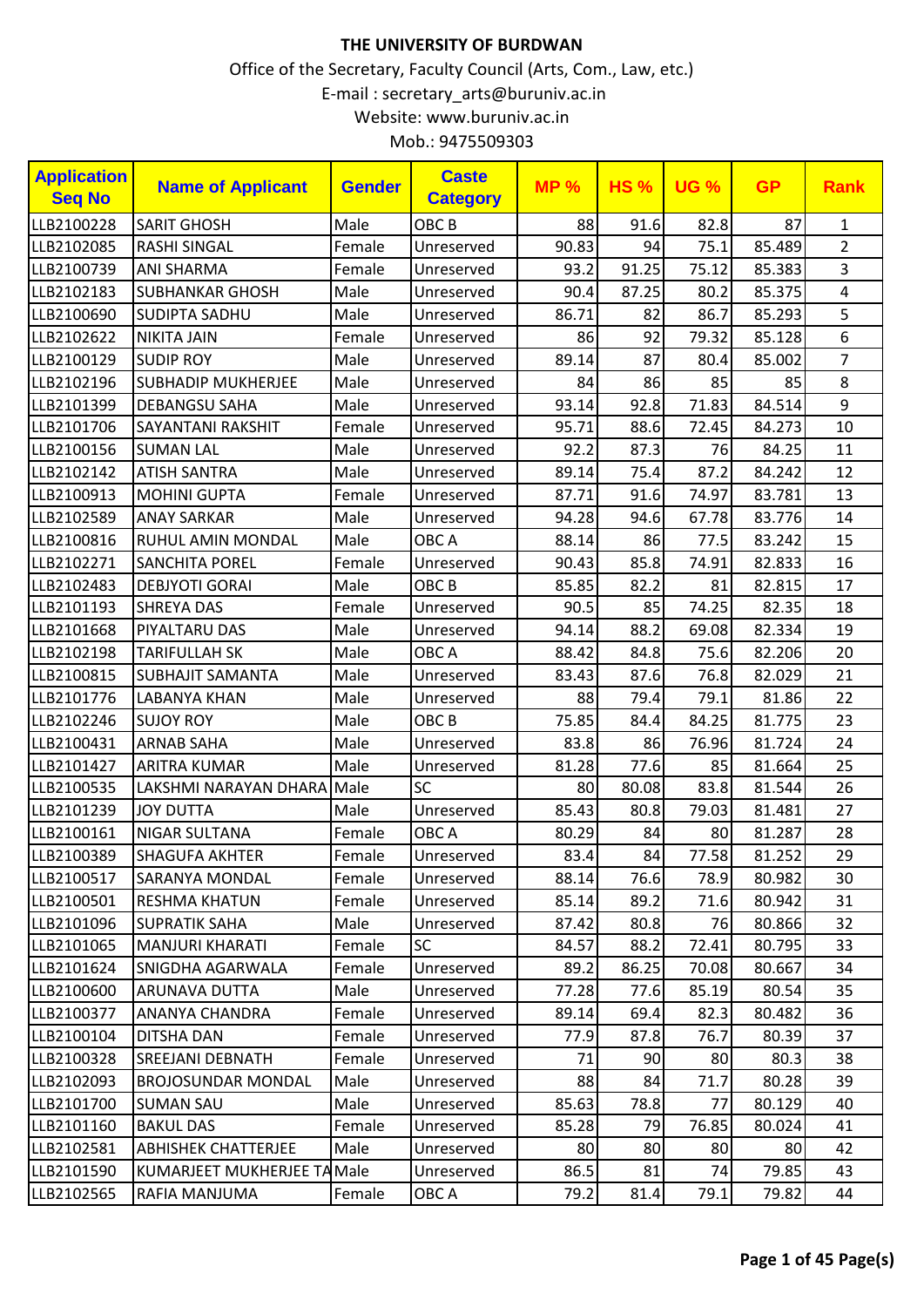# THE UNIVERSITY OF BURDWAN

Office of the Secretary, Faculty Council (Arts, Com., Law, etc.)

E-mail : secretary_arts@buruniv.ac.in

Website: www.buruniv.ac.in

Mob.: 9475509303

| Application Seq No | Name of Applicant | Gender | Caste Category | MP % | HS % | UG % | GP | Rank |
|---|---|---|---|---|---|---|---|---|
| LLB2100228 | SARIT GHOSH | Male | OBC B | 88 | 91.6 | 82.8 | 87 | 1 |
| LLB2102085 | RASHI SINGAL | Female | Unreserved | 90.83 | 94 | 75.1 | 85.489 | 2 |
| LLB2100739 | ANI SHARMA | Female | Unreserved | 93.2 | 91.25 | 75.12 | 85.383 | 3 |
| LLB2102183 | SUBHANKAR GHOSH | Male | Unreserved | 90.4 | 87.25 | 80.2 | 85.375 | 4 |
| LLB2100690 | SUDIPTA SADHU | Male | Unreserved | 86.71 | 82 | 86.7 | 85.293 | 5 |
| LLB2102622 | NIKITA JAIN | Female | Unreserved | 86 | 92 | 79.32 | 85.128 | 6 |
| LLB2100129 | SUDIP ROY | Male | Unreserved | 89.14 | 87 | 80.4 | 85.002 | 7 |
| LLB2102196 | SUBHADIP MUKHERJEE | Male | Unreserved | 84 | 86 | 85 | 85 | 8 |
| LLB2101399 | DEBANGSU SAHA | Male | Unreserved | 93.14 | 92.8 | 71.83 | 84.514 | 9 |
| LLB2101706 | SAYANTANI RAKSHIT | Female | Unreserved | 95.71 | 88.6 | 72.45 | 84.273 | 10 |
| LLB2100156 | SUMAN LAL | Male | Unreserved | 92.2 | 87.3 | 76 | 84.25 | 11 |
| LLB2102142 | ATISH SANTRA | Male | Unreserved | 89.14 | 75.4 | 87.2 | 84.242 | 12 |
| LLB2100913 | MOHINI GUPTA | Female | Unreserved | 87.71 | 91.6 | 74.97 | 83.781 | 13 |
| LLB2102589 | ANAY SARKAR | Male | Unreserved | 94.28 | 94.6 | 67.78 | 83.776 | 14 |
| LLB2100816 | RUHUL AMIN MONDAL | Male | OBC A | 88.14 | 86 | 77.5 | 83.242 | 15 |
| LLB2102271 | SANCHITA POREL | Female | Unreserved | 90.43 | 85.8 | 74.91 | 82.833 | 16 |
| LLB2102483 | DEBJYOTI GORAI | Male | OBC B | 85.85 | 82.2 | 81 | 82.815 | 17 |
| LLB2101193 | SHREYA DAS | Female | Unreserved | 90.5 | 85 | 74.25 | 82.35 | 18 |
| LLB2101668 | PIYALTARU DAS | Male | Unreserved | 94.14 | 88.2 | 69.08 | 82.334 | 19 |
| LLB2102198 | TARIFULLAH SK | Male | OBC A | 88.42 | 84.8 | 75.6 | 82.206 | 20 |
| LLB2100815 | SUBHAJIT SAMANTA | Male | Unreserved | 83.43 | 87.6 | 76.8 | 82.029 | 21 |
| LLB2101776 | LABANYA KHAN | Male | Unreserved | 88 | 79.4 | 79.1 | 81.86 | 22 |
| LLB2102246 | SUJOY ROY | Male | OBC B | 75.85 | 84.4 | 84.25 | 81.775 | 23 |
| LLB2100431 | ARNAB SAHA | Male | Unreserved | 83.8 | 86 | 76.96 | 81.724 | 24 |
| LLB2101427 | ARITRA KUMAR | Male | Unreserved | 81.28 | 77.6 | 85 | 81.664 | 25 |
| LLB2100535 | LAKSHMI NARAYAN DHARA | Male | SC | 80 | 80.08 | 83.8 | 81.544 | 26 |
| LLB2101239 | JOY DUTTA | Male | Unreserved | 85.43 | 80.8 | 79.03 | 81.481 | 27 |
| LLB2100161 | NIGAR SULTANA | Female | OBC A | 80.29 | 84 | 80 | 81.287 | 28 |
| LLB2100389 | SHAGUFA AKHTER | Female | Unreserved | 83.4 | 84 | 77.58 | 81.252 | 29 |
| LLB2100517 | SARANYA MONDAL | Female | Unreserved | 88.14 | 76.6 | 78.9 | 80.982 | 30 |
| LLB2100501 | RESHMA KHATUN | Female | Unreserved | 85.14 | 89.2 | 71.6 | 80.942 | 31 |
| LLB2101096 | SUPRATIK SAHA | Male | Unreserved | 87.42 | 80.8 | 76 | 80.866 | 32 |
| LLB2101065 | MANJURI KHARATI | Female | SC | 84.57 | 88.2 | 72.41 | 80.795 | 33 |
| LLB2101624 | SNIGDHA AGARWALA | Female | Unreserved | 89.2 | 86.25 | 70.08 | 80.667 | 34 |
| LLB2100600 | ARUNAVA DUTTA | Male | Unreserved | 77.28 | 77.6 | 85.19 | 80.54 | 35 |
| LLB2100377 | ANANYA CHANDRA | Female | Unreserved | 89.14 | 69.4 | 82.3 | 80.482 | 36 |
| LLB2100104 | DITSHA DAN | Female | Unreserved | 77.9 | 87.8 | 76.7 | 80.39 | 37 |
| LLB2100328 | SREEJANI DEBNATH | Female | Unreserved | 71 | 90 | 80 | 80.3 | 38 |
| LLB2102093 | BROJOSUNDAR MONDAL | Male | Unreserved | 88 | 84 | 71.7 | 80.28 | 39 |
| LLB2101700 | SUMAN SAU | Male | Unreserved | 85.63 | 78.8 | 77 | 80.129 | 40 |
| LLB2101160 | BAKUL DAS | Female | Unreserved | 85.28 | 79 | 76.85 | 80.024 | 41 |
| LLB2102581 | ABHISHEK CHATTERJEE | Male | Unreserved | 80 | 80 | 80 | 80 | 42 |
| LLB2101590 | KUMARJEET MUKHERJEE TA | Male | Unreserved | 86.5 | 81 | 74 | 79.85 | 43 |
| LLB2102565 | RAFIA MANJUMA | Female | OBC A | 79.2 | 81.4 | 79.1 | 79.82 | 44 |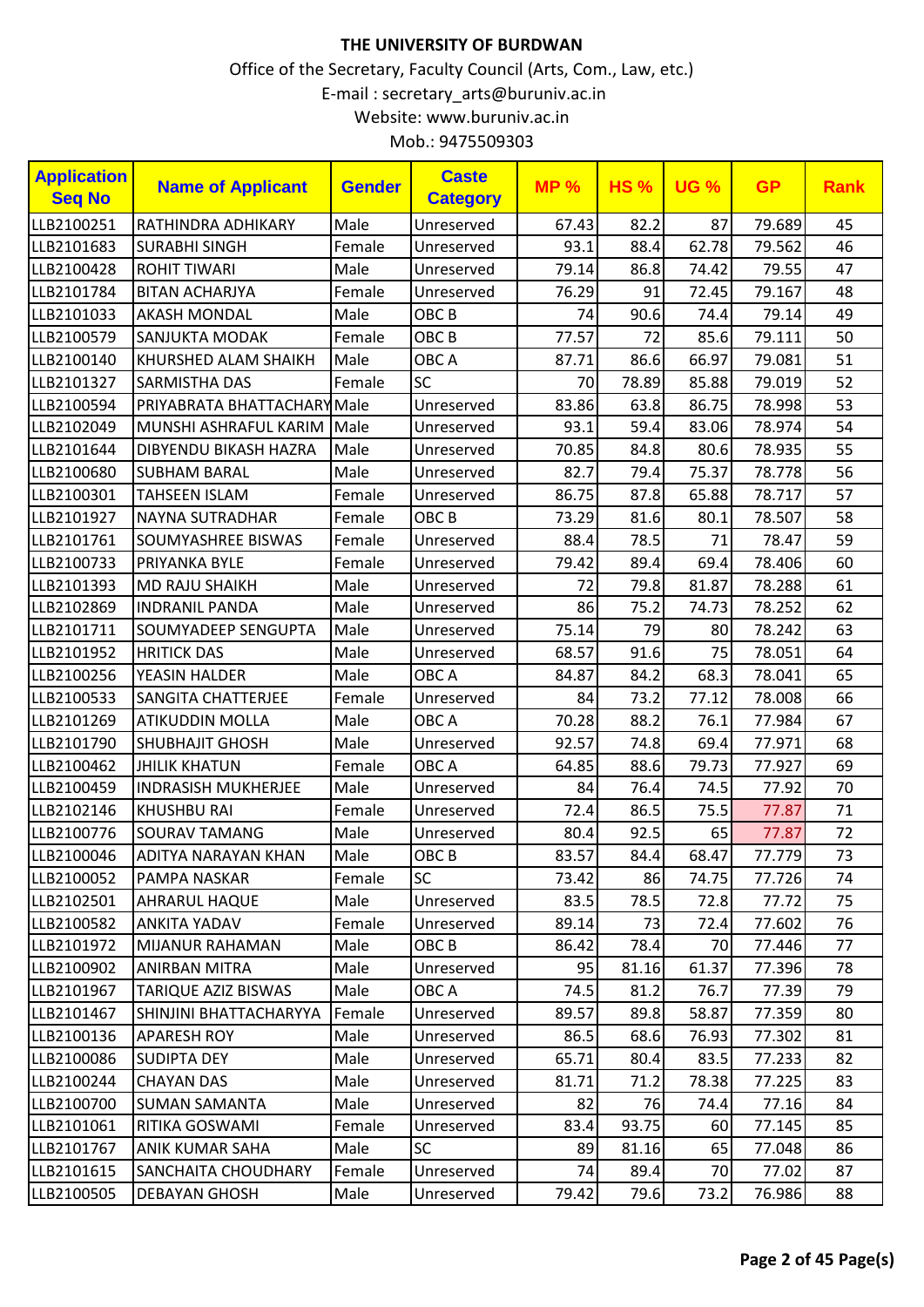**THE UNIVERSITY OF BURDWAN**

Office of the Secretary, Faculty Council (Arts, Com., Law, etc.)

E-mail : secretary_arts@buruniv.ac.in

Website: www.buruniv.ac.in

Mob.: 9475509303

| Application Seq No | Name of Applicant | Gender | Caste Category | MP % | HS % | UG % | GP | Rank |
|---|---|---|---|---|---|---|---|---|
| LLB2100251 | RATHINDRA ADHIKARY | Male | Unreserved | 67.43 | 82.2 | 87 | 79.689 | 45 |
| LLB2101683 | SURABHI SINGH | Female | Unreserved | 93.1 | 88.4 | 62.78 | 79.562 | 46 |
| LLB2100428 | ROHIT TIWARI | Male | Unreserved | 79.14 | 86.8 | 74.42 | 79.55 | 47 |
| LLB2101784 | BITAN ACHARJYA | Female | Unreserved | 76.29 | 91 | 72.45 | 79.167 | 48 |
| LLB2101033 | AKASH MONDAL | Male | OBC B | 74 | 90.6 | 74.4 | 79.14 | 49 |
| LLB2100579 | SANJUKTA MODAK | Female | OBC B | 77.57 | 72 | 85.6 | 79.111 | 50 |
| LLB2100140 | KHURSHED ALAM SHAIKH | Male | OBC A | 87.71 | 86.6 | 66.97 | 79.081 | 51 |
| LLB2101327 | SARMISTHA DAS | Female | SC | 70 | 78.89 | 85.88 | 79.019 | 52 |
| LLB2100594 | PRIYABRATA BHATTACHARY | Male | Unreserved | 83.86 | 63.8 | 86.75 | 78.998 | 53 |
| LLB2102049 | MUNSHI ASHRAFUL KARIM | Male | Unreserved | 93.1 | 59.4 | 83.06 | 78.974 | 54 |
| LLB2101644 | DIBYENDU BIKASH HAZRA | Male | Unreserved | 70.85 | 84.8 | 80.6 | 78.935 | 55 |
| LLB2100680 | SUBHAM BARAL | Male | Unreserved | 82.7 | 79.4 | 75.37 | 78.778 | 56 |
| LLB2100301 | TAHSEEN ISLAM | Female | Unreserved | 86.75 | 87.8 | 65.88 | 78.717 | 57 |
| LLB2101927 | NAYNA SUTRADHAR | Female | OBC B | 73.29 | 81.6 | 80.1 | 78.507 | 58 |
| LLB2101761 | SOUMYASHREE BISWAS | Female | Unreserved | 88.4 | 78.5 | 71 | 78.47 | 59 |
| LLB2100733 | PRIYANKA BYLE | Female | Unreserved | 79.42 | 89.4 | 69.4 | 78.406 | 60 |
| LLB2101393 | MD RAJU SHAIKH | Male | Unreserved | 72 | 79.8 | 81.87 | 78.288 | 61 |
| LLB2102869 | INDRANIL PANDA | Male | Unreserved | 86 | 75.2 | 74.73 | 78.252 | 62 |
| LLB2101711 | SOUMYADEEP SENGUPTA | Male | Unreserved | 75.14 | 79 | 80 | 78.242 | 63 |
| LLB2101952 | HRITICK DAS | Male | Unreserved | 68.57 | 91.6 | 75 | 78.051 | 64 |
| LLB2100256 | YEASIN HALDER | Male | OBC A | 84.87 | 84.2 | 68.3 | 78.041 | 65 |
| LLB2100533 | SANGITA CHATTERJEE | Female | Unreserved | 84 | 73.2 | 77.12 | 78.008 | 66 |
| LLB2101269 | ATIKUDDIN MOLLA | Male | OBC A | 70.28 | 88.2 | 76.1 | 77.984 | 67 |
| LLB2101790 | SHUBHAJIT GHOSH | Male | Unreserved | 92.57 | 74.8 | 69.4 | 77.971 | 68 |
| LLB2100462 | JHILIK KHATUN | Female | OBC A | 64.85 | 88.6 | 79.73 | 77.927 | 69 |
| LLB2100459 | INDRASISH MUKHERJEE | Male | Unreserved | 84 | 76.4 | 74.5 | 77.92 | 70 |
| LLB2102146 | KHUSHBU RAI | Female | Unreserved | 72.4 | 86.5 | 75.5 | 77.87 | 71 |
| LLB2100776 | SOURAV TAMANG | Male | Unreserved | 80.4 | 92.5 | 65 | 77.87 | 72 |
| LLB2100046 | ADITYA NARAYAN KHAN | Male | OBC B | 83.57 | 84.4 | 68.47 | 77.779 | 73 |
| LLB2100052 | PAMPA NASKAR | Female | SC | 73.42 | 86 | 74.75 | 77.726 | 74 |
| LLB2102501 | AHRARUL HAQUE | Male | Unreserved | 83.5 | 78.5 | 72.8 | 77.72 | 75 |
| LLB2100582 | ANKITA YADAV | Female | Unreserved | 89.14 | 73 | 72.4 | 77.602 | 76 |
| LLB2101972 | MIJANUR RAHAMAN | Male | OBC B | 86.42 | 78.4 | 70 | 77.446 | 77 |
| LLB2100902 | ANIRBAN MITRA | Male | Unreserved | 95 | 81.16 | 61.37 | 77.396 | 78 |
| LLB2101967 | TARIQUE AZIZ BISWAS | Male | OBC A | 74.5 | 81.2 | 76.7 | 77.39 | 79 |
| LLB2101467 | SHINJINI BHATTACHARYYA | Female | Unreserved | 89.57 | 89.8 | 58.87 | 77.359 | 80 |
| LLB2100136 | APARESH ROY | Male | Unreserved | 86.5 | 68.6 | 76.93 | 77.302 | 81 |
| LLB2100086 | SUDIPTA DEY | Male | Unreserved | 65.71 | 80.4 | 83.5 | 77.233 | 82 |
| LLB2100244 | CHAYAN DAS | Male | Unreserved | 81.71 | 71.2 | 78.38 | 77.225 | 83 |
| LLB2100700 | SUMAN SAMANTA | Male | Unreserved | 82 | 76 | 74.4 | 77.16 | 84 |
| LLB2101061 | RITIKA GOSWAMI | Female | Unreserved | 83.4 | 93.75 | 60 | 77.145 | 85 |
| LLB2101767 | ANIK KUMAR SAHA | Male | SC | 89 | 81.16 | 65 | 77.048 | 86 |
| LLB2101615 | SANCHAITA CHOUDHARY | Female | Unreserved | 74 | 89.4 | 70 | 77.02 | 87 |
| LLB2100505 | DEBAYAN GHOSH | Male | Unreserved | 79.42 | 79.6 | 73.2 | 76.986 | 88 |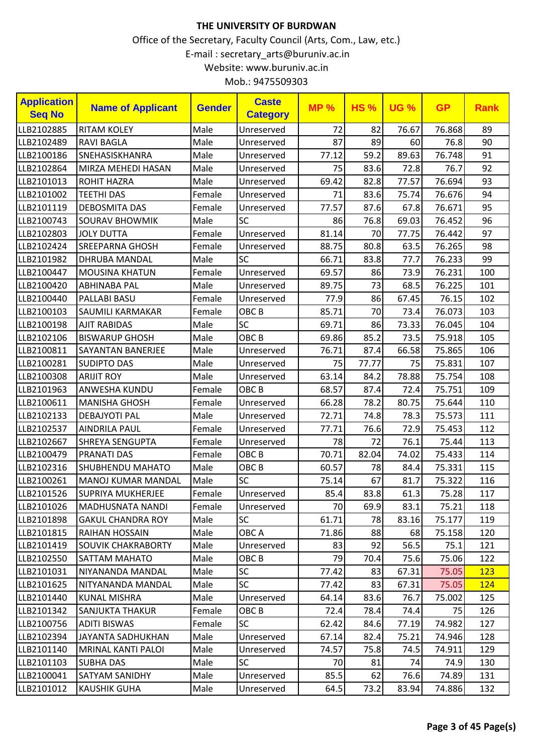**THE UNIVERSITY OF BURDWAN**

Office of the Secretary, Faculty Council (Arts, Com., Law, etc.)

E-mail : secretary_arts@buruniv.ac.in

Website: www.buruniv.ac.in

Mob.: 9475509303

| Application Seq No | Name of Applicant | Gender | Caste Category | MP % | HS % | UG % | GP | Rank |
|---|---|---|---|---|---|---|---|---|
| LLB2102885 | RITAM KOLEY | Male | Unreserved | 72 | 82 | 76.67 | 76.868 | 89 |
| LLB2102489 | RAVI BAGLA | Male | Unreserved | 87 | 89 | 60 | 76.8 | 90 |
| LLB2100186 | SNEHASISKHANRA | Male | Unreserved | 77.12 | 59.2 | 89.63 | 76.748 | 91 |
| LLB2102864 | MIRZA MEHEDI HASAN | Male | Unreserved | 75 | 83.6 | 72.8 | 76.7 | 92 |
| LLB2101013 | ROHIT HAZRA | Male | Unreserved | 69.42 | 82.8 | 77.57 | 76.694 | 93 |
| LLB2101002 | TEETHI DAS | Female | Unreserved | 71 | 83.6 | 75.74 | 76.676 | 94 |
| LLB2101119 | DEBOSMITA DAS | Female | Unreserved | 77.57 | 87.6 | 67.8 | 76.671 | 95 |
| LLB2100743 | SOURAV BHOWMIK | Male | SC | 86 | 76.8 | 69.03 | 76.452 | 96 |
| LLB2102803 | JOLY DUTTA | Female | Unreserved | 81.14 | 70 | 77.75 | 76.442 | 97 |
| LLB2102424 | SREEPARNA GHOSH | Female | Unreserved | 88.75 | 80.8 | 63.5 | 76.265 | 98 |
| LLB2101982 | DHRUBA MANDAL | Male | SC | 66.71 | 83.8 | 77.7 | 76.233 | 99 |
| LLB2100447 | MOUSINA KHATUN | Female | Unreserved | 69.57 | 86 | 73.9 | 76.231 | 100 |
| LLB2100420 | ABHINABA PAL | Male | Unreserved | 89.75 | 73 | 68.5 | 76.225 | 101 |
| LLB2100440 | PALLABI BASU | Female | Unreserved | 77.9 | 86 | 67.45 | 76.15 | 102 |
| LLB2100103 | SAUMILI KARMAKAR | Female | OBC B | 85.71 | 70 | 73.4 | 76.073 | 103 |
| LLB2100198 | AJIT RABIDAS | Male | SC | 69.71 | 86 | 73.33 | 76.045 | 104 |
| LLB2102106 | BISWARUP GHOSH | Male | OBC B | 69.86 | 85.2 | 73.5 | 75.918 | 105 |
| LLB2100811 | SAYANTAN BANERJEE | Male | Unreserved | 76.71 | 87.4 | 66.58 | 75.865 | 106 |
| LLB2100281 | SUDIPTO DAS | Male | Unreserved | 75 | 77.77 | 75 | 75.831 | 107 |
| LLB2100308 | ARIJIT ROY | Male | Unreserved | 63.14 | 84.2 | 78.88 | 75.754 | 108 |
| LLB2101963 | ANWESHA KUNDU | Female | OBC B | 68.57 | 87.4 | 72.4 | 75.751 | 109 |
| LLB2100611 | MANISHA GHOSH | Female | Unreserved | 66.28 | 78.2 | 80.75 | 75.644 | 110 |
| LLB2102133 | DEBAJYOTI PAL | Male | Unreserved | 72.71 | 74.8 | 78.3 | 75.573 | 111 |
| LLB2102537 | AINDRILA PAUL | Female | Unreserved | 77.71 | 76.6 | 72.9 | 75.453 | 112 |
| LLB2102667 | SHREYA SENGUPTA | Female | Unreserved | 78 | 72 | 76.1 | 75.44 | 113 |
| LLB2100479 | PRANATI DAS | Female | OBC B | 70.71 | 82.04 | 74.02 | 75.433 | 114 |
| LLB2102316 | SHUBHENDU MAHATO | Male | OBC B | 60.57 | 78 | 84.4 | 75.331 | 115 |
| LLB2100261 | MANOJ KUMAR MANDAL | Male | SC | 75.14 | 67 | 81.7 | 75.322 | 116 |
| LLB2101526 | SUPRIYA MUKHERJEE | Female | Unreserved | 85.4 | 83.8 | 61.3 | 75.28 | 117 |
| LLB2101026 | MADHUSNATA NANDI | Female | Unreserved | 70 | 69.9 | 83.1 | 75.21 | 118 |
| LLB2101898 | GAKUL CHANDRA ROY | Male | SC | 61.71 | 78 | 83.16 | 75.177 | 119 |
| LLB2101815 | RAIHAN HOSSAIN | Male | OBC A | 71.86 | 88 | 68 | 75.158 | 120 |
| LLB2101419 | SOUVIK CHAKRABORTY | Male | Unreserved | 83 | 92 | 56.5 | 75.1 | 121 |
| LLB2102550 | SATTAM MAHATO | Male | OBC B | 79 | 70.4 | 75.6 | 75.06 | 122 |
| LLB2101031 | NIYANANDA MANDAL | Male | SC | 77.42 | 83 | 67.31 | 75.05 | 123 |
| LLB2101625 | NITYANANDA MANDAL | Male | SC | 77.42 | 83 | 67.31 | 75.05 | 124 |
| LLB2101440 | KUNAL MISHRA | Male | Unreserved | 64.14 | 83.6 | 76.7 | 75.002 | 125 |
| LLB2101342 | SANJUKTA THAKUR | Female | OBC B | 72.4 | 78.4 | 74.4 | 75 | 126 |
| LLB2100756 | ADITI BISWAS | Female | SC | 62.42 | 84.6 | 77.19 | 74.982 | 127 |
| LLB2102394 | JAYANTA SADHUKHAN | Male | Unreserved | 67.14 | 82.4 | 75.21 | 74.946 | 128 |
| LLB2101140 | MRINAL KANTI PALOI | Male | Unreserved | 74.57 | 75.8 | 74.5 | 74.911 | 129 |
| LLB2101103 | SUBHA DAS | Male | SC | 70 | 81 | 74 | 74.9 | 130 |
| LLB2100041 | SATYAM SANIDHY | Male | Unreserved | 85.5 | 62 | 76.6 | 74.89 | 131 |
| LLB2101012 | KAUSHIK GUHA | Male | Unreserved | 64.5 | 73.2 | 83.94 | 74.886 | 132 |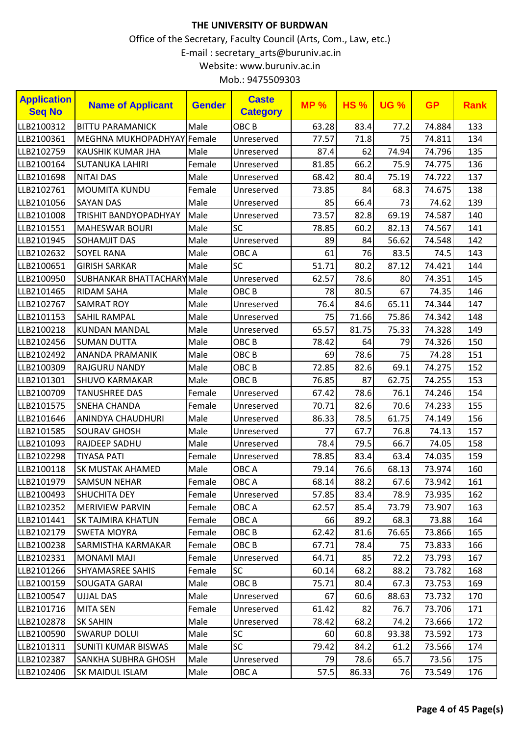# THE UNIVERSITY OF BURDWAN

Office of the Secretary, Faculty Council (Arts, Com., Law, etc.)

E-mail : secretary_arts@buruniv.ac.in

Website: www.buruniv.ac.in

Mob.: 9475509303

| Application Seq No | Name of Applicant | Gender | Caste Category | MP % | HS % | UG % | GP | Rank |
|---|---|---|---|---|---|---|---|---|
| LLB2100312 | BITTU PARAMANICK | Male | OBC B | 63.28 | 83.4 | 77.2 | 74.884 | 133 |
| LLB2100361 | MEGHNA MUKHOPADHYAY | Female | Unreserved | 77.57 | 71.8 | 75 | 74.811 | 134 |
| LLB2102759 | KAUSHIK KUMAR JHA | Male | Unreserved | 87.4 | 62 | 74.94 | 74.796 | 135 |
| LLB2100164 | SUTANUKA LAHIRI | Female | Unreserved | 81.85 | 66.2 | 75.9 | 74.775 | 136 |
| LLB2101698 | NITAI DAS | Male | Unreserved | 68.42 | 80.4 | 75.19 | 74.722 | 137 |
| LLB2102761 | MOUMITA KUNDU | Female | Unreserved | 73.85 | 84 | 68.3 | 74.675 | 138 |
| LLB2101056 | SAYAN DAS | Male | Unreserved | 85 | 66.4 | 73 | 74.62 | 139 |
| LLB2101008 | TRISHIT BANDYOPADHYAY | Male | Unreserved | 73.57 | 82.8 | 69.19 | 74.587 | 140 |
| LLB2101551 | MAHESWAR BOURI | Male | SC | 78.85 | 60.2 | 82.13 | 74.567 | 141 |
| LLB2101945 | SOHAMJIT DAS | Male | Unreserved | 89 | 84 | 56.62 | 74.548 | 142 |
| LLB2102632 | SOYEL RANA | Male | OBC A | 61 | 76 | 83.5 | 74.5 | 143 |
| LLB2100651 | GIRISH SARKAR | Male | SC | 51.71 | 80.2 | 87.12 | 74.421 | 144 |
| LLB2100950 | SUBHANKAR BHATTACHARY | Male | Unreserved | 62.57 | 78.6 | 80 | 74.351 | 145 |
| LLB2101465 | RIDAM SAHA | Male | OBC B | 78 | 80.5 | 67 | 74.35 | 146 |
| LLB2102767 | SAMRAT ROY | Male | Unreserved | 76.4 | 84.6 | 65.11 | 74.344 | 147 |
| LLB2101153 | SAHIL RAMPAL | Male | Unreserved | 75 | 71.66 | 75.86 | 74.342 | 148 |
| LLB2100218 | KUNDAN MANDAL | Male | Unreserved | 65.57 | 81.75 | 75.33 | 74.328 | 149 |
| LLB2102456 | SUMAN DUTTA | Male | OBC B | 78.42 | 64 | 79 | 74.326 | 150 |
| LLB2102492 | ANANDA PRAMANIK | Male | OBC B | 69 | 78.6 | 75 | 74.28 | 151 |
| LLB2100309 | RAJGURU NANDY | Male | OBC B | 72.85 | 82.6 | 69.1 | 74.275 | 152 |
| LLB2101301 | SHUVO KARMAKAR | Male | OBC B | 76.85 | 87 | 62.75 | 74.255 | 153 |
| LLB2100709 | TANUSHREE DAS | Female | Unreserved | 67.42 | 78.6 | 76.1 | 74.246 | 154 |
| LLB2101575 | SNEHA CHANDA | Female | Unreserved | 70.71 | 82.6 | 70.6 | 74.233 | 155 |
| LLB2101646 | ANINDYA CHAUDHURI | Male | Unreserved | 86.33 | 78.5 | 61.75 | 74.149 | 156 |
| LLB2101585 | SOURAV GHOSH | Male | Unreserved | 77 | 67.7 | 76.8 | 74.13 | 157 |
| LLB2101093 | RAJDEEP SADHU | Male | Unreserved | 78.4 | 79.5 | 66.7 | 74.05 | 158 |
| LLB2102298 | TIYASA PATI | Female | Unreserved | 78.85 | 83.4 | 63.4 | 74.035 | 159 |
| LLB2100118 | SK MUSTAK AHAMED | Male | OBC A | 79.14 | 76.6 | 68.13 | 73.974 | 160 |
| LLB2101979 | SAMSUN NEHAR | Female | OBC A | 68.14 | 88.2 | 67.6 | 73.942 | 161 |
| LLB2100493 | SHUCHITA DEY | Female | Unreserved | 57.85 | 83.4 | 78.9 | 73.935 | 162 |
| LLB2102352 | MERIVIEW PARVIN | Female | OBC A | 62.57 | 85.4 | 73.79 | 73.907 | 163 |
| LLB2101441 | SK TAJMIRA KHATUN | Female | OBC A | 66 | 89.2 | 68.3 | 73.88 | 164 |
| LLB2102179 | SWETA MOYRA | Female | OBC B | 62.42 | 81.6 | 76.65 | 73.866 | 165 |
| LLB2100238 | SARMISTHA KARMAKAR | Female | OBC B | 67.71 | 78.4 | 75 | 73.833 | 166 |
| LLB2102331 | MONAMI MAJI | Female | Unreserved | 64.71 | 85 | 72.2 | 73.793 | 167 |
| LLB2101266 | SHYAMASREE SAHIS | Female | SC | 60.14 | 68.2 | 88.2 | 73.782 | 168 |
| LLB2100159 | SOUGATA GARAI | Male | OBC B | 75.71 | 80.4 | 67.3 | 73.753 | 169 |
| LLB2100547 | UJJAL DAS | Male | Unreserved | 67 | 60.6 | 88.63 | 73.732 | 170 |
| LLB2101716 | MITA SEN | Female | Unreserved | 61.42 | 82 | 76.7 | 73.706 | 171 |
| LLB2102878 | SK SAHIN | Male | Unreserved | 78.42 | 68.2 | 74.2 | 73.666 | 172 |
| LLB2100590 | SWARUP DOLUI | Male | SC | 60 | 60.8 | 93.38 | 73.592 | 173 |
| LLB2101311 | SUNITI KUMAR BISWAS | Male | SC | 79.42 | 84.2 | 61.2 | 73.566 | 174 |
| LLB2102387 | SANKHA SUBHRA GHOSH | Male | Unreserved | 79 | 78.6 | 65.7 | 73.56 | 175 |
| LLB2102406 | SK MAIDUL ISLAM | Male | OBC A | 57.5 | 86.33 | 76 | 73.549 | 176 |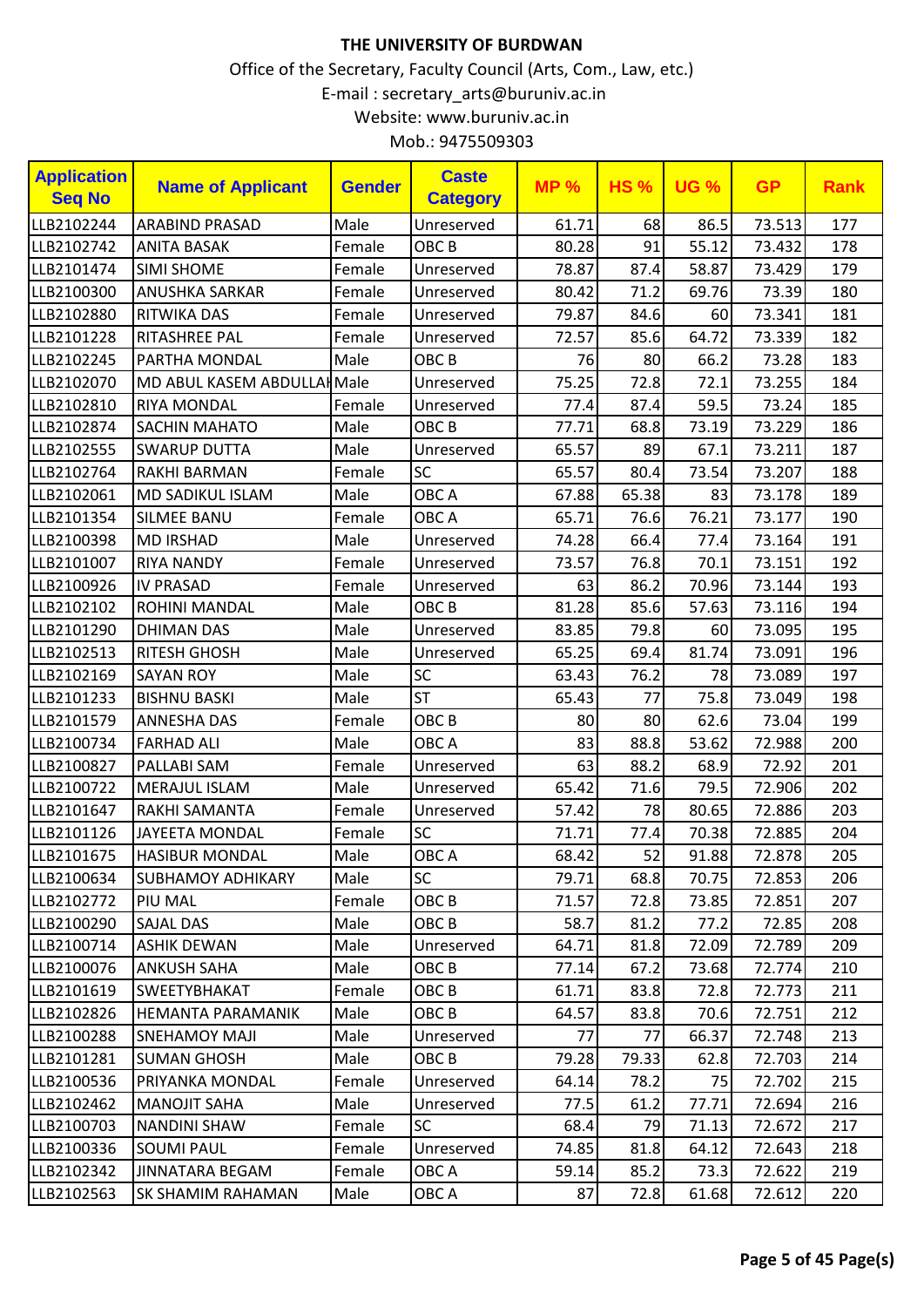**THE UNIVERSITY OF BURDWAN**

Office of the Secretary, Faculty Council (Arts, Com., Law, etc.)

E-mail : secretary_arts@buruniv.ac.in

Website: www.buruniv.ac.in

Mob.: 9475509303

| Application Seq No | Name of Applicant | Gender | Caste Category | MP % | HS % | UG % | GP | Rank |
|---|---|---|---|---|---|---|---|---|
| LLB2102244 | ARABIND PRASAD | Male | Unreserved | 61.71 | 68 | 86.5 | 73.513 | 177 |
| LLB2102742 | ANITA BASAK | Female | OBC B | 80.28 | 91 | 55.12 | 73.432 | 178 |
| LLB2101474 | SIMI SHOME | Female | Unreserved | 78.87 | 87.4 | 58.87 | 73.429 | 179 |
| LLB2100300 | ANUSHKA SARKAR | Female | Unreserved | 80.42 | 71.2 | 69.76 | 73.39 | 180 |
| LLB2102880 | RITWIKA DAS | Female | Unreserved | 79.87 | 84.6 | 60 | 73.341 | 181 |
| LLB2101228 | RITASHREE PAL | Female | Unreserved | 72.57 | 85.6 | 64.72 | 73.339 | 182 |
| LLB2102245 | PARTHA MONDAL | Male | OBC B | 76 | 80 | 66.2 | 73.28 | 183 |
| LLB2102070 | MD ABUL KASEM ABDULLAH | Male | Unreserved | 75.25 | 72.8 | 72.1 | 73.255 | 184 |
| LLB2102810 | RIYA MONDAL | Female | Unreserved | 77.4 | 87.4 | 59.5 | 73.24 | 185 |
| LLB2102874 | SACHIN MAHATO | Male | OBC B | 77.71 | 68.8 | 73.19 | 73.229 | 186 |
| LLB2102555 | SWARUP DUTTA | Male | Unreserved | 65.57 | 89 | 67.1 | 73.211 | 187 |
| LLB2102764 | RAKHI BARMAN | Female | SC | 65.57 | 80.4 | 73.54 | 73.207 | 188 |
| LLB2102061 | MD SADIKUL ISLAM | Male | OBC A | 67.88 | 65.38 | 83 | 73.178 | 189 |
| LLB2101354 | SILMEE BANU | Female | OBC A | 65.71 | 76.6 | 76.21 | 73.177 | 190 |
| LLB2100398 | MD IRSHAD | Male | Unreserved | 74.28 | 66.4 | 77.4 | 73.164 | 191 |
| LLB2101007 | RIYA NANDY | Female | Unreserved | 73.57 | 76.8 | 70.1 | 73.151 | 192 |
| LLB2100926 | IV PRASAD | Female | Unreserved | 63 | 86.2 | 70.96 | 73.144 | 193 |
| LLB2102102 | ROHINI MANDAL | Male | OBC B | 81.28 | 85.6 | 57.63 | 73.116 | 194 |
| LLB2101290 | DHIMAN DAS | Male | Unreserved | 83.85 | 79.8 | 60 | 73.095 | 195 |
| LLB2102513 | RITESH GHOSH | Male | Unreserved | 65.25 | 69.4 | 81.74 | 73.091 | 196 |
| LLB2102169 | SAYAN ROY | Male | SC | 63.43 | 76.2 | 78 | 73.089 | 197 |
| LLB2101233 | BISHNU BASKI | Male | ST | 65.43 | 77 | 75.8 | 73.049 | 198 |
| LLB2101579 | ANNESHA DAS | Female | OBC B | 80 | 80 | 62.6 | 73.04 | 199 |
| LLB2100734 | FARHAD ALI | Male | OBC A | 83 | 88.8 | 53.62 | 72.988 | 200 |
| LLB2100827 | PALLABI SAM | Female | Unreserved | 63 | 88.2 | 68.9 | 72.92 | 201 |
| LLB2100722 | MERAJUL ISLAM | Male | Unreserved | 65.42 | 71.6 | 79.5 | 72.906 | 202 |
| LLB2101647 | RAKHI SAMANTA | Female | Unreserved | 57.42 | 78 | 80.65 | 72.886 | 203 |
| LLB2101126 | JAYEETA MONDAL | Female | SC | 71.71 | 77.4 | 70.38 | 72.885 | 204 |
| LLB2101675 | HASIBUR MONDAL | Male | OBC A | 68.42 | 52 | 91.88 | 72.878 | 205 |
| LLB2100634 | SUBHAMOY ADHIKARY | Male | SC | 79.71 | 68.8 | 70.75 | 72.853 | 206 |
| LLB2102772 | PIU MAL | Female | OBC B | 71.57 | 72.8 | 73.85 | 72.851 | 207 |
| LLB2100290 | SAJAL DAS | Male | OBC B | 58.7 | 81.2 | 77.2 | 72.85 | 208 |
| LLB2100714 | ASHIK DEWAN | Male | Unreserved | 64.71 | 81.8 | 72.09 | 72.789 | 209 |
| LLB2100076 | ANKUSH SAHA | Male | OBC B | 77.14 | 67.2 | 73.68 | 72.774 | 210 |
| LLB2101619 | SWEETYBHAKAT | Female | OBC B | 61.71 | 83.8 | 72.8 | 72.773 | 211 |
| LLB2102826 | HEMANTA PARAMANIK | Male | OBC B | 64.57 | 83.8 | 70.6 | 72.751 | 212 |
| LLB2100288 | SNEHAMOY MAJI | Male | Unreserved | 77 | 77 | 66.37 | 72.748 | 213 |
| LLB2101281 | SUMAN GHOSH | Male | OBC B | 79.28 | 79.33 | 62.8 | 72.703 | 214 |
| LLB2100536 | PRIYANKA MONDAL | Female | Unreserved | 64.14 | 78.2 | 75 | 72.702 | 215 |
| LLB2102462 | MANOJIT SAHA | Male | Unreserved | 77.5 | 61.2 | 77.71 | 72.694 | 216 |
| LLB2100703 | NANDINI SHAW | Female | SC | 68.4 | 79 | 71.13 | 72.672 | 217 |
| LLB2100336 | SOUMI PAUL | Female | Unreserved | 74.85 | 81.8 | 64.12 | 72.643 | 218 |
| LLB2102342 | JINNATARA BEGAM | Female | OBC A | 59.14 | 85.2 | 73.3 | 72.622 | 219 |
| LLB2102563 | SK SHAMIM RAHAMAN | Male | OBC A | 87 | 72.8 | 61.68 | 72.612 | 220 |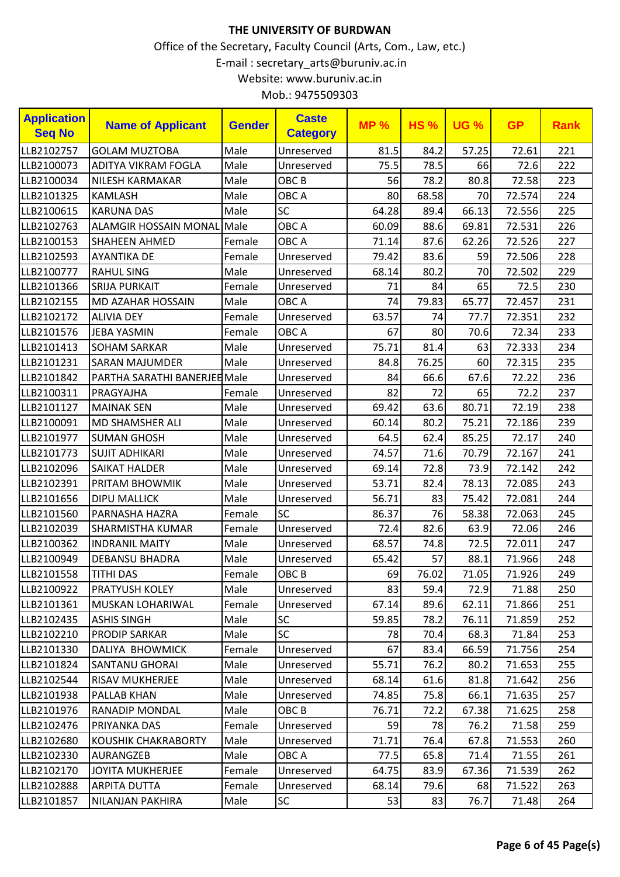# THE UNIVERSITY OF BURDWAN

Office of the Secretary, Faculty Council (Arts, Com., Law, etc.)
E-mail : secretary_arts@buruniv.ac.in
Website: www.buruniv.ac.in
Mob.: 9475509303

| Application Seq No | Name of Applicant | Gender | Caste Category | MP % | HS % | UG % | GP | Rank |
|---|---|---|---|---|---|---|---|---|
| LLB2102757 | GOLAM MUZTOBA | Male | Unreserved | 81.5 | 84.2 | 57.25 | 72.61 | 221 |
| LLB2100073 | ADITYA VIKRAM FOGLA | Male | Unreserved | 75.5 | 78.5 | 66 | 72.6 | 222 |
| LLB2100034 | NILESH KARMAKAR | Male | OBC B | 56 | 78.2 | 80.8 | 72.58 | 223 |
| LLB2101325 | KAMLASH | Male | OBC A | 80 | 68.58 | 70 | 72.574 | 224 |
| LLB2100615 | KARUNA DAS | Male | SC | 64.28 | 89.4 | 66.13 | 72.556 | 225 |
| LLB2102763 | ALAMGIR HOSSAIN MONAL | Male | OBC A | 60.09 | 88.6 | 69.81 | 72.531 | 226 |
| LLB2100153 | SHAHEEN AHMED | Female | OBC A | 71.14 | 87.6 | 62.26 | 72.526 | 227 |
| LLB2102593 | AYANTIKA DE | Female | Unreserved | 79.42 | 83.6 | 59 | 72.506 | 228 |
| LLB2100777 | RAHUL SING | Male | Unreserved | 68.14 | 80.2 | 70 | 72.502 | 229 |
| LLB2101366 | SRIJA PURKAIT | Female | Unreserved | 71 | 84 | 65 | 72.5 | 230 |
| LLB2102155 | MD AZAHAR HOSSAIN | Male | OBC A | 74 | 79.83 | 65.77 | 72.457 | 231 |
| LLB2102172 | ALIVIA DEY | Female | Unreserved | 63.57 | 74 | 77.7 | 72.351 | 232 |
| LLB2101576 | JEBA YASMIN | Female | OBC A | 67 | 80 | 70.6 | 72.34 | 233 |
| LLB2101413 | SOHAM SARKAR | Male | Unreserved | 75.71 | 81.4 | 63 | 72.333 | 234 |
| LLB2101231 | SARAN MAJUMDER | Male | Unreserved | 84.8 | 76.25 | 60 | 72.315 | 235 |
| LLB2101842 | PARTHA SARATHI BANERJEE | Male | Unreserved | 84 | 66.6 | 67.6 | 72.22 | 236 |
| LLB2100311 | PRAGYAJHA | Female | Unreserved | 82 | 72 | 65 | 72.2 | 237 |
| LLB2101127 | MAINAK SEN | Male | Unreserved | 69.42 | 63.6 | 80.71 | 72.19 | 238 |
| LLB2100091 | MD SHAMSHER ALI | Male | Unreserved | 60.14 | 80.2 | 75.21 | 72.186 | 239 |
| LLB2101977 | SUMAN GHOSH | Male | Unreserved | 64.5 | 62.4 | 85.25 | 72.17 | 240 |
| LLB2101773 | SUJIT ADHIKARI | Male | Unreserved | 74.57 | 71.6 | 70.79 | 72.167 | 241 |
| LLB2102096 | SAIKAT HALDER | Male | Unreserved | 69.14 | 72.8 | 73.9 | 72.142 | 242 |
| LLB2102391 | PRITAM BHOWMIK | Male | Unreserved | 53.71 | 82.4 | 78.13 | 72.085 | 243 |
| LLB2101656 | DIPU MALLICK | Male | Unreserved | 56.71 | 83 | 75.42 | 72.081 | 244 |
| LLB2101560 | PARNASHA HAZRA | Female | SC | 86.37 | 76 | 58.38 | 72.063 | 245 |
| LLB2102039 | SHARMISTHA KUMAR | Female | Unreserved | 72.4 | 82.6 | 63.9 | 72.06 | 246 |
| LLB2100362 | INDRANIL MAITY | Male | Unreserved | 68.57 | 74.8 | 72.5 | 72.011 | 247 |
| LLB2100949 | DEBANSU BHADRA | Male | Unreserved | 65.42 | 57 | 88.1 | 71.966 | 248 |
| LLB2101558 | TITHI DAS | Female | OBC B | 69 | 76.02 | 71.05 | 71.926 | 249 |
| LLB2100922 | PRATYUSH KOLEY | Male | Unreserved | 83 | 59.4 | 72.9 | 71.88 | 250 |
| LLB2101361 | MUSKAN LOHARIWAL | Female | Unreserved | 67.14 | 89.6 | 62.11 | 71.866 | 251 |
| LLB2102435 | ASHIS SINGH | Male | SC | 59.85 | 78.2 | 76.11 | 71.859 | 252 |
| LLB2102210 | PRODIP SARKAR | Male | SC | 78 | 70.4 | 68.3 | 71.84 | 253 |
| LLB2101330 | DALIYA  BHOWMICK | Female | Unreserved | 67 | 83.4 | 66.59 | 71.756 | 254 |
| LLB2101824 | SANTANU GHORAI | Male | Unreserved | 55.71 | 76.2 | 80.2 | 71.653 | 255 |
| LLB2102544 | RISAV MUKHERJEE | Male | Unreserved | 68.14 | 61.6 | 81.8 | 71.642 | 256 |
| LLB2101938 | PALLAB KHAN | Male | Unreserved | 74.85 | 75.8 | 66.1 | 71.635 | 257 |
| LLB2101976 | RANADIP MONDAL | Male | OBC B | 76.71 | 72.2 | 67.38 | 71.625 | 258 |
| LLB2102476 | PRIYANKA DAS | Female | Unreserved | 59 | 78 | 76.2 | 71.58 | 259 |
| LLB2102680 | KOUSHIK CHAKRABORTY | Male | Unreserved | 71.71 | 76.4 | 67.8 | 71.553 | 260 |
| LLB2102330 | AURANGZEB | Male | OBC A | 77.5 | 65.8 | 71.4 | 71.55 | 261 |
| LLB2102170 | JOYITA MUKHERJEE | Female | Unreserved | 64.75 | 83.9 | 67.36 | 71.539 | 262 |
| LLB2102888 | ARPITA DUTTA | Female | Unreserved | 68.14 | 79.6 | 68 | 71.522 | 263 |
| LLB2101857 | NILANJAN PAKHIRA | Male | SC | 53 | 83 | 76.7 | 71.48 | 264 |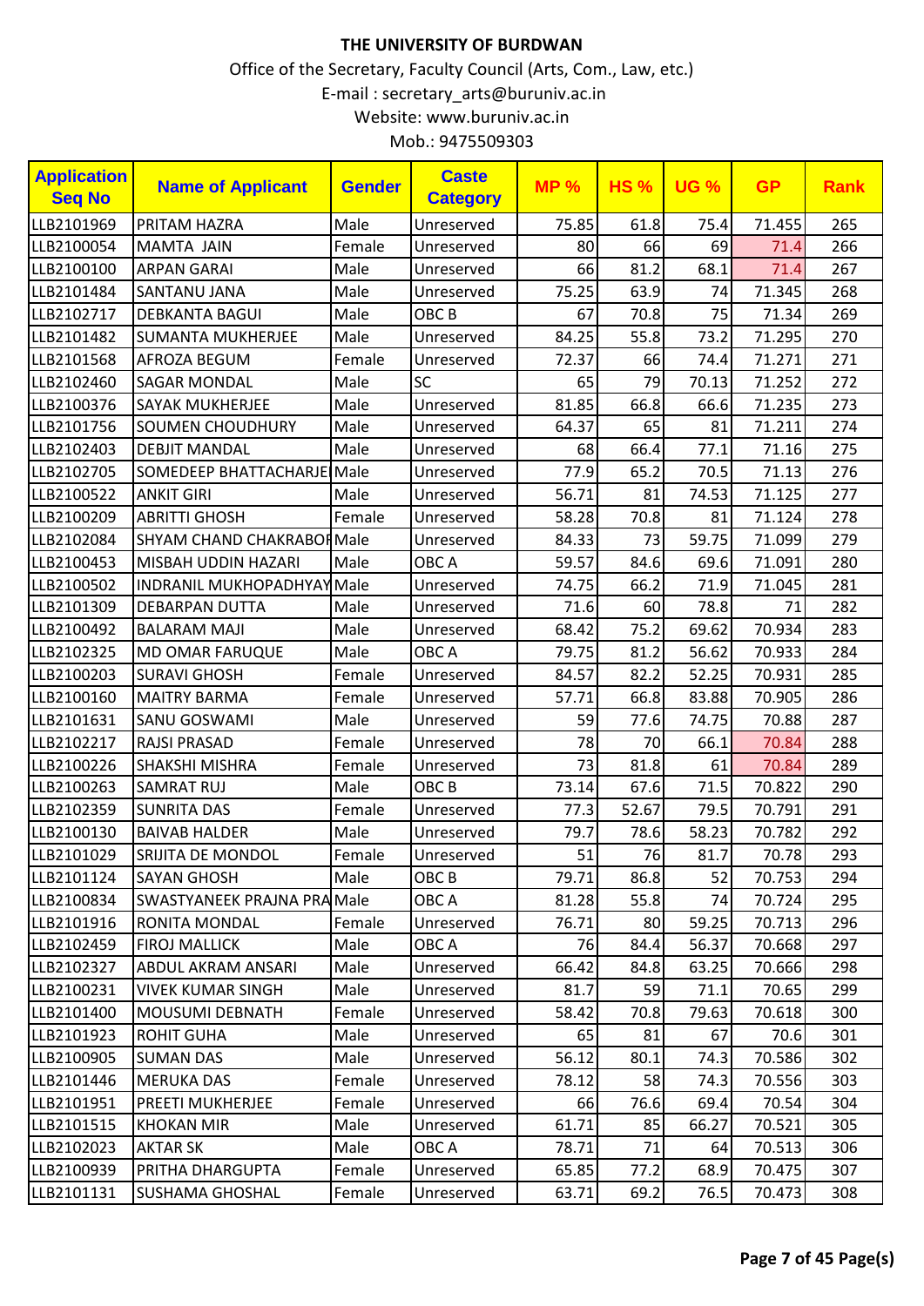**THE UNIVERSITY OF BURDWAN**

Office of the Secretary, Faculty Council (Arts, Com., Law, etc.)

E-mail : secretary_arts@buruniv.ac.in

Website: www.buruniv.ac.in

Mob.: 9475509303

| Application Seq No | Name of Applicant | Gender | Caste Category | MP % | HS % | UG % | GP | Rank |
|---|---|---|---|---|---|---|---|---|
| LLB2101969 | PRITAM HAZRA | Male | Unreserved | 75.85 | 61.8 | 75.4 | 71.455 | 265 |
| LLB2100054 | MAMTA JAIN | Female | Unreserved | 80 | 66 | 69 | 71.4 | 266 |
| LLB2100100 | ARPAN GARAI | Male | Unreserved | 66 | 81.2 | 68.1 | 71.4 | 267 |
| LLB2101484 | SANTANU JANA | Male | Unreserved | 75.25 | 63.9 | 74 | 71.345 | 268 |
| LLB2102717 | DEBKANTA BAGUI | Male | OBC B | 67 | 70.8 | 75 | 71.34 | 269 |
| LLB2101482 | SUMANTA MUKHERJEE | Male | Unreserved | 84.25 | 55.8 | 73.2 | 71.295 | 270 |
| LLB2101568 | AFROZA BEGUM | Female | Unreserved | 72.37 | 66 | 74.4 | 71.271 | 271 |
| LLB2102460 | SAGAR MONDAL | Male | SC | 65 | 79 | 70.13 | 71.252 | 272 |
| LLB2100376 | SAYAK MUKHERJEE | Male | Unreserved | 81.85 | 66.8 | 66.6 | 71.235 | 273 |
| LLB2101756 | SOUMEN CHOUDHURY | Male | Unreserved | 64.37 | 65 | 81 | 71.211 | 274 |
| LLB2102403 | DEBJIT MANDAL | Male | Unreserved | 68 | 66.4 | 77.1 | 71.16 | 275 |
| LLB2102705 | SOMEDEEP BHATTACHARJE | Male | Unreserved | 77.9 | 65.2 | 70.5 | 71.13 | 276 |
| LLB2100522 | ANKIT GIRI | Male | Unreserved | 56.71 | 81 | 74.53 | 71.125 | 277 |
| LLB2100209 | ABRITTI GHOSH | Female | Unreserved | 58.28 | 70.8 | 81 | 71.124 | 278 |
| LLB2102084 | SHYAM CHAND CHAKRABOR | Male | Unreserved | 84.33 | 73 | 59.75 | 71.099 | 279 |
| LLB2100453 | MISBAH UDDIN HAZARI | Male | OBC A | 59.57 | 84.6 | 69.6 | 71.091 | 280 |
| LLB2100502 | INDRANIL MUKHOPADHYAY | Male | Unreserved | 74.75 | 66.2 | 71.9 | 71.045 | 281 |
| LLB2101309 | DEBARPAN DUTTA | Male | Unreserved | 71.6 | 60 | 78.8 | 71 | 282 |
| LLB2100492 | BALARAM MAJI | Male | Unreserved | 68.42 | 75.2 | 69.62 | 70.934 | 283 |
| LLB2102325 | MD OMAR FARUQUE | Male | OBC A | 79.75 | 81.2 | 56.62 | 70.933 | 284 |
| LLB2100203 | SURAVI GHOSH | Female | Unreserved | 84.57 | 82.2 | 52.25 | 70.931 | 285 |
| LLB2100160 | MAITRY BARMA | Female | Unreserved | 57.71 | 66.8 | 83.88 | 70.905 | 286 |
| LLB2101631 | SANU GOSWAMI | Male | Unreserved | 59 | 77.6 | 74.75 | 70.88 | 287 |
| LLB2102217 | RAJSI PRASAD | Female | Unreserved | 78 | 70 | 66.1 | 70.84 | 288 |
| LLB2100226 | SHAKSHI MISHRA | Female | Unreserved | 73 | 81.8 | 61 | 70.84 | 289 |
| LLB2100263 | SAMRAT RUJ | Male | OBC B | 73.14 | 67.6 | 71.5 | 70.822 | 290 |
| LLB2102359 | SUNRITA DAS | Female | Unreserved | 77.3 | 52.67 | 79.5 | 70.791 | 291 |
| LLB2100130 | BAIVAB HALDER | Male | Unreserved | 79.7 | 78.6 | 58.23 | 70.782 | 292 |
| LLB2101029 | SRIJITA DE MONDOL | Female | Unreserved | 51 | 76 | 81.7 | 70.78 | 293 |
| LLB2101124 | SAYAN GHOSH | Male | OBC B | 79.71 | 86.8 | 52 | 70.753 | 294 |
| LLB2100834 | SWASTYANEEK PRAJNA PRA | Male | OBC A | 81.28 | 55.8 | 74 | 70.724 | 295 |
| LLB2101916 | RONITA MONDAL | Female | Unreserved | 76.71 | 80 | 59.25 | 70.713 | 296 |
| LLB2102459 | FIROJ MALLICK | Male | OBC A | 76 | 84.4 | 56.37 | 70.668 | 297 |
| LLB2102327 | ABDUL AKRAM ANSARI | Male | Unreserved | 66.42 | 84.8 | 63.25 | 70.666 | 298 |
| LLB2100231 | VIVEK KUMAR SINGH | Male | Unreserved | 81.7 | 59 | 71.1 | 70.65 | 299 |
| LLB2101400 | MOUSUMI DEBNATH | Female | Unreserved | 58.42 | 70.8 | 79.63 | 70.618 | 300 |
| LLB2101923 | ROHIT GUHA | Male | Unreserved | 65 | 81 | 67 | 70.6 | 301 |
| LLB2100905 | SUMAN DAS | Male | Unreserved | 56.12 | 80.1 | 74.3 | 70.586 | 302 |
| LLB2101446 | MERUKA DAS | Female | Unreserved | 78.12 | 58 | 74.3 | 70.556 | 303 |
| LLB2101951 | PREETI MUKHERJEE | Female | Unreserved | 66 | 76.6 | 69.4 | 70.54 | 304 |
| LLB2101515 | KHOKAN MIR | Male | Unreserved | 61.71 | 85 | 66.27 | 70.521 | 305 |
| LLB2102023 | AKTAR SK | Male | OBC A | 78.71 | 71 | 64 | 70.513 | 306 |
| LLB2100939 | PRITHA DHARGUPTA | Female | Unreserved | 65.85 | 77.2 | 68.9 | 70.475 | 307 |
| LLB2101131 | SUSHAMA GHOSHAL | Female | Unreserved | 63.71 | 69.2 | 76.5 | 70.473 | 308 |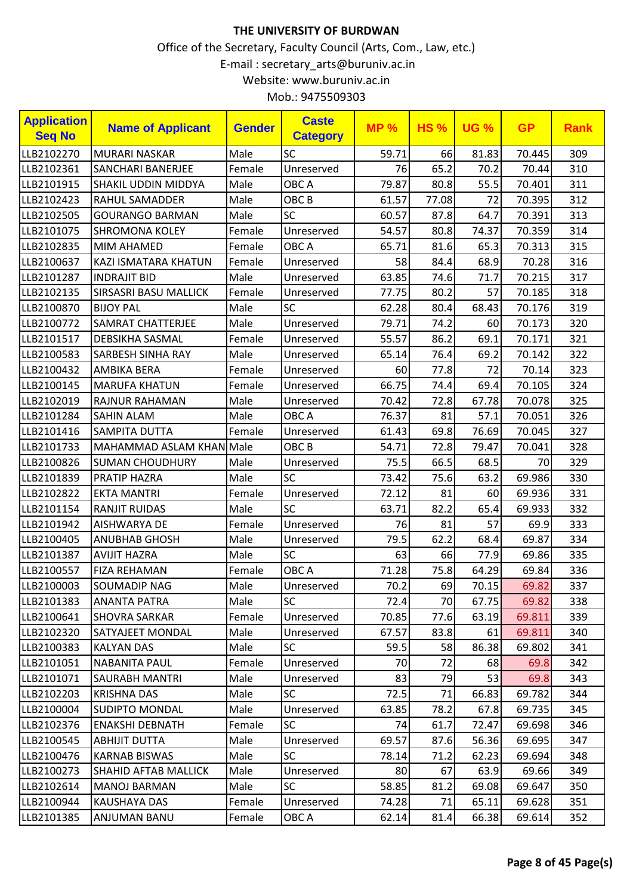# THE UNIVERSITY OF BURDWAN

Office of the Secretary, Faculty Council (Arts, Com., Law, etc.)

E-mail : secretary_arts@buruniv.ac.in

Website: www.buruniv.ac.in

Mob.: 9475509303

| Application Seq No | Name of Applicant | Gender | Caste Category | MP % | HS % | UG % | GP | Rank |
|---|---|---|---|---|---|---|---|---|
| LLB2102270 | MURARI NASKAR | Male | SC | 59.71 | 66 | 81.83 | 70.445 | 309 |
| LLB2102361 | SANCHARI BANERJEE | Female | Unreserved | 76 | 65.2 | 70.2 | 70.44 | 310 |
| LLB2101915 | SHAKIL UDDIN MIDDYA | Male | OBC A | 79.87 | 80.8 | 55.5 | 70.401 | 311 |
| LLB2102423 | RAHUL SAMADDER | Male | OBC B | 61.57 | 77.08 | 72 | 70.395 | 312 |
| LLB2102505 | GOURANGO BARMAN | Male | SC | 60.57 | 87.8 | 64.7 | 70.391 | 313 |
| LLB2101075 | SHROMONA KOLEY | Female | Unreserved | 54.57 | 80.8 | 74.37 | 70.359 | 314 |
| LLB2102835 | MIM AHAMED | Female | OBC A | 65.71 | 81.6 | 65.3 | 70.313 | 315 |
| LLB2100637 | KAZI ISMATARA KHATUN | Female | Unreserved | 58 | 84.4 | 68.9 | 70.28 | 316 |
| LLB2101287 | INDRAJIT BID | Male | Unreserved | 63.85 | 74.6 | 71.7 | 70.215 | 317 |
| LLB2102135 | SIRSASRI BASU MALLICK | Female | Unreserved | 77.75 | 80.2 | 57 | 70.185 | 318 |
| LLB2100870 | BIJOY PAL | Male | SC | 62.28 | 80.4 | 68.43 | 70.176 | 319 |
| LLB2100772 | SAMRAT CHATTERJEE | Male | Unreserved | 79.71 | 74.2 | 60 | 70.173 | 320 |
| LLB2101517 | DEBSIKHA SASMAL | Female | Unreserved | 55.57 | 86.2 | 69.1 | 70.171 | 321 |
| LLB2100583 | SARBESH SINHA RAY | Male | Unreserved | 65.14 | 76.4 | 69.2 | 70.142 | 322 |
| LLB2100432 | AMBIKA BERA | Female | Unreserved | 60 | 77.8 | 72 | 70.14 | 323 |
| LLB2100145 | MARUFA KHATUN | Female | Unreserved | 66.75 | 74.4 | 69.4 | 70.105 | 324 |
| LLB2102019 | RAJNUR RAHAMAN | Male | Unreserved | 70.42 | 72.8 | 67.78 | 70.078 | 325 |
| LLB2101284 | SAHIN ALAM | Male | OBC A | 76.37 | 81 | 57.1 | 70.051 | 326 |
| LLB2101416 | SAMPITA DUTTA | Female | Unreserved | 61.43 | 69.8 | 76.69 | 70.045 | 327 |
| LLB2101733 | MAHAMMAD ASLAM KHAN | Male | OBC B | 54.71 | 72.8 | 79.47 | 70.041 | 328 |
| LLB2100826 | SUMAN CHOUDHURY | Male | Unreserved | 75.5 | 66.5 | 68.5 | 70 | 329 |
| LLB2101839 | PRATIP HAZRA | Male | SC | 73.42 | 75.6 | 63.2 | 69.986 | 330 |
| LLB2102822 | EKTA MANTRI | Female | Unreserved | 72.12 | 81 | 60 | 69.936 | 331 |
| LLB2101154 | RANJIT RUIDAS | Male | SC | 63.71 | 82.2 | 65.4 | 69.933 | 332 |
| LLB2101942 | AISHWARYA DE | Female | Unreserved | 76 | 81 | 57 | 69.9 | 333 |
| LLB2100405 | ANUBHAB GHOSH | Male | Unreserved | 79.5 | 62.2 | 68.4 | 69.87 | 334 |
| LLB2101387 | AVIJIT HAZRA | Male | SC | 63 | 66 | 77.9 | 69.86 | 335 |
| LLB2100557 | FIZA REHAMAN | Female | OBC A | 71.28 | 75.8 | 64.29 | 69.84 | 336 |
| LLB2100003 | SOUMADIP NAG | Male | Unreserved | 70.2 | 69 | 70.15 | 69.82 | 337 |
| LLB2101383 | ANANTA PATRA | Male | SC | 72.4 | 70 | 67.75 | 69.82 | 338 |
| LLB2100641 | SHOVRA SARKAR | Female | Unreserved | 70.85 | 77.6 | 63.19 | 69.811 | 339 |
| LLB2102320 | SATYAJEET MONDAL | Male | Unreserved | 67.57 | 83.8 | 61 | 69.811 | 340 |
| LLB2100383 | KALYAN DAS | Male | SC | 59.5 | 58 | 86.38 | 69.802 | 341 |
| LLB2101051 | NABANITA PAUL | Female | Unreserved | 70 | 72 | 68 | 69.8 | 342 |
| LLB2101071 | SAURABH MANTRI | Male | Unreserved | 83 | 79 | 53 | 69.8 | 343 |
| LLB2102203 | KRISHNA DAS | Male | SC | 72.5 | 71 | 66.83 | 69.782 | 344 |
| LLB2100004 | SUDIPTO MONDAL | Male | Unreserved | 63.85 | 78.2 | 67.8 | 69.735 | 345 |
| LLB2102376 | ENAKSHI DEBNATH | Female | SC | 74 | 61.7 | 72.47 | 69.698 | 346 |
| LLB2100545 | ABHIJIT DUTTA | Male | Unreserved | 69.57 | 87.6 | 56.36 | 69.695 | 347 |
| LLB2100476 | KARNAB BISWAS | Male | SC | 78.14 | 71.2 | 62.23 | 69.694 | 348 |
| LLB2100273 | SHAHID AFTAB MALLICK | Male | Unreserved | 80 | 67 | 63.9 | 69.66 | 349 |
| LLB2102614 | MANOJ BARMAN | Male | SC | 58.85 | 81.2 | 69.08 | 69.647 | 350 |
| LLB2100944 | KAUSHAYA DAS | Female | Unreserved | 74.28 | 71 | 65.11 | 69.628 | 351 |
| LLB2101385 | ANJUMAN BANU | Female | OBC A | 62.14 | 81.4 | 66.38 | 69.614 | 352 |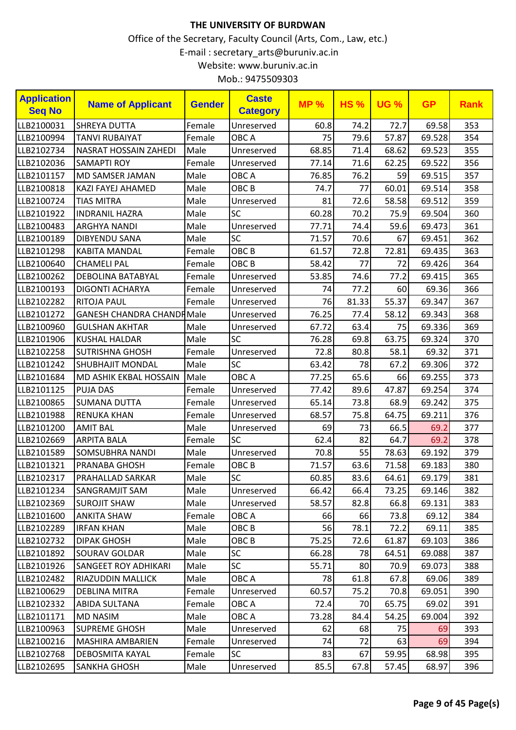**THE UNIVERSITY OF BURDWAN**

Office of the Secretary, Faculty Council (Arts, Com., Law, etc.)

E-mail : secretary_arts@buruniv.ac.in

Website: www.buruniv.ac.in

Mob.: 9475509303

| Application Seq No | Name of Applicant | Gender | Caste Category | MP % | HS % | UG % | GP | Rank |
|---|---|---|---|---|---|---|---|---|
| LLB2100031 | SHREYA DUTTA | Female | Unreserved | 60.8 | 74.2 | 72.7 | 69.58 | 353 |
| LLB2100994 | TANVI RUBAIYAT | Female | OBC A | 75 | 79.6 | 57.87 | 69.528 | 354 |
| LLB2102734 | NASRAT HOSSAIN ZAHEDI | Male | Unreserved | 68.85 | 71.4 | 68.62 | 69.523 | 355 |
| LLB2102036 | SAMAPTI ROY | Female | Unreserved | 77.14 | 71.6 | 62.25 | 69.522 | 356 |
| LLB2101157 | MD SAMSER JAMAN | Male | OBC A | 76.85 | 76.2 | 59 | 69.515 | 357 |
| LLB2100818 | KAZI FAYEJ AHAMED | Male | OBC B | 74.7 | 77 | 60.01 | 69.514 | 358 |
| LLB2100724 | TIAS MITRA | Male | Unreserved | 81 | 72.6 | 58.58 | 69.512 | 359 |
| LLB2101922 | INDRANIL HAZRA | Male | SC | 60.28 | 70.2 | 75.9 | 69.504 | 360 |
| LLB2100483 | ARGHYA NANDI | Male | Unreserved | 77.71 | 74.4 | 59.6 | 69.473 | 361 |
| LLB2100189 | DIBYENDU SANA | Male | SC | 71.57 | 70.6 | 67 | 69.451 | 362 |
| LLB2101298 | KABITA MANDAL | Female | OBC B | 61.57 | 72.8 | 72.81 | 69.435 | 363 |
| LLB2100640 | CHAMELI PAL | Female | OBC B | 58.42 | 77 | 72 | 69.426 | 364 |
| LLB2100262 | DEBOLINA BATABYAL | Female | Unreserved | 53.85 | 74.6 | 77.2 | 69.415 | 365 |
| LLB2100193 | DIGONTI ACHARYA | Female | Unreserved | 74 | 77.2 | 60 | 69.36 | 366 |
| LLB2102282 | RITOJA PAUL | Female | Unreserved | 76 | 81.33 | 55.37 | 69.347 | 367 |
| LLB2101272 | GANESH CHANDRA CHANDR | Male | Unreserved | 76.25 | 77.4 | 58.12 | 69.343 | 368 |
| LLB2100960 | GULSHAN AKHTAR | Male | Unreserved | 67.72 | 63.4 | 75 | 69.336 | 369 |
| LLB2101906 | KUSHAL HALDAR | Male | SC | 76.28 | 69.8 | 63.75 | 69.324 | 370 |
| LLB2102258 | SUTRISHNA GHOSH | Female | Unreserved | 72.8 | 80.8 | 58.1 | 69.32 | 371 |
| LLB2101242 | SHUBHAJIT MONDAL | Male | SC | 63.42 | 78 | 67.2 | 69.306 | 372 |
| LLB2101684 | MD ASHIK EKBAL HOSSAIN | Male | OBC A | 77.25 | 65.6 | 66 | 69.255 | 373 |
| LLB2101125 | PUJA DAS | Female | Unreserved | 77.42 | 89.6 | 47.87 | 69.254 | 374 |
| LLB2100865 | SUMANA DUTTA | Female | Unreserved | 65.14 | 73.8 | 68.9 | 69.242 | 375 |
| LLB2101988 | RENUKA KHAN | Female | Unreserved | 68.57 | 75.8 | 64.75 | 69.211 | 376 |
| LLB2101200 | AMIT BAL | Male | Unreserved | 69 | 73 | 66.5 | 69.2 | 377 |
| LLB2102669 | ARPITA BALA | Female | SC | 62.4 | 82 | 64.7 | 69.2 | 378 |
| LLB2101589 | SOMSUBHRA NANDI | Male | Unreserved | 70.8 | 55 | 78.63 | 69.192 | 379 |
| LLB2101321 | PRANABA GHOSH | Female | OBC B | 71.57 | 63.6 | 71.58 | 69.183 | 380 |
| LLB2102317 | PRAHALLAD SARKAR | Male | SC | 60.85 | 83.6 | 64.61 | 69.179 | 381 |
| LLB2101234 | SANGRAMJIT SAM | Male | Unreserved | 66.42 | 66.4 | 73.25 | 69.146 | 382 |
| LLB2102369 | SUROJIT SHAW | Male | Unreserved | 58.57 | 82.8 | 66.8 | 69.131 | 383 |
| LLB2101600 | ANKITA SHAW | Female | OBC A | 66 | 66 | 73.8 | 69.12 | 384 |
| LLB2102289 | IRFAN KHAN | Male | OBC B | 56 | 78.1 | 72.2 | 69.11 | 385 |
| LLB2102732 | DIPAK GHOSH | Male | OBC B | 75.25 | 72.6 | 61.87 | 69.103 | 386 |
| LLB2101892 | SOURAV GOLDAR | Male | SC | 66.28 | 78 | 64.51 | 69.088 | 387 |
| LLB2101926 | SANGEET ROY ADHIKARI | Male | SC | 55.71 | 80 | 70.9 | 69.073 | 388 |
| LLB2102482 | RIAZUDDIN MALLICK | Male | OBC A | 78 | 61.8 | 67.8 | 69.06 | 389 |
| LLB2100629 | DEBLINA MITRA | Female | Unreserved | 60.57 | 75.2 | 70.8 | 69.051 | 390 |
| LLB2102332 | ABIDA SULTANA | Female | OBC A | 72.4 | 70 | 65.75 | 69.02 | 391 |
| LLB2101171 | MD NASIM | Male | OBC A | 73.28 | 84.4 | 54.25 | 69.004 | 392 |
| LLB2100963 | SUPREME GHOSH | Male | Unreserved | 62 | 68 | 75 | 69 | 393 |
| LLB2100216 | MASHIRA AMBARIEN | Female | Unreserved | 74 | 72 | 63 | 69 | 394 |
| LLB2102768 | DEBOSMITA KAYAL | Female | SC | 83 | 67 | 59.95 | 68.98 | 395 |
| LLB2102695 | SANKHA GHOSH | Male | Unreserved | 85.5 | 67.8 | 57.45 | 68.97 | 396 |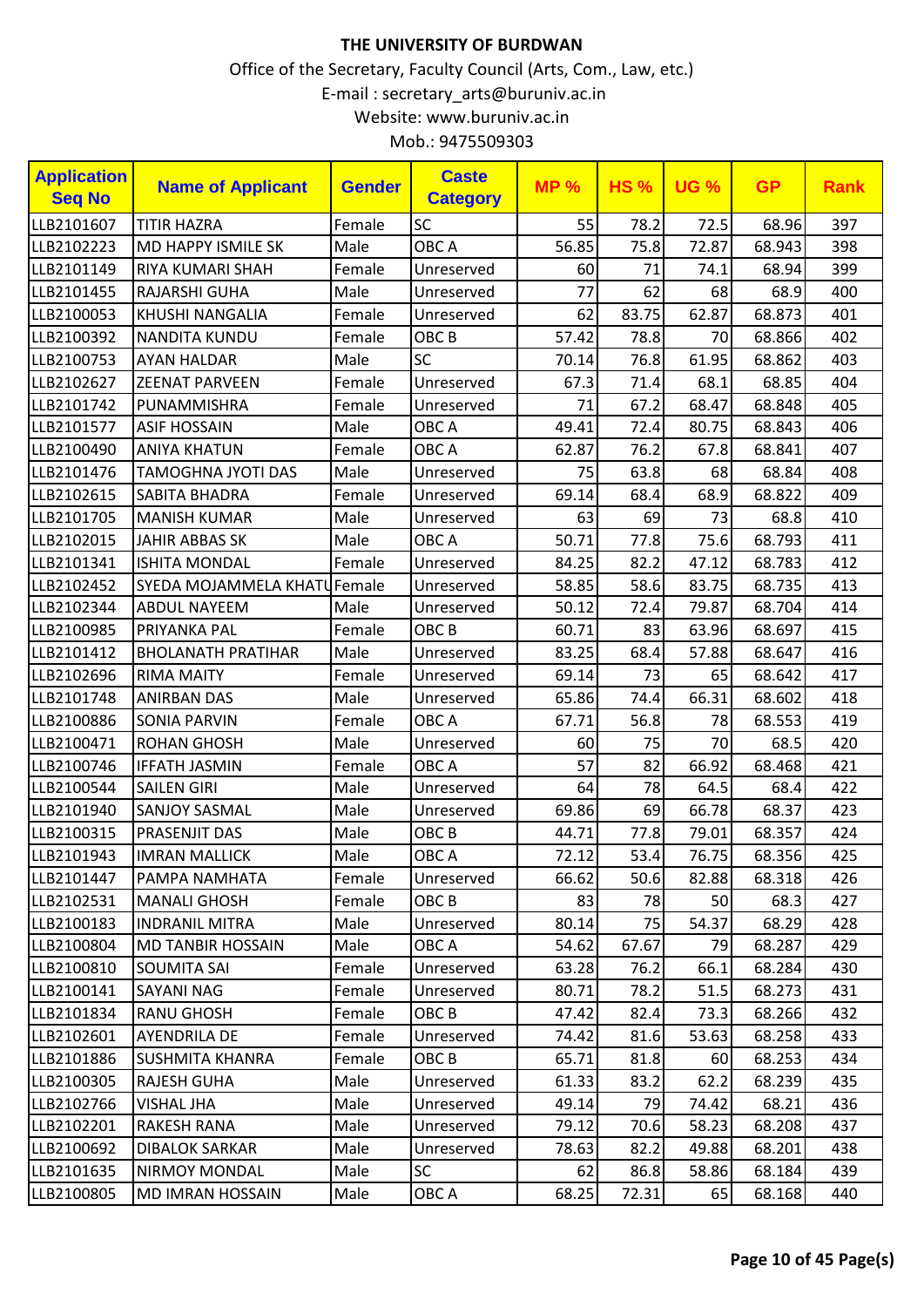**THE UNIVERSITY OF BURDWAN**

Office of the Secretary, Faculty Council (Arts, Com., Law, etc.)

E-mail : secretary_arts@buruniv.ac.in

Website: www.buruniv.ac.in

Mob.: 9475509303

| Application Seq No | Name of Applicant | Gender | Caste Category | MP % | HS % | UG % | GP | Rank |
|---|---|---|---|---|---|---|---|---|
| LLB2101607 | TITIR HAZRA | Female | SC | 55 | 78.2 | 72.5 | 68.96 | 397 |
| LLB2102223 | MD HAPPY ISMILE SK | Male | OBC A | 56.85 | 75.8 | 72.87 | 68.943 | 398 |
| LLB2101149 | RIYA KUMARI SHAH | Female | Unreserved | 60 | 71 | 74.1 | 68.94 | 399 |
| LLB2101455 | RAJARSHI GUHA | Male | Unreserved | 77 | 62 | 68 | 68.9 | 400 |
| LLB2100053 | KHUSHI NANGALIA | Female | Unreserved | 62 | 83.75 | 62.87 | 68.873 | 401 |
| LLB2100392 | NANDITA KUNDU | Female | OBC B | 57.42 | 78.8 | 70 | 68.866 | 402 |
| LLB2100753 | AYAN HALDAR | Male | SC | 70.14 | 76.8 | 61.95 | 68.862 | 403 |
| LLB2102627 | ZEENAT PARVEEN | Female | Unreserved | 67.3 | 71.4 | 68.1 | 68.85 | 404 |
| LLB2101742 | PUNAMMISHRA | Female | Unreserved | 71 | 67.2 | 68.47 | 68.848 | 405 |
| LLB2101577 | ASIF HOSSAIN | Male | OBC A | 49.41 | 72.4 | 80.75 | 68.843 | 406 |
| LLB2100490 | ANIYA KHATUN | Female | OBC A | 62.87 | 76.2 | 67.8 | 68.841 | 407 |
| LLB2101476 | TAMOGHNA JYOTI DAS | Male | Unreserved | 75 | 63.8 | 68 | 68.84 | 408 |
| LLB2102615 | SABITA BHADRA | Female | Unreserved | 69.14 | 68.4 | 68.9 | 68.822 | 409 |
| LLB2101705 | MANISH KUMAR | Male | Unreserved | 63 | 69 | 73 | 68.8 | 410 |
| LLB2102015 | JAHIR ABBAS SK | Male | OBC A | 50.71 | 77.8 | 75.6 | 68.793 | 411 |
| LLB2101341 | ISHITA MONDAL | Female | Unreserved | 84.25 | 82.2 | 47.12 | 68.783 | 412 |
| LLB2102452 | SYEDA MOJAMMELA KHATU | Female | Unreserved | 58.85 | 58.6 | 83.75 | 68.735 | 413 |
| LLB2102344 | ABDUL NAYEEM | Male | OBC A | 50.12 | 72.4 | 79.87 | 68.704 | 414 |
| LLB2100985 | PRIYANKA PAL | Female | OBC B | 60.71 | 83 | 63.96 | 68.697 | 415 |
| LLB2101412 | BHOLANATH PRATIHAR | Male | Unreserved | 83.25 | 68.4 | 57.88 | 68.647 | 416 |
| LLB2102696 | RIMA MAITY | Female | Unreserved | 69.14 | 73 | 65 | 68.642 | 417 |
| LLB2101748 | ANIRBAN DAS | Male | Unreserved | 65.86 | 74.4 | 66.31 | 68.602 | 418 |
| LLB2100886 | SONIA PARVIN | Female | OBC A | 67.71 | 56.8 | 78 | 68.553 | 419 |
| LLB2100471 | ROHAN GHOSH | Male | Unreserved | 60 | 75 | 70 | 68.5 | 420 |
| LLB2100746 | IFFATH JASMIN | Female | OBC A | 57 | 82 | 66.92 | 68.468 | 421 |
| LLB2100544 | SAILEN GIRI | Male | Unreserved | 64 | 78 | 64.5 | 68.4 | 422 |
| LLB2101940 | SANJOY SASMAL | Male | Unreserved | 69.86 | 69 | 66.78 | 68.37 | 423 |
| LLB2100315 | PRASENJIT DAS | Male | OBC B | 44.71 | 77.8 | 79.01 | 68.357 | 424 |
| LLB2101943 | IMRAN MALLICK | Male | OBC A | 72.12 | 53.4 | 76.75 | 68.356 | 425 |
| LLB2101447 | PAMPA NAMHATA | Female | Unreserved | 66.62 | 50.6 | 82.88 | 68.318 | 426 |
| LLB2102531 | MANALI GHOSH | Female | OBC B | 83 | 78 | 50 | 68.3 | 427 |
| LLB2100183 | INDRANIL MITRA | Male | Unreserved | 80.14 | 75 | 54.37 | 68.29 | 428 |
| LLB2100804 | MD TANBIR HOSSAIN | Male | OBC A | 54.62 | 67.67 | 79 | 68.287 | 429 |
| LLB2100810 | SOUMITA SAI | Female | Unreserved | 63.28 | 76.2 | 66.1 | 68.284 | 430 |
| LLB2100141 | SAYANI NAG | Female | Unreserved | 80.71 | 78.2 | 51.5 | 68.273 | 431 |
| LLB2101834 | RANU GHOSH | Female | OBC B | 47.42 | 82.4 | 73.3 | 68.266 | 432 |
| LLB2102601 | AYENDRILA DE | Female | Unreserved | 74.42 | 81.6 | 53.63 | 68.258 | 433 |
| LLB2101886 | SUSHMITA KHANRA | Female | OBC B | 65.71 | 81.8 | 60 | 68.253 | 434 |
| LLB2100305 | RAJESH GUHA | Male | Unreserved | 61.33 | 83.2 | 62.2 | 68.239 | 435 |
| LLB2102766 | VISHAL JHA | Male | Unreserved | 49.14 | 79 | 74.42 | 68.21 | 436 |
| LLB2102201 | RAKESH RANA | Male | Unreserved | 79.12 | 70.6 | 58.23 | 68.208 | 437 |
| LLB2100692 | DIBALOK SARKAR | Male | Unreserved | 78.63 | 82.2 | 49.88 | 68.201 | 438 |
| LLB2101635 | NIRMOY MONDAL | Male | SC | 62 | 86.8 | 58.86 | 68.184 | 439 |
| LLB2100805 | MD IMRAN HOSSAIN | Male | OBC A | 68.25 | 72.31 | 65 | 68.168 | 440 |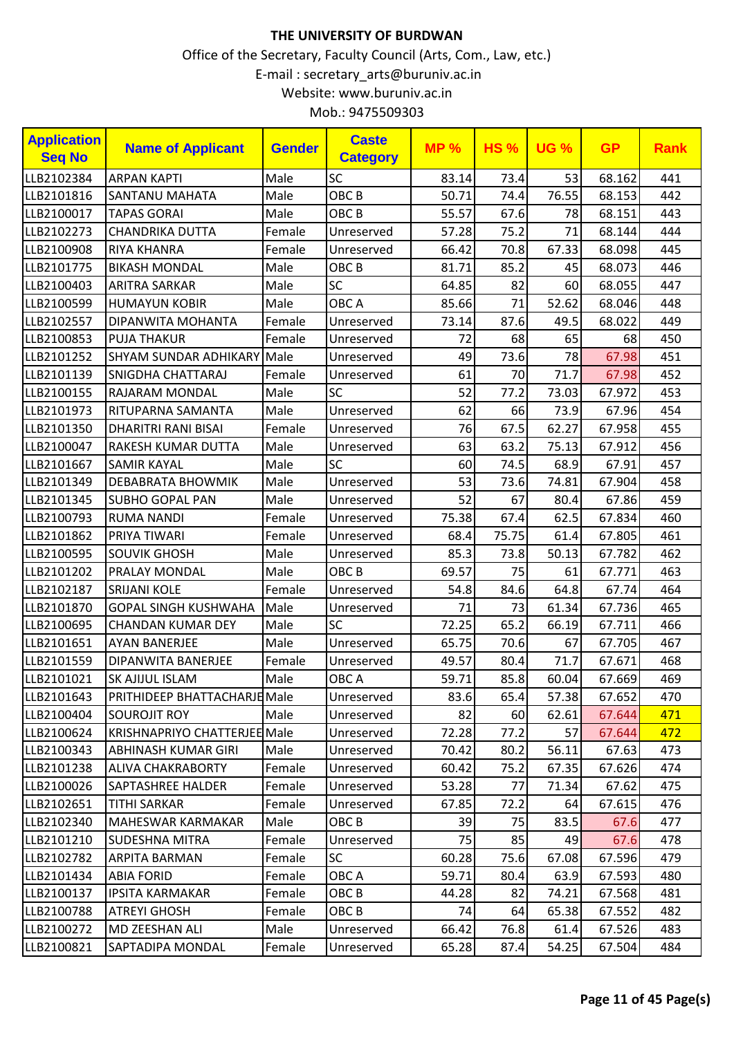**THE UNIVERSITY OF BURDWAN**

Office of the Secretary, Faculty Council (Arts, Com., Law, etc.)

E-mail : secretary_arts@buruniv.ac.in

Website: www.buruniv.ac.in

Mob.: 9475509303

| Application Seq No | Name of Applicant | Gender | Caste Category | MP % | HS % | UG % | GP | Rank |
|---|---|---|---|---|---|---|---|---|
| LLB2102384 | ARPAN KAPTI | Male | SC | 83.14 | 73.4 | 53 | 68.162 | 441 |
| LLB2101816 | SANTANU MAHATA | Male | OBC B | 50.71 | 74.4 | 76.55 | 68.153 | 442 |
| LLB2100017 | TAPAS GORAI | Male | OBC B | 55.57 | 67.6 | 78 | 68.151 | 443 |
| LLB2102273 | CHANDRIKA DUTTA | Female | Unreserved | 57.28 | 75.2 | 71 | 68.144 | 444 |
| LLB2100908 | RIYA KHANRA | Female | Unreserved | 66.42 | 70.8 | 67.33 | 68.098 | 445 |
| LLB2101775 | BIKASH MONDAL | Male | OBC B | 81.71 | 85.2 | 45 | 68.073 | 446 |
| LLB2100403 | ARITRA SARKAR | Male | SC | 64.85 | 82 | 60 | 68.055 | 447 |
| LLB2100599 | HUMAYUN KOBIR | Male | OBC A | 85.66 | 71 | 52.62 | 68.046 | 448 |
| LLB2102557 | DIPANWITA MOHANTA | Female | Unreserved | 73.14 | 87.6 | 49.5 | 68.022 | 449 |
| LLB2100853 | PUJA THAKUR | Female | Unreserved | 72 | 68 | 65 | 68 | 450 |
| LLB2101252 | SHYAM SUNDAR ADHIKARY | Male | Unreserved | 49 | 73.6 | 78 | 67.98 | 451 |
| LLB2101139 | SNIGDHA CHATTARAJ | Female | Unreserved | 61 | 70 | 71.7 | 67.98 | 452 |
| LLB2100155 | RAJARAM MONDAL | Male | SC | 52 | 77.2 | 73.03 | 67.972 | 453 |
| LLB2101973 | RITUPARNA SAMANTA | Male | Unreserved | 62 | 66 | 73.9 | 67.96 | 454 |
| LLB2101350 | DHARITRI RANI BISAI | Female | Unreserved | 76 | 67.5 | 62.27 | 67.958 | 455 |
| LLB2100047 | RAKESH KUMAR DUTTA | Male | Unreserved | 63 | 63.2 | 75.13 | 67.912 | 456 |
| LLB2101667 | SAMIR KAYAL | Male | SC | 60 | 74.5 | 68.9 | 67.91 | 457 |
| LLB2101349 | DEBABRATA BHOWMIK | Male | Unreserved | 53 | 73.6 | 74.81 | 67.904 | 458 |
| LLB2101345 | SUBHO GOPAL PAN | Male | Unreserved | 52 | 67 | 80.4 | 67.86 | 459 |
| LLB2100793 | RUMA NANDI | Female | Unreserved | 75.38 | 67.4 | 62.5 | 67.834 | 460 |
| LLB2101862 | PRIYA TIWARI | Female | Unreserved | 68.4 | 75.75 | 61.4 | 67.805 | 461 |
| LLB2100595 | SOUVIK GHOSH | Male | Unreserved | 85.3 | 73.8 | 50.13 | 67.782 | 462 |
| LLB2101202 | PRALAY MONDAL | Male | OBC B | 69.57 | 75 | 61 | 67.771 | 463 |
| LLB2102187 | SRIJANI KOLE | Female | Unreserved | 54.8 | 84.6 | 64.8 | 67.74 | 464 |
| LLB2101870 | GOPAL SINGH KUSHWAHA | Male | Unreserved | 71 | 73 | 61.34 | 67.736 | 465 |
| LLB2100695 | CHANDAN KUMAR DEY | Male | SC | 72.25 | 65.2 | 66.19 | 67.711 | 466 |
| LLB2101651 | AYAN BANERJEE | Male | Unreserved | 65.75 | 70.6 | 67 | 67.705 | 467 |
| LLB2101559 | DIPANWITA BANERJEE | Female | Unreserved | 49.57 | 80.4 | 71.7 | 67.671 | 468 |
| LLB2101021 | SK AJIJUL ISLAM | Male | OBC A | 59.71 | 85.8 | 60.04 | 67.669 | 469 |
| LLB2101643 | PRITHIDEEP BHATTACHARJE | Male | Unreserved | 83.6 | 65.4 | 57.38 | 67.652 | 470 |
| LLB2100404 | SOUROJIT ROY | Male | Unreserved | 82 | 60 | 62.61 | 67.644 | 471 |
| LLB2100624 | KRISHNAPRIYO CHATTERJEE | Male | Unreserved | 72.28 | 77.2 | 57 | 67.644 | 472 |
| LLB2100343 | ABHINASH KUMAR GIRI | Male | Unreserved | 70.42 | 80.2 | 56.11 | 67.63 | 473 |
| LLB2101238 | ALIVA CHAKRABORTY | Female | Unreserved | 60.42 | 75.2 | 67.35 | 67.626 | 474 |
| LLB2100026 | SAPTASHREE HALDER | Female | Unreserved | 53.28 | 77 | 71.34 | 67.62 | 475 |
| LLB2102651 | TITHI SARKAR | Female | Unreserved | 67.85 | 72.2 | 64 | 67.615 | 476 |
| LLB2102340 | MAHESWAR KARMAKAR | Male | OBC B | 39 | 75 | 83.5 | 67.6 | 477 |
| LLB2101210 | SUDESHNA MITRA | Female | Unreserved | 75 | 85 | 49 | 67.6 | 478 |
| LLB2102782 | ARPITA BARMAN | Female | SC | 60.28 | 75.6 | 67.08 | 67.596 | 479 |
| LLB2101434 | ABIA FORID | Female | OBC A | 59.71 | 80.4 | 63.9 | 67.593 | 480 |
| LLB2100137 | IPSITA KARMAKAR | Female | OBC B | 44.28 | 82 | 74.21 | 67.568 | 481 |
| LLB2100788 | ATREYI GHOSH | Female | OBC B | 74 | 64 | 65.38 | 67.552 | 482 |
| LLB2100272 | MD ZEESHAN ALI | Male | Unreserved | 66.42 | 76.8 | 61.4 | 67.526 | 483 |
| LLB2100821 | SAPTADIPA MONDAL | Female | Unreserved | 65.28 | 87.4 | 54.25 | 67.504 | 484 |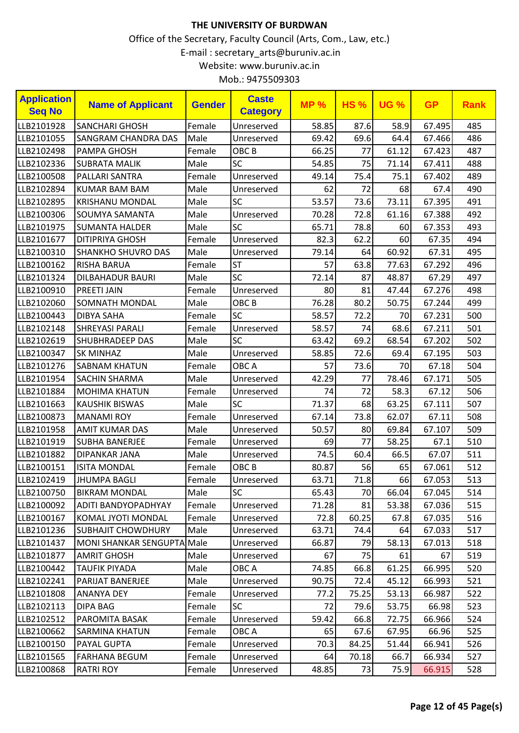# THE UNIVERSITY OF BURDWAN

Office of the Secretary, Faculty Council (Arts, Com., Law, etc.)

E-mail : secretary_arts@buruniv.ac.in

Website: www.buruniv.ac.in

Mob.: 9475509303

| Application Seq No | Name of Applicant | Gender | Caste Category | MP % | HS % | UG % | GP | Rank |
|---|---|---|---|---|---|---|---|---|
| LLB2101928 | SANCHARI GHOSH | Female | Unreserved | 58.85 | 87.6 | 58.9 | 67.495 | 485 |
| LLB2101055 | SANGRAM CHANDRA DAS | Male | Unreserved | 69.42 | 69.6 | 64.4 | 67.466 | 486 |
| LLB2102498 | PAMPA GHOSH | Female | OBC B | 66.25 | 77 | 61.12 | 67.423 | 487 |
| LLB2102336 | SUBRATA MALIK | Male | SC | 54.85 | 75 | 71.14 | 67.411 | 488 |
| LLB2100508 | PALLARI SANTRA | Female | Unreserved | 49.14 | 75.4 | 75.1 | 67.402 | 489 |
| LLB2102894 | KUMAR BAM BAM | Male | Unreserved | 62 | 72 | 68 | 67.4 | 490 |
| LLB2102895 | KRISHANU MONDAL | Male | SC | 53.57 | 73.6 | 73.11 | 67.395 | 491 |
| LLB2100306 | SOUMYA SAMANTA | Male | Unreserved | 70.28 | 72.8 | 61.16 | 67.388 | 492 |
| LLB2101975 | SUMANTA HALDER | Male | SC | 65.71 | 78.8 | 60 | 67.353 | 493 |
| LLB2101677 | DITIPRIYA GHOSH | Female | Unreserved | 82.3 | 62.2 | 60 | 67.35 | 494 |
| LLB2100310 | SHANKHO SHUVRO DAS | Male | Unreserved | 79.14 | 64 | 60.92 | 67.31 | 495 |
| LLB2100162 | RISHA BARUA | Female | ST | 57 | 63.8 | 77.63 | 67.292 | 496 |
| LLB2101324 | DILBAHADUR BAURI | Male | SC | 72.14 | 87 | 48.87 | 67.29 | 497 |
| LLB2100910 | PREETI JAIN | Female | Unreserved | 80 | 81 | 47.44 | 67.276 | 498 |
| LLB2102060 | SOMNATH MONDAL | Male | OBC B | 76.28 | 80.2 | 50.75 | 67.244 | 499 |
| LLB2100443 | DIBYA SAHA | Female | SC | 58.57 | 72.2 | 70 | 67.231 | 500 |
| LLB2102148 | SHREYASI PARALI | Female | Unreserved | 58.57 | 74 | 68.6 | 67.211 | 501 |
| LLB2102619 | SHUBHRADEEP DAS | Male | SC | 63.42 | 69.2 | 68.54 | 67.202 | 502 |
| LLB2100347 | SK MINHAZ | Male | Unreserved | 58.85 | 72.6 | 69.4 | 67.195 | 503 |
| LLB2101276 | SABNAM KHATUN | Female | OBC A | 57 | 73.6 | 70 | 67.18 | 504 |
| LLB2101954 | SACHIN SHARMA | Male | Unreserved | 42.29 | 77 | 78.46 | 67.171 | 505 |
| LLB2101884 | MOHIMA KHATUN | Female | Unreserved | 74 | 72 | 58.3 | 67.12 | 506 |
| LLB2101663 | KAUSHIK BISWAS | Male | SC | 71.37 | 68 | 63.25 | 67.111 | 507 |
| LLB2100873 | MANAMI ROY | Female | Unreserved | 67.14 | 73.8 | 62.07 | 67.11 | 508 |
| LLB2101958 | AMIT KUMAR DAS | Male | Unreserved | 50.57 | 80 | 69.84 | 67.107 | 509 |
| LLB2101919 | SUBHA BANERJEE | Female | Unreserved | 69 | 77 | 58.25 | 67.1 | 510 |
| LLB2101882 | DIPANKAR JANA | Male | Unreserved | 74.5 | 60.4 | 66.5 | 67.07 | 511 |
| LLB2100151 | ISITA MONDAL | Female | OBC B | 80.87 | 56 | 65 | 67.061 | 512 |
| LLB2102419 | JHUMPA BAGLI | Female | Unreserved | 63.71 | 71.8 | 66 | 67.053 | 513 |
| LLB2100750 | BIKRAM MONDAL | Male | SC | 65.43 | 70 | 66.04 | 67.045 | 514 |
| LLB2100092 | ADITI BANDYOPADHYAY | Female | Unreserved | 71.28 | 81 | 53.38 | 67.036 | 515 |
| LLB2100167 | KOMAL JYOTI MONDAL | Female | Unreserved | 72.8 | 60.25 | 67.8 | 67.035 | 516 |
| LLB2101236 | SUBHAJIT CHOWDHURY | Male | Unreserved | 63.71 | 74.4 | 64 | 67.033 | 517 |
| LLB2101437 | MONI SHANKAR SENGUPTA | Male | Unreserved | 66.87 | 79 | 58.13 | 67.013 | 518 |
| LLB2101877 | AMRIT GHOSH | Male | Unreserved | 67 | 75 | 61 | 67 | 519 |
| LLB2100442 | TAUFIK PIYADA | Male | OBC A | 74.85 | 66.8 | 61.25 | 66.995 | 520 |
| LLB2102241 | PARIJAT BANERJEE | Male | Unreserved | 90.75 | 72.4 | 45.12 | 66.993 | 521 |
| LLB2101808 | ANANYA DEY | Female | Unreserved | 77.2 | 75.25 | 53.13 | 66.987 | 522 |
| LLB2102113 | DIPA BAG | Female | SC | 72 | 79.6 | 53.75 | 66.98 | 523 |
| LLB2102512 | PAROMITA BASAK | Female | Unreserved | 59.42 | 66.8 | 72.75 | 66.966 | 524 |
| LLB2100662 | SARMINA KHATUN | Female | OBC A | 65 | 67.6 | 67.95 | 66.96 | 525 |
| LLB2100150 | PAYAL GUPTA | Female | Unreserved | 70.3 | 84.25 | 51.44 | 66.941 | 526 |
| LLB2101565 | FARHANA BEGUM | Female | Unreserved | 64 | 70.18 | 66.7 | 66.934 | 527 |
| LLB2100868 | RATRI ROY | Female | Unreserved | 48.85 | 73 | 75.9 | 66.915 | 528 |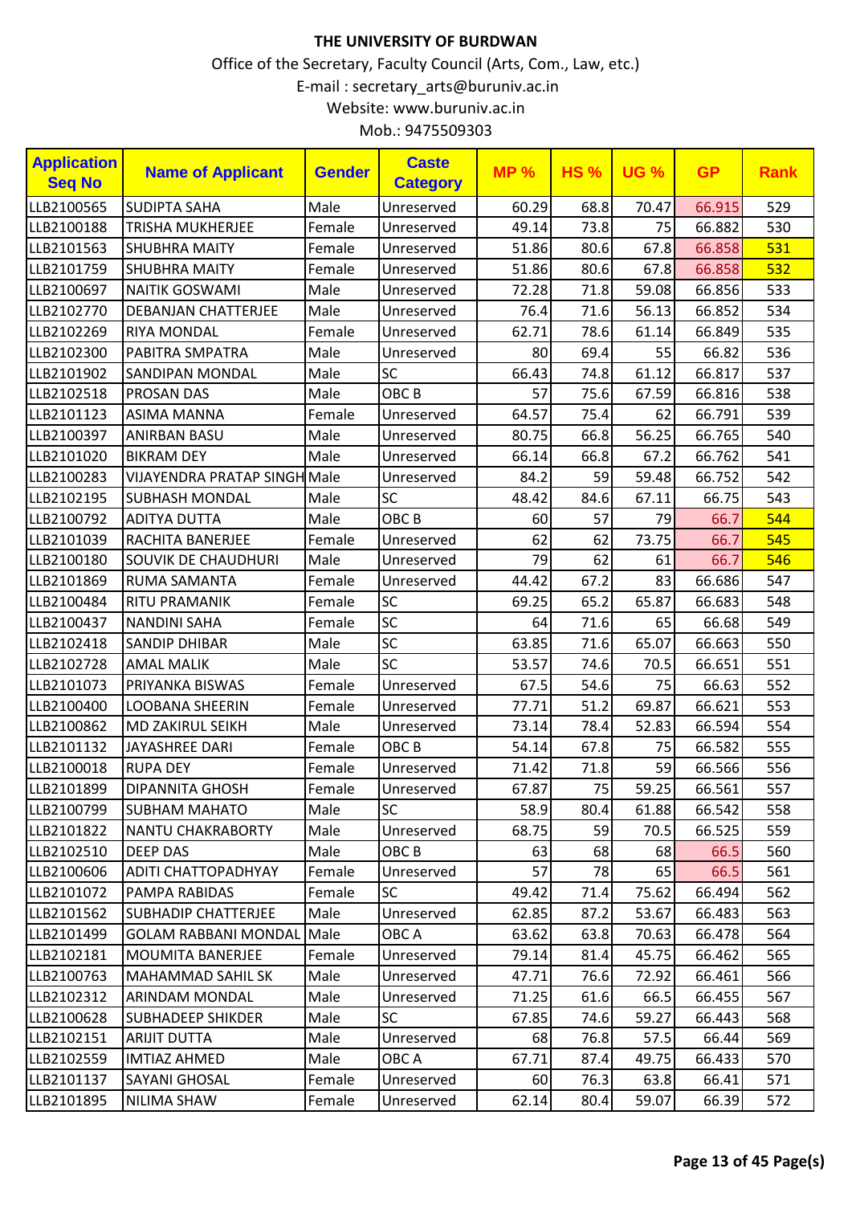**THE UNIVERSITY OF BURDWAN**

Office of the Secretary, Faculty Council (Arts, Com., Law, etc.)

E-mail : secretary_arts@buruniv.ac.in

Website: www.buruniv.ac.in

Mob.: 9475509303

| Application Seq No | Name of Applicant | Gender | Caste Category | MP % | HS % | UG % | GP | Rank |
|---|---|---|---|---|---|---|---|---|
| LLB2100565 | SUDIPTA SAHA | Male | Unreserved | 60.29 | 68.8 | 70.47 | 66.915 | 529 |
| LLB2100188 | TRISHA MUKHERJEE | Female | Unreserved | 49.14 | 73.8 | 75 | 66.882 | 530 |
| LLB2101563 | SHUBHRA MAITY | Female | Unreserved | 51.86 | 80.6 | 67.8 | 66.858 | 531 |
| LLB2101759 | SHUBHRA MAITY | Female | Unreserved | 51.86 | 80.6 | 67.8 | 66.858 | 532 |
| LLB2100697 | NAITIK GOSWAMI | Male | Unreserved | 72.28 | 71.8 | 59.08 | 66.856 | 533 |
| LLB2102770 | DEBANJAN CHATTERJEE | Male | Unreserved | 76.4 | 71.6 | 56.13 | 66.852 | 534 |
| LLB2102269 | RIYA MONDAL | Female | Unreserved | 62.71 | 78.6 | 61.14 | 66.849 | 535 |
| LLB2102300 | PABITRA SMPATRA | Male | Unreserved | 80 | 69.4 | 55 | 66.82 | 536 |
| LLB2101902 | SANDIPAN MONDAL | Male | SC | 66.43 | 74.8 | 61.12 | 66.817 | 537 |
| LLB2102518 | PROSAN DAS | Male | OBC B | 57 | 75.6 | 67.59 | 66.816 | 538 |
| LLB2101123 | ASIMA MANNA | Female | Unreserved | 64.57 | 75.4 | 62 | 66.791 | 539 |
| LLB2100397 | ANIRBAN BASU | Male | Unreserved | 80.75 | 66.8 | 56.25 | 66.765 | 540 |
| LLB2101020 | BIKRAM DEY | Male | Unreserved | 66.14 | 66.8 | 67.2 | 66.762 | 541 |
| LLB2100283 | VIJAYENDRA PRATAP SINGH | Male | Unreserved | 84.2 | 59 | 59.48 | 66.752 | 542 |
| LLB2102195 | SUBHASH MONDAL | Male | SC | 48.42 | 84.6 | 67.11 | 66.75 | 543 |
| LLB2100792 | ADITYA DUTTA | Male | OBC B | 60 | 57 | 79 | 66.7 | 544 |
| LLB2101039 | RACHITA BANERJEE | Female | Unreserved | 62 | 62 | 73.75 | 66.7 | 545 |
| LLB2100180 | SOUVIK DE CHAUDHURI | Male | Unreserved | 79 | 62 | 61 | 66.7 | 546 |
| LLB2101869 | RUMA SAMANTA | Female | Unreserved | 44.42 | 67.2 | 83 | 66.686 | 547 |
| LLB2100484 | RITU PRAMANIK | Female | SC | 69.25 | 65.2 | 65.87 | 66.683 | 548 |
| LLB2100437 | NANDINI SAHA | Female | SC | 64 | 71.6 | 65 | 66.68 | 549 |
| LLB2102418 | SANDIP DHIBAR | Male | SC | 63.85 | 71.6 | 65.07 | 66.663 | 550 |
| LLB2102728 | AMAL MALIK | Male | SC | 53.57 | 74.6 | 70.5 | 66.651 | 551 |
| LLB2101073 | PRIYANKA BISWAS | Female | Unreserved | 67.5 | 54.6 | 75 | 66.63 | 552 |
| LLB2100400 | LOOBANA SHEERIN | Female | Unreserved | 77.71 | 51.2 | 69.87 | 66.621 | 553 |
| LLB2100862 | MD ZAKIRUL SEIKH | Male | Unreserved | 73.14 | 78.4 | 52.83 | 66.594 | 554 |
| LLB2101132 | JAYASHREE DARI | Female | OBC B | 54.14 | 67.8 | 75 | 66.582 | 555 |
| LLB2100018 | RUPA DEY | Female | Unreserved | 71.42 | 71.8 | 59 | 66.566 | 556 |
| LLB2101899 | DIPANNITA GHOSH | Female | Unreserved | 67.87 | 75 | 59.25 | 66.561 | 557 |
| LLB2100799 | SUBHAM MAHATO | Male | SC | 58.9 | 80.4 | 61.88 | 66.542 | 558 |
| LLB2101822 | NANTU CHAKRABORTY | Male | Unreserved | 68.75 | 59 | 70.5 | 66.525 | 559 |
| LLB2102510 | DEEP DAS | Male | OBC B | 63 | 68 | 68 | 66.5 | 560 |
| LLB2100606 | ADITI CHATTOPADHYAY | Female | Unreserved | 57 | 78 | 65 | 66.5 | 561 |
| LLB2101072 | PAMPA RABIDAS | Female | SC | 49.42 | 71.4 | 75.62 | 66.494 | 562 |
| LLB2101562 | SUBHADIP CHATTERJEE | Male | Unreserved | 62.85 | 87.2 | 53.67 | 66.483 | 563 |
| LLB2101499 | GOLAM RABBANI MONDAL | Male | OBC A | 63.62 | 63.8 | 70.63 | 66.478 | 564 |
| LLB2102181 | MOUMITA BANERJEE | Female | Unreserved | 79.14 | 81.4 | 45.75 | 66.462 | 565 |
| LLB2100763 | MAHAMMAD SAHIL SK | Male | Unreserved | 47.71 | 76.6 | 72.92 | 66.461 | 566 |
| LLB2102312 | ARINDAM MONDAL | Male | Unreserved | 71.25 | 61.6 | 66.5 | 66.455 | 567 |
| LLB2100628 | SUBHADEEP SHIKDER | Male | SC | 67.85 | 74.6 | 59.27 | 66.443 | 568 |
| LLB2102151 | ARIJIT DUTTA | Male | Unreserved | 68 | 76.8 | 57.5 | 66.44 | 569 |
| LLB2102559 | IMTIAZ AHMED | Male | OBC A | 67.71 | 87.4 | 49.75 | 66.433 | 570 |
| LLB2101137 | SAYANI GHOSAL | Female | Unreserved | 60 | 76.3 | 63.8 | 66.41 | 571 |
| LLB2101895 | NILIMA SHAW | Female | Unreserved | 62.14 | 80.4 | 59.07 | 66.39 | 572 |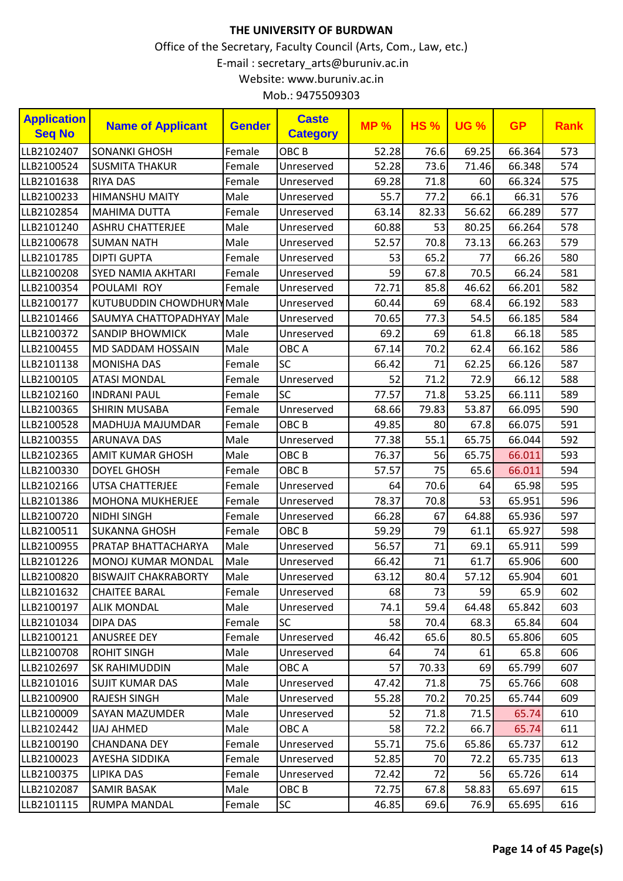**THE UNIVERSITY OF BURDWAN**

Office of the Secretary, Faculty Council (Arts, Com., Law, etc.)

E-mail : secretary_arts@buruniv.ac.in

Website: www.buruniv.ac.in

Mob.: 9475509303

| Application Seq No | Name of Applicant | Gender | Caste Category | MP % | HS % | UG % | GP | Rank |
|---|---|---|---|---|---|---|---|---|
| LLB2102407 | SONANKI GHOSH | Female | OBC B | 52.28 | 76.6 | 69.25 | 66.364 | 573 |
| LLB2100524 | SUSMITA THAKUR | Female | Unreserved | 52.28 | 73.6 | 71.46 | 66.348 | 574 |
| LLB2101638 | RIYA DAS | Female | Unreserved | 69.28 | 71.8 | 60 | 66.324 | 575 |
| LLB2100233 | HIMANSHU MAITY | Male | Unreserved | 55.7 | 77.2 | 66.1 | 66.31 | 576 |
| LLB2102854 | MAHIMA DUTTA | Female | Unreserved | 63.14 | 82.33 | 56.62 | 66.289 | 577 |
| LLB2101240 | ASHRU CHATTERJEE | Male | Unreserved | 60.88 | 53 | 80.25 | 66.264 | 578 |
| LLB2100678 | SUMAN NATH | Male | Unreserved | 52.57 | 70.8 | 73.13 | 66.263 | 579 |
| LLB2101785 | DIPTI GUPTA | Female | Unreserved | 53 | 65.2 | 77 | 66.26 | 580 |
| LLB2100208 | SYED NAMIA AKHTARI | Female | Unreserved | 59 | 67.8 | 70.5 | 66.24 | 581 |
| LLB2100354 | POULAMI ROY | Female | Unreserved | 72.71 | 85.8 | 46.62 | 66.201 | 582 |
| LLB2100177 | KUTUBUDDIN CHOWDHURY | Male | Unreserved | 60.44 | 69 | 68.4 | 66.192 | 583 |
| LLB2101466 | SAUMYA CHATTOPADHYAY | Male | Unreserved | 70.65 | 77.3 | 54.5 | 66.185 | 584 |
| LLB2100372 | SANDIP BHOWMICK | Male | Unreserved | 69.2 | 69 | 61.8 | 66.18 | 585 |
| LLB2100455 | MD SADDAM HOSSAIN | Male | OBC A | 67.14 | 70.2 | 62.4 | 66.162 | 586 |
| LLB2101138 | MONISHA DAS | Female | SC | 66.42 | 71 | 62.25 | 66.126 | 587 |
| LLB2100105 | ATASI MONDAL | Female | Unreserved | 52 | 71.2 | 72.9 | 66.12 | 588 |
| LLB2102160 | INDRANI PAUL | Female | SC | 77.57 | 71.8 | 53.25 | 66.111 | 589 |
| LLB2100365 | SHIRIN MUSABA | Female | Unreserved | 68.66 | 79.83 | 53.87 | 66.095 | 590 |
| LLB2100528 | MADHUJA MAJUMDAR | Female | OBC B | 49.85 | 80 | 67.8 | 66.075 | 591 |
| LLB2100355 | ARUNAVA DAS | Male | Unreserved | 77.38 | 55.1 | 65.75 | 66.044 | 592 |
| LLB2102365 | AMIT KUMAR GHOSH | Male | OBC B | 76.37 | 56 | 65.75 | 66.011 | 593 |
| LLB2100330 | DOYEL GHOSH | Female | OBC B | 57.57 | 75 | 65.6 | 66.011 | 594 |
| LLB2102166 | UTSA CHATTERJEE | Female | Unreserved | 64 | 70.6 | 64 | 65.98 | 595 |
| LLB2101386 | MOHONA MUKHERJEE | Female | Unreserved | 78.37 | 70.8 | 53 | 65.951 | 596 |
| LLB2100720 | NIDHI SINGH | Female | Unreserved | 66.28 | 67 | 64.88 | 65.936 | 597 |
| LLB2100511 | SUKANNA GHOSH | Female | OBC B | 59.29 | 79 | 61.1 | 65.927 | 598 |
| LLB2100955 | PRATAP BHATTACHARYA | Male | Unreserved | 56.57 | 71 | 69.1 | 65.911 | 599 |
| LLB2101226 | MONOJ KUMAR MONDAL | Male | Unreserved | 66.42 | 71 | 61.7 | 65.906 | 600 |
| LLB2100820 | BISWAJIT CHAKRABORTY | Male | Unreserved | 63.12 | 80.4 | 57.12 | 65.904 | 601 |
| LLB2101632 | CHAITEE BARAL | Female | Unreserved | 68 | 73 | 59 | 65.9 | 602 |
| LLB2100197 | ALIK MONDAL | Male | Unreserved | 74.1 | 59.4 | 64.48 | 65.842 | 603 |
| LLB2101034 | DIPA DAS | Female | SC | 58 | 70.4 | 68.3 | 65.84 | 604 |
| LLB2100121 | ANUSREE DEY | Female | Unreserved | 46.42 | 65.6 | 80.5 | 65.806 | 605 |
| LLB2100708 | ROHIT SINGH | Male | Unreserved | 64 | 74 | 61 | 65.8 | 606 |
| LLB2102697 | SK RAHIMUDDIN | Male | OBC A | 57 | 70.33 | 69 | 65.799 | 607 |
| LLB2101016 | SUJIT KUMAR DAS | Male | Unreserved | 47.42 | 71.8 | 75 | 65.766 | 608 |
| LLB2100900 | RAJESH SINGH | Male | Unreserved | 55.28 | 70.2 | 70.25 | 65.744 | 609 |
| LLB2100009 | SAYAN MAZUMDER | Male | Unreserved | 52 | 71.8 | 71.5 | 65.74 | 610 |
| LLB2102442 | IJAJ AHMED | Male | OBC A | 58 | 72.2 | 66.7 | 65.74 | 611 |
| LLB2100190 | CHANDANA DEY | Female | Unreserved | 55.71 | 75.6 | 65.86 | 65.737 | 612 |
| LLB2100023 | AYESHA SIDDIKA | Female | Unreserved | 52.85 | 70 | 72.2 | 65.735 | 613 |
| LLB2100375 | LIPIKA DAS | Female | Unreserved | 72.42 | 72 | 56 | 65.726 | 614 |
| LLB2102087 | SAMIR BASAK | Male | OBC B | 72.75 | 67.8 | 58.83 | 65.697 | 615 |
| LLB2101115 | RUMPA MANDAL | Female | SC | 46.85 | 69.6 | 76.9 | 65.695 | 616 |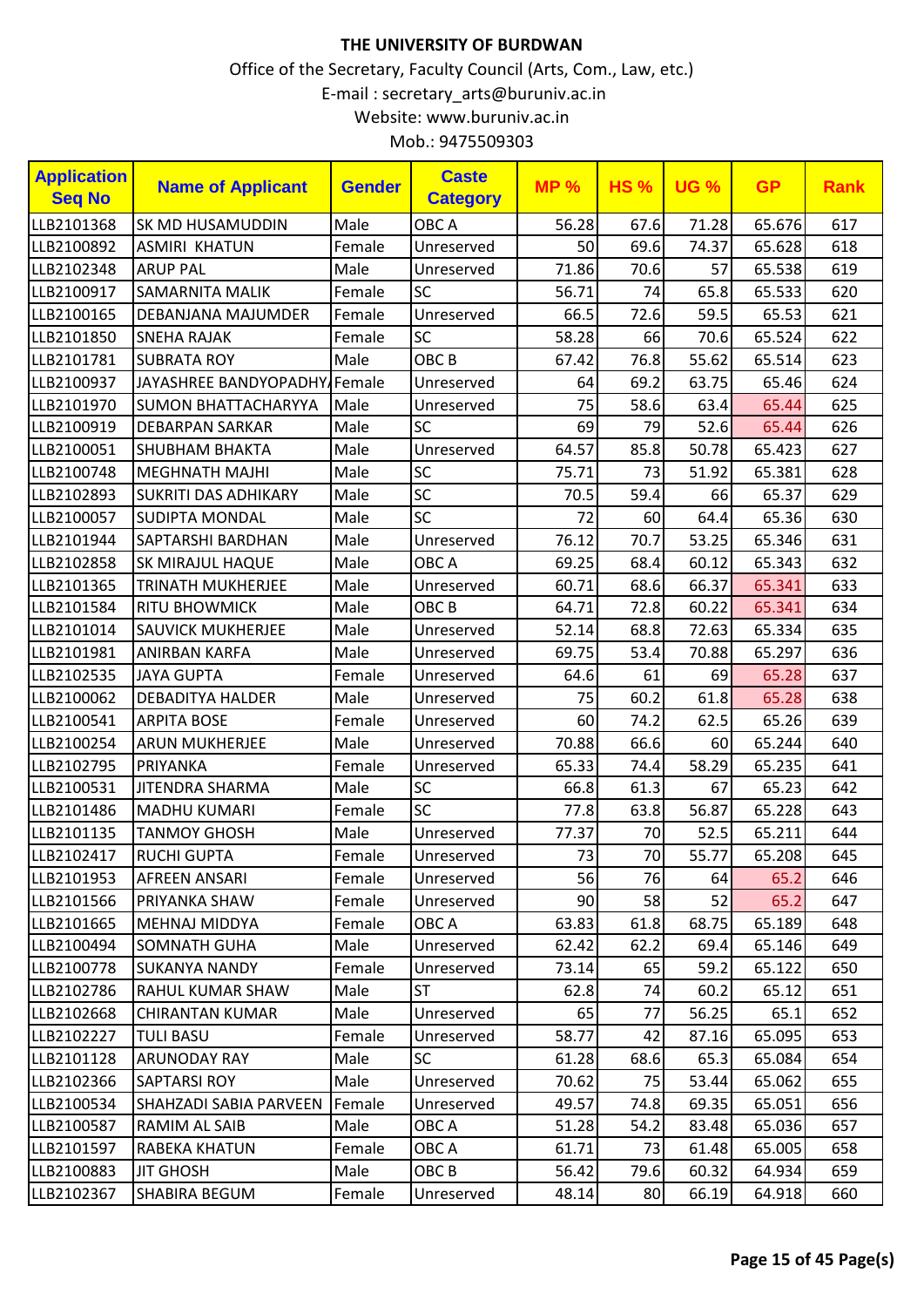**THE UNIVERSITY OF BURDWAN**

Office of the Secretary, Faculty Council (Arts, Com., Law, etc.)

E-mail : secretary_arts@buruniv.ac.in

Website: www.buruniv.ac.in

Mob.: 9475509303

| Application Seq No | Name of Applicant | Gender | Caste Category | MP % | HS % | UG % | GP | Rank |
|---|---|---|---|---|---|---|---|---|
| LLB2101368 | SK MD HUSAMUDDIN | Male | OBC A | 56.28 | 67.6 | 71.28 | 65.676 | 617 |
| LLB2100892 | ASMIRI KHATUN | Female | Unreserved | 50 | 69.6 | 74.37 | 65.628 | 618 |
| LLB2102348 | ARUP PAL | Male | Unreserved | 71.86 | 70.6 | 57 | 65.538 | 619 |
| LLB2100917 | SAMARNITA MALIK | Female | SC | 56.71 | 74 | 65.8 | 65.533 | 620 |
| LLB2100165 | DEBANJANA MAJUMDER | Female | Unreserved | 66.5 | 72.6 | 59.5 | 65.53 | 621 |
| LLB2101850 | SNEHA RAJAK | Female | SC | 58.28 | 66 | 70.6 | 65.524 | 622 |
| LLB2101781 | SUBRATA ROY | Male | OBC B | 67.42 | 76.8 | 55.62 | 65.514 | 623 |
| LLB2100937 | JAYASHREE BANDYOPADHY | Female | Unreserved | 64 | 69.2 | 63.75 | 65.46 | 624 |
| LLB2101970 | SUMON BHATTACHARYYA | Male | Unreserved | 75 | 58.6 | 63.4 | 65.44 | 625 |
| LLB2100919 | DEBARPAN SARKAR | Male | SC | 69 | 79 | 52.6 | 65.44 | 626 |
| LLB2100051 | SHUBHAM BHAKTA | Male | Unreserved | 64.57 | 85.8 | 50.78 | 65.423 | 627 |
| LLB2100748 | MEGHNATH MAJHI | Male | SC | 75.71 | 73 | 51.92 | 65.381 | 628 |
| LLB2102893 | SUKRITI DAS ADHIKARY | Male | SC | 70.5 | 59.4 | 66 | 65.37 | 629 |
| LLB2100057 | SUDIPTA MONDAL | Male | SC | 72 | 60 | 64.4 | 65.36 | 630 |
| LLB2101944 | SAPTARSHI BARDHAN | Male | Unreserved | 76.12 | 70.7 | 53.25 | 65.346 | 631 |
| LLB2102858 | SK MIRAJUL HAQUE | Male | OBC A | 69.25 | 68.4 | 60.12 | 65.343 | 632 |
| LLB2101365 | TRINATH MUKHERJEE | Male | Unreserved | 60.71 | 68.6 | 66.37 | 65.341 | 633 |
| LLB2101584 | RITU BHOWMICK | Male | OBC B | 64.71 | 72.8 | 60.22 | 65.341 | 634 |
| LLB2101014 | SAUVICK MUKHERJEE | Male | Unreserved | 52.14 | 68.8 | 72.63 | 65.334 | 635 |
| LLB2101981 | ANIRBAN KARFA | Male | Unreserved | 69.75 | 53.4 | 70.88 | 65.297 | 636 |
| LLB2102535 | JAYA GUPTA | Female | Unreserved | 64.6 | 61 | 69 | 65.28 | 637 |
| LLB2100062 | DEBADITYA HALDER | Male | Unreserved | 75 | 60.2 | 61.8 | 65.28 | 638 |
| LLB2100541 | ARPITA BOSE | Female | Unreserved | 60 | 74.2 | 62.5 | 65.26 | 639 |
| LLB2100254 | ARUN MUKHERJEE | Male | Unreserved | 70.88 | 66.6 | 60 | 65.244 | 640 |
| LLB2102795 | PRIYANKA | Female | Unreserved | 65.33 | 74.4 | 58.29 | 65.235 | 641 |
| LLB2100531 | JITENDRA SHARMA | Male | SC | 66.8 | 61.3 | 67 | 65.23 | 642 |
| LLB2101486 | MADHU KUMARI | Female | SC | 77.8 | 63.8 | 56.87 | 65.228 | 643 |
| LLB2101135 | TANMOY GHOSH | Male | Unreserved | 77.37 | 70 | 52.5 | 65.211 | 644 |
| LLB2102417 | RUCHI GUPTA | Female | Unreserved | 73 | 70 | 55.77 | 65.208 | 645 |
| LLB2101953 | AFREEN ANSARI | Female | Unreserved | 56 | 76 | 64 | 65.2 | 646 |
| LLB2101566 | PRIYANKA SHAW | Female | Unreserved | 90 | 58 | 52 | 65.2 | 647 |
| LLB2101665 | MEHNAJ MIDDYA | Female | OBC A | 63.83 | 61.8 | 68.75 | 65.189 | 648 |
| LLB2100494 | SOMNATH GUHA | Male | Unreserved | 62.42 | 62.2 | 69.4 | 65.146 | 649 |
| LLB2100778 | SUKANYA NANDY | Female | Unreserved | 73.14 | 65 | 59.2 | 65.122 | 650 |
| LLB2102786 | RAHUL KUMAR SHAW | Male | ST | 62.8 | 74 | 60.2 | 65.12 | 651 |
| LLB2102668 | CHIRANTAN KUMAR | Male | Unreserved | 65 | 77 | 56.25 | 65.1 | 652 |
| LLB2102227 | TULI BASU | Female | Unreserved | 58.77 | 42 | 87.16 | 65.095 | 653 |
| LLB2101128 | ARUNODAY RAY | Male | SC | 61.28 | 68.6 | 65.3 | 65.084 | 654 |
| LLB2102366 | SAPTARSI ROY | Male | Unreserved | 70.62 | 75 | 53.44 | 65.062 | 655 |
| LLB2100534 | SHAHZADI SABIA PARVEEN | Female | Unreserved | 49.57 | 74.8 | 69.35 | 65.051 | 656 |
| LLB2100587 | RAMIM AL SAIB | Male | OBC A | 51.28 | 54.2 | 83.48 | 65.036 | 657 |
| LLB2101597 | RABEKA KHATUN | Female | OBC A | 61.71 | 73 | 61.48 | 65.005 | 658 |
| LLB2100883 | JIT GHOSH | Male | OBC B | 56.42 | 79.6 | 60.32 | 64.934 | 659 |
| LLB2102367 | SHABIRA BEGUM | Female | Unreserved | 48.14 | 80 | 66.19 | 64.918 | 660 |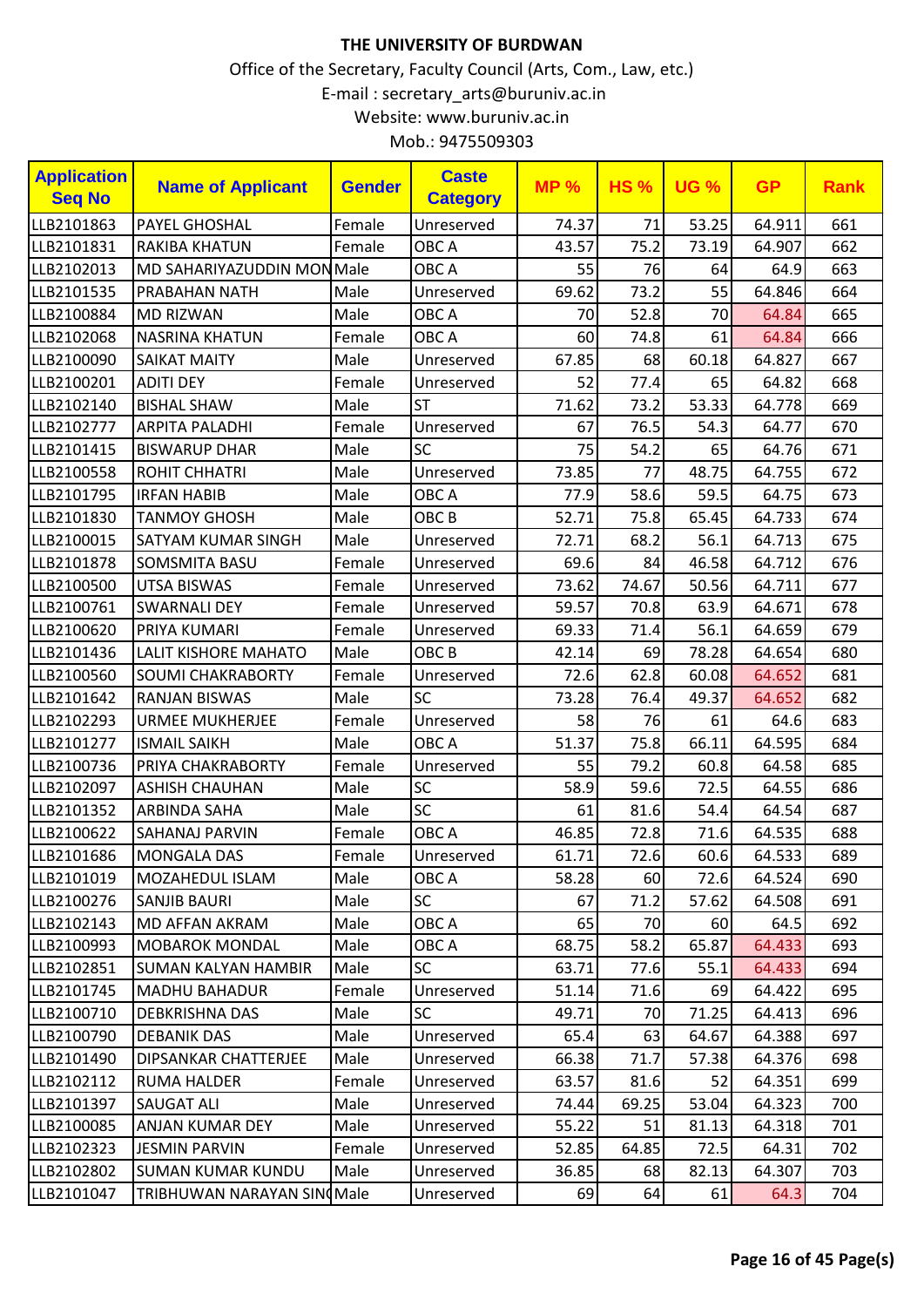# THE UNIVERSITY OF BURDWAN

Office of the Secretary, Faculty Council (Arts, Com., Law, etc.)

E-mail : secretary_arts@buruniv.ac.in

Website: www.buruniv.ac.in

Mob.: 9475509303

| Application Seq No | Name of Applicant | Gender | Caste Category | MP % | HS % | UG % | GP | Rank |
|---|---|---|---|---|---|---|---|---|
| LLB2101863 | PAYEL GHOSHAL | Female | Unreserved | 74.37 | 71 | 53.25 | 64.911 | 661 |
| LLB2101831 | RAKIBA KHATUN | Female | OBC A | 43.57 | 75.2 | 73.19 | 64.907 | 662 |
| LLB2102013 | MD SAHARIYAZUDDIN MON | Male | OBC A | 55 | 76 | 64 | 64.9 | 663 |
| LLB2101535 | PRABAHAN NATH | Male | Unreserved | 69.62 | 73.2 | 55 | 64.846 | 664 |
| LLB2100884 | MD RIZWAN | Male | OBC A | 70 | 52.8 | 70 | 64.84 | 665 |
| LLB2102068 | NASRINA KHATUN | Female | OBC A | 60 | 74.8 | 61 | 64.84 | 666 |
| LLB2100090 | SAIKAT MAITY | Male | Unreserved | 67.85 | 68 | 60.18 | 64.827 | 667 |
| LLB2100201 | ADITI DEY | Female | Unreserved | 52 | 77.4 | 65 | 64.82 | 668 |
| LLB2102140 | BISHAL SHAW | Male | ST | 71.62 | 73.2 | 53.33 | 64.778 | 669 |
| LLB2102777 | ARPITA PALADHI | Female | Unreserved | 67 | 76.5 | 54.3 | 64.77 | 670 |
| LLB2101415 | BISWARUP DHAR | Male | SC | 75 | 54.2 | 65 | 64.76 | 671 |
| LLB2100558 | ROHIT CHHATRI | Male | Unreserved | 73.85 | 77 | 48.75 | 64.755 | 672 |
| LLB2101795 | IRFAN HABIB | Male | OBC A | 77.9 | 58.6 | 59.5 | 64.75 | 673 |
| LLB2101830 | TANMOY GHOSH | Male | OBC B | 52.71 | 75.8 | 65.45 | 64.733 | 674 |
| LLB2100015 | SATYAM KUMAR SINGH | Male | Unreserved | 72.71 | 68.2 | 56.1 | 64.713 | 675 |
| LLB2101878 | SOMSMITA BASU | Female | Unreserved | 69.6 | 84 | 46.58 | 64.712 | 676 |
| LLB2100500 | UTSA BISWAS | Female | Unreserved | 73.62 | 74.67 | 50.56 | 64.711 | 677 |
| LLB2100761 | SWARNALI DEY | Female | Unreserved | 59.57 | 70.8 | 63.9 | 64.671 | 678 |
| LLB2100620 | PRIYA KUMARI | Female | Unreserved | 69.33 | 71.4 | 56.1 | 64.659 | 679 |
| LLB2101436 | LALIT KISHORE MAHATO | Male | OBC B | 42.14 | 69 | 78.28 | 64.654 | 680 |
| LLB2100560 | SOUMI CHAKRABORTY | Female | Unreserved | 72.6 | 62.8 | 60.08 | 64.652 | 681 |
| LLB2101642 | RANJAN BISWAS | Male | SC | 73.28 | 76.4 | 49.37 | 64.652 | 682 |
| LLB2102293 | URMEE MUKHERJEE | Female | Unreserved | 58 | 76 | 61 | 64.6 | 683 |
| LLB2101277 | ISMAIL SAIKH | Male | OBC A | 51.37 | 75.8 | 66.11 | 64.595 | 684 |
| LLB2100736 | PRIYA CHAKRABORTY | Female | Unreserved | 55 | 79.2 | 60.8 | 64.58 | 685 |
| LLB2102097 | ASHISH CHAUHAN | Male | SC | 58.9 | 59.6 | 72.5 | 64.55 | 686 |
| LLB2101352 | ARBINDA SAHA | Male | SC | 61 | 81.6 | 54.4 | 64.54 | 687 |
| LLB2100622 | SAHANAJ PARVIN | Female | OBC A | 46.85 | 72.8 | 71.6 | 64.535 | 688 |
| LLB2101686 | MONGALA DAS | Female | Unreserved | 61.71 | 72.6 | 60.6 | 64.533 | 689 |
| LLB2101019 | MOZAHEDUL ISLAM | Male | OBC A | 58.28 | 60 | 72.6 | 64.524 | 690 |
| LLB2100276 | SANJIB BAURI | Male | SC | 67 | 71.2 | 57.62 | 64.508 | 691 |
| LLB2102143 | MD AFFAN AKRAM | Male | OBC A | 65 | 70 | 60 | 64.5 | 692 |
| LLB2100993 | MOBAROK MONDAL | Male | OBC A | 68.75 | 58.2 | 65.87 | 64.433 | 693 |
| LLB2102851 | SUMAN KALYAN HAMBIR | Male | SC | 63.71 | 77.6 | 55.1 | 64.433 | 694 |
| LLB2101745 | MADHU BAHADUR | Female | Unreserved | 51.14 | 71.6 | 69 | 64.422 | 695 |
| LLB2100710 | DEBKRISHNA DAS | Male | SC | 49.71 | 70 | 71.25 | 64.413 | 696 |
| LLB2100790 | DEBANIK DAS | Male | Unreserved | 65.4 | 63 | 64.67 | 64.388 | 697 |
| LLB2101490 | DIPSANKAR CHATTERJEE | Male | Unreserved | 66.38 | 71.7 | 57.38 | 64.376 | 698 |
| LLB2102112 | RUMA HALDER | Female | Unreserved | 63.57 | 81.6 | 52 | 64.351 | 699 |
| LLB2101397 | SAUGAT ALI | Male | Unreserved | 74.44 | 69.25 | 53.04 | 64.323 | 700 |
| LLB2100085 | ANJAN KUMAR DEY | Male | Unreserved | 55.22 | 51 | 81.13 | 64.318 | 701 |
| LLB2102323 | JESMIN PARVIN | Female | Unreserved | 52.85 | 64.85 | 72.5 | 64.31 | 702 |
| LLB2102802 | SUMAN KUMAR KUNDU | Male | Unreserved | 36.85 | 68 | 82.13 | 64.307 | 703 |
| LLB2101047 | TRIBHUWAN NARAYAN SING | Male | Unreserved | 69 | 64 | 61 | 64.3 | 704 |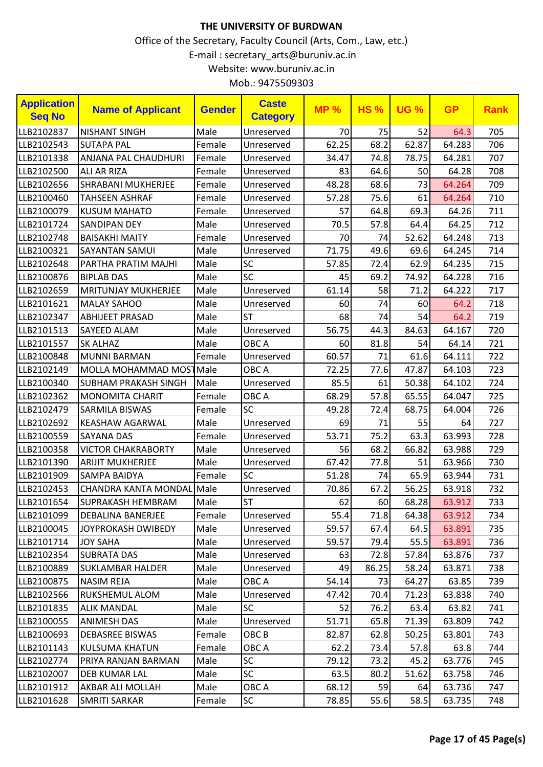# THE UNIVERSITY OF BURDWAN

Office of the Secretary, Faculty Council (Arts, Com., Law, etc.)

E-mail : secretary_arts@buruniv.ac.in

Website: www.buruniv.ac.in

Mob.: 9475509303

| Application Seq No | Name of Applicant | Gender | Caste Category | MP % | HS % | UG % | GP | Rank |
|---|---|---|---|---|---|---|---|---|
| LLB2102837 | NISHANT SINGH | Male | Unreserved | 70 | 75 | 52 | 64.3 | 705 |
| LLB2102543 | SUTAPA PAL | Female | Unreserved | 62.25 | 68.2 | 62.87 | 64.283 | 706 |
| LLB2101338 | ANJANA PAL CHAUDHURI | Female | Unreserved | 34.47 | 74.8 | 78.75 | 64.281 | 707 |
| LLB2102500 | ALI AR RIZA | Female | Unreserved | 83 | 64.6 | 50 | 64.28 | 708 |
| LLB2102656 | SHRABANI MUKHERJEE | Female | Unreserved | 48.28 | 68.6 | 73 | 64.264 | 709 |
| LLB2100460 | TAHSEEN ASHRAF | Female | Unreserved | 57.28 | 75.6 | 61 | 64.264 | 710 |
| LLB2100079 | KUSUM MAHATO | Female | Unreserved | 57 | 64.8 | 69.3 | 64.26 | 711 |
| LLB2101724 | SANDIPAN DEY | Male | Unreserved | 70.5 | 57.8 | 64.4 | 64.25 | 712 |
| LLB2102748 | BAISAKHI MAITY | Female | Unreserved | 70 | 74 | 52.62 | 64.248 | 713 |
| LLB2100321 | SAYANTAN SAMUI | Male | Unreserved | 71.75 | 49.6 | 69.6 | 64.245 | 714 |
| LLB2102648 | PARTHA PRATIM MAJHI | Male | SC | 57.85 | 72.4 | 62.9 | 64.235 | 715 |
| LLB2100876 | BIPLAB DAS | Male | SC | 45 | 69.2 | 74.92 | 64.228 | 716 |
| LLB2102659 | MRITUNJAY MUKHERJEE | Male | Unreserved | 61.14 | 58 | 71.2 | 64.222 | 717 |
| LLB2101621 | MALAY SAHOO | Male | Unreserved | 60 | 74 | 60 | 64.2 | 718 |
| LLB2102347 | ABHIJEET PRASAD | Male | ST | 68 | 74 | 54 | 64.2 | 719 |
| LLB2101513 | SAYEED ALAM | Male | Unreserved | 56.75 | 44.3 | 84.63 | 64.167 | 720 |
| LLB2101557 | SK ALHAZ | Male | OBC A | 60 | 81.8 | 54 | 64.14 | 721 |
| LLB2100848 | MUNNI BARMAN | Female | Unreserved | 60.57 | 71 | 61.6 | 64.111 | 722 |
| LLB2102149 | MOLLA MOHAMMAD MOST | Male | OBC A | 72.25 | 77.6 | 47.87 | 64.103 | 723 |
| LLB2100340 | SUBHAM PRAKASH SINGH | Male | Unreserved | 85.5 | 61 | 50.38 | 64.102 | 724 |
| LLB2102362 | MONOMITA CHARIT | Female | OBC A | 68.29 | 57.8 | 65.55 | 64.047 | 725 |
| LLB2102479 | SARMILA BISWAS | Female | SC | 49.28 | 72.4 | 68.75 | 64.004 | 726 |
| LLB2102692 | KEASHAW AGARWAL | Male | Unreserved | 69 | 71 | 55 | 64 | 727 |
| LLB2100559 | SAYANA DAS | Female | Unreserved | 53.71 | 75.2 | 63.3 | 63.993 | 728 |
| LLB2100358 | VICTOR CHAKRABORTY | Male | Unreserved | 56 | 68.2 | 66.82 | 63.988 | 729 |
| LLB2101390 | ARIJIT MUKHERJEE | Male | Unreserved | 67.42 | 77.8 | 51 | 63.966 | 730 |
| LLB2101909 | SAMPA BAIDYA | Female | SC | 51.28 | 74 | 65.9 | 63.944 | 731 |
| LLB2102453 | CHANDRA KANTA MONDAL | Male | Unreserved | 70.86 | 67.2 | 56.25 | 63.918 | 732 |
| LLB2101654 | SUPRAKASH HEMBRAM | Male | ST | 62 | 60 | 68.28 | 63.912 | 733 |
| LLB2101099 | DEBALINA BANERJEE | Female | Unreserved | 55.4 | 71.8 | 64.38 | 63.912 | 734 |
| LLB2100045 | JOYPROKASH DWIBEDY | Male | Unreserved | 59.57 | 67.4 | 64.5 | 63.891 | 735 |
| LLB2101714 | JOY SAHA | Male | Unreserved | 59.57 | 79.4 | 55.5 | 63.891 | 736 |
| LLB2102354 | SUBRATA DAS | Male | Unreserved | 63 | 72.8 | 57.84 | 63.876 | 737 |
| LLB2100889 | SUKLAMBAR HALDER | Male | Unreserved | 49 | 86.25 | 58.24 | 63.871 | 738 |
| LLB2100875 | NASIM REJA | Male | OBC A | 54.14 | 73 | 64.27 | 63.85 | 739 |
| LLB2102566 | RUKSHEMUL ALOM | Male | Unreserved | 47.42 | 70.4 | 71.23 | 63.838 | 740 |
| LLB2101835 | ALIK MANDAL | Male | SC | 52 | 76.2 | 63.4 | 63.82 | 741 |
| LLB2100055 | ANIMESH DAS | Male | Unreserved | 51.71 | 65.8 | 71.39 | 63.809 | 742 |
| LLB2100693 | DEBASREE BISWAS | Female | OBC B | 82.87 | 62.8 | 50.25 | 63.801 | 743 |
| LLB2101143 | KULSUMA KHATUN | Female | OBC A | 62.2 | 73.4 | 57.8 | 63.8 | 744 |
| LLB2102774 | PRIYA RANJAN BARMAN | Male | SC | 79.12 | 73.2 | 45.2 | 63.776 | 745 |
| LLB2102007 | DEB KUMAR LAL | Male | SC | 63.5 | 80.2 | 51.62 | 63.758 | 746 |
| LLB2101912 | AKBAR ALI MOLLAH | Male | OBC A | 68.12 | 59 | 64 | 63.736 | 747 |
| LLB2101628 | SMRITI SARKAR | Female | SC | 78.85 | 55.6 | 58.5 | 63.735 | 748 |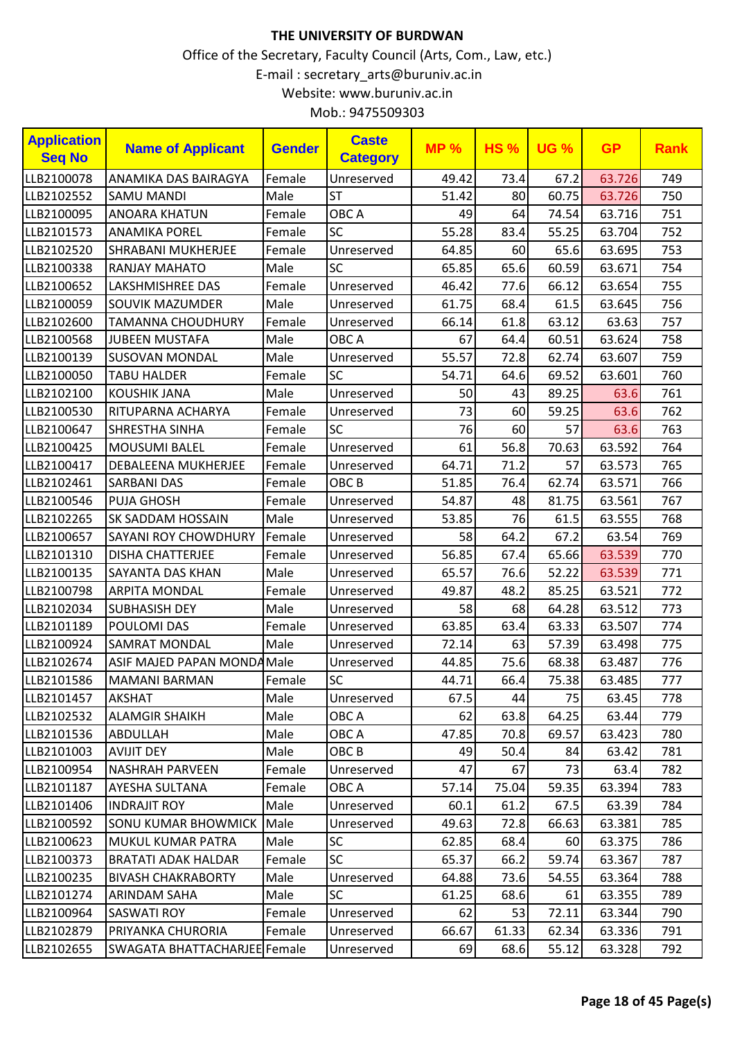# THE UNIVERSITY OF BURDWAN

Office of the Secretary, Faculty Council (Arts, Com., Law, etc.)

E-mail : secretary_arts@buruniv.ac.in

Website: www.buruniv.ac.in

Mob.: 9475509303

| Application Seq No | Name of Applicant | Gender | Caste Category | MP % | HS % | UG % | GP | Rank |
|---|---|---|---|---|---|---|---|---|
| LLB2100078 | ANAMIKA DAS BAIRAGYA | Female | Unreserved | 49.42 | 73.4 | 67.2 | 63.726 | 749 |
| LLB2102552 | SAMU MANDI | Male | ST | 51.42 | 80 | 60.75 | 63.726 | 750 |
| LLB2100095 | ANOARA KHATUN | Female | OBC A | 49 | 64 | 74.54 | 63.716 | 751 |
| LLB2101573 | ANAMIKA POREL | Female | SC | 55.28 | 83.4 | 55.25 | 63.704 | 752 |
| LLB2102520 | SHRABANI MUKHERJEE | Female | Unreserved | 64.85 | 60 | 65.6 | 63.695 | 753 |
| LLB2100338 | RANJAY MAHATO | Male | SC | 65.85 | 65.6 | 60.59 | 63.671 | 754 |
| LLB2100652 | LAKSHMISHREE DAS | Female | Unreserved | 46.42 | 77.6 | 66.12 | 63.654 | 755 |
| LLB2100059 | SOUVIK MAZUMDER | Male | Unreserved | 61.75 | 68.4 | 61.5 | 63.645 | 756 |
| LLB2102600 | TAMANNA CHOUDHURY | Female | Unreserved | 66.14 | 61.8 | 63.12 | 63.63 | 757 |
| LLB2100568 | JUBEEN MUSTAFA | Male | OBC A | 67 | 64.4 | 60.51 | 63.624 | 758 |
| LLB2100139 | SUSOVAN MONDAL | Male | Unreserved | 55.57 | 72.8 | 62.74 | 63.607 | 759 |
| LLB2100050 | TABU HALDER | Female | SC | 54.71 | 64.6 | 69.52 | 63.601 | 760 |
| LLB2102100 | KOUSHIK JANA | Male | Unreserved | 50 | 43 | 89.25 | 63.6 | 761 |
| LLB2100530 | RITUPARNA ACHARYA | Female | Unreserved | 73 | 60 | 59.25 | 63.6 | 762 |
| LLB2100647 | SHRESTHA SINHA | Female | SC | 76 | 60 | 57 | 63.6 | 763 |
| LLB2100425 | MOUSUMI BALEL | Female | Unreserved | 61 | 56.8 | 70.63 | 63.592 | 764 |
| LLB2100417 | DEBALEENA MUKHERJEE | Female | Unreserved | 64.71 | 71.2 | 57 | 63.573 | 765 |
| LLB2102461 | SARBANI DAS | Female | OBC B | 51.85 | 76.4 | 62.74 | 63.571 | 766 |
| LLB2100546 | PUJA GHOSH | Female | Unreserved | 54.87 | 48 | 81.75 | 63.561 | 767 |
| LLB2102265 | SK SADDAM HOSSAIN | Male | Unreserved | 53.85 | 76 | 61.5 | 63.555 | 768 |
| LLB2100657 | SAYANI ROY CHOWDHURY | Female | Unreserved | 58 | 64.2 | 67.2 | 63.54 | 769 |
| LLB2101310 | DISHA CHATTERJEE | Female | Unreserved | 56.85 | 67.4 | 65.66 | 63.539 | 770 |
| LLB2100135 | SAYANTA DAS KHAN | Male | Unreserved | 65.57 | 76.6 | 52.22 | 63.539 | 771 |
| LLB2100798 | ARPITA MONDAL | Female | Unreserved | 49.87 | 48.2 | 85.25 | 63.521 | 772 |
| LLB2102034 | SUBHASISH DEY | Male | Unreserved | 58 | 68 | 64.28 | 63.512 | 773 |
| LLB2101189 | POULOMI DAS | Female | Unreserved | 63.85 | 63.4 | 63.33 | 63.507 | 774 |
| LLB2100924 | SAMRAT MONDAL | Male | Unreserved | 72.14 | 63 | 57.39 | 63.498 | 775 |
| LLB2102674 | ASIF MAJED PAPAN MONDA | Male | Unreserved | 44.85 | 75.6 | 68.38 | 63.487 | 776 |
| LLB2101586 | MAMANI BARMAN | Female | SC | 44.71 | 66.4 | 75.38 | 63.485 | 777 |
| LLB2101457 | AKSHAT | Male | Unreserved | 67.5 | 44 | 75 | 63.45 | 778 |
| LLB2102532 | ALAMGIR SHAIKH | Male | OBC A | 62 | 63.8 | 64.25 | 63.44 | 779 |
| LLB2101536 | ABDULLAH | Male | OBC A | 47.85 | 70.8 | 69.57 | 63.423 | 780 |
| LLB2101003 | AVIJIT DEY | Male | OBC B | 49 | 50.4 | 84 | 63.42 | 781 |
| LLB2100954 | NASHRAH PARVEEN | Female | Unreserved | 47 | 67 | 73 | 63.4 | 782 |
| LLB2101187 | AYESHA SULTANA | Female | OBC A | 57.14 | 75.04 | 59.35 | 63.394 | 783 |
| LLB2101406 | INDRAJIT ROY | Male | Unreserved | 60.1 | 61.2 | 67.5 | 63.39 | 784 |
| LLB2100592 | SONU KUMAR BHOWMICK | Male | Unreserved | 49.63 | 72.8 | 66.63 | 63.381 | 785 |
| LLB2100623 | MUKUL KUMAR PATRA | Male | SC | 62.85 | 68.4 | 60 | 63.375 | 786 |
| LLB2100373 | BRATATI ADAK HALDAR | Female | SC | 65.37 | 66.2 | 59.74 | 63.367 | 787 |
| LLB2100235 | BIVASH CHAKRABORTY | Male | Unreserved | 64.88 | 73.6 | 54.55 | 63.364 | 788 |
| LLB2101274 | ARINDAM SAHA | Male | SC | 61.25 | 68.6 | 61 | 63.355 | 789 |
| LLB2100964 | SASWATI ROY | Female | Unreserved | 62 | 53 | 72.11 | 63.344 | 790 |
| LLB2102879 | PRIYANKA CHURORIA | Female | Unreserved | 66.67 | 61.33 | 62.34 | 63.336 | 791 |
| LLB2102655 | SWAGATA BHATTACHARJEE | Female | Unreserved | 69 | 68.6 | 55.12 | 63.328 | 792 |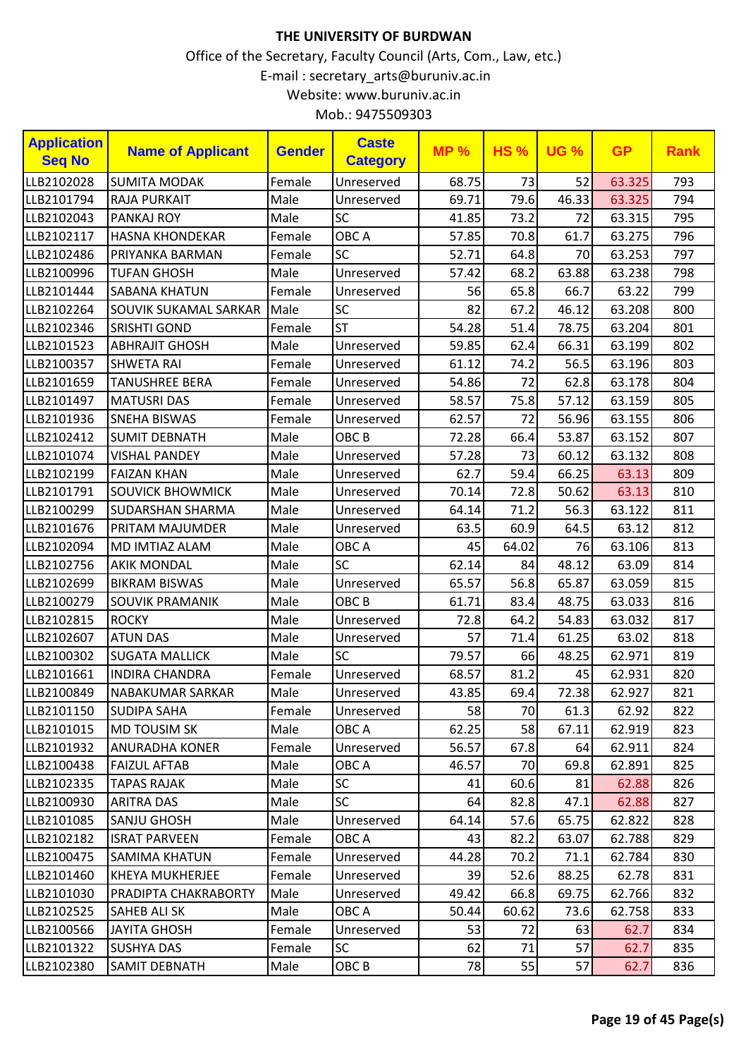# THE UNIVERSITY OF BURDWAN

Office of the Secretary, Faculty Council (Arts, Com., Law, etc.)

E-mail : secretary_arts@buruniv.ac.in

Website: www.buruniv.ac.in

Mob.: 9475509303

| Application Seq No | Name of Applicant | Gender | Caste Category | MP % | HS % | UG % | GP | Rank |
|---|---|---|---|---|---|---|---|---|
| LLB2102028 | SUMITA MODAK | Female | Unreserved | 68.75 | 73 | 52 | 63.325 | 793 |
| LLB2101794 | RAJA PURKAIT | Male | Unreserved | 69.71 | 79.6 | 46.33 | 63.325 | 794 |
| LLB2102043 | PANKAJ ROY | Male | SC | 41.85 | 73.2 | 72 | 63.315 | 795 |
| LLB2102117 | HASNA KHONDEKAR | Female | OBC A | 57.85 | 70.8 | 61.7 | 63.275 | 796 |
| LLB2102486 | PRIYANKA BARMAN | Female | SC | 52.71 | 64.8 | 70 | 63.253 | 797 |
| LLB2100996 | TUFAN GHOSH | Male | Unreserved | 57.42 | 68.2 | 63.88 | 63.238 | 798 |
| LLB2101444 | SABANA KHATUN | Female | Unreserved | 56 | 65.8 | 66.7 | 63.22 | 799 |
| LLB2102264 | SOUVIK SUKAMAL SARKAR | Male | SC | 82 | 67.2 | 46.12 | 63.208 | 800 |
| LLB2102346 | SRISHTI GOND | Female | ST | 54.28 | 51.4 | 78.75 | 63.204 | 801 |
| LLB2101523 | ABHRAJIT GHOSH | Male | Unreserved | 59.85 | 62.4 | 66.31 | 63.199 | 802 |
| LLB2100357 | SHWETA RAI | Female | Unreserved | 61.12 | 74.2 | 56.5 | 63.196 | 803 |
| LLB2101659 | TANUSHREE BERA | Female | Unreserved | 54.86 | 72 | 62.8 | 63.178 | 804 |
| LLB2101497 | MATUSRI DAS | Female | Unreserved | 58.57 | 75.8 | 57.12 | 63.159 | 805 |
| LLB2101936 | SNEHA BISWAS | Female | Unreserved | 62.57 | 72 | 56.96 | 63.155 | 806 |
| LLB2102412 | SUMIT DEBNATH | Male | OBC B | 72.28 | 66.4 | 53.87 | 63.152 | 807 |
| LLB2101074 | VISHAL PANDEY | Male | Unreserved | 57.28 | 73 | 60.12 | 63.132 | 808 |
| LLB2102199 | FAIZAN KHAN | Male | Unreserved | 62.7 | 59.4 | 66.25 | 63.13 | 809 |
| LLB2101791 | SOUVICK BHOWMICK | Male | Unreserved | 70.14 | 72.8 | 50.62 | 63.13 | 810 |
| LLB2100299 | SUDARSHAN SHARMA | Male | Unreserved | 64.14 | 71.2 | 56.3 | 63.122 | 811 |
| LLB2101676 | PRITAM MAJUMDER | Male | Unreserved | 63.5 | 60.9 | 64.5 | 63.12 | 812 |
| LLB2102094 | MD IMTIAZ ALAM | Male | OBC A | 45 | 64.02 | 76 | 63.106 | 813 |
| LLB2102756 | AKIK MONDAL | Male | SC | 62.14 | 84 | 48.12 | 63.09 | 814 |
| LLB2102699 | BIKRAM BISWAS | Male | Unreserved | 65.57 | 56.8 | 65.87 | 63.059 | 815 |
| LLB2100279 | SOUVIK PRAMANIK | Male | OBC B | 61.71 | 83.4 | 48.75 | 63.033 | 816 |
| LLB2102815 | ROCKY | Male | Unreserved | 72.8 | 64.2 | 54.83 | 63.032 | 817 |
| LLB2102607 | ATUN DAS | Male | Unreserved | 57 | 71.4 | 61.25 | 63.02 | 818 |
| LLB2100302 | SUGATA MALLICK | Male | SC | 79.57 | 66 | 48.25 | 62.971 | 819 |
| LLB2101661 | INDIRA CHANDRA | Female | Unreserved | 68.57 | 81.2 | 45 | 62.931 | 820 |
| LLB2100849 | NABAKUMAR SARKAR | Male | Unreserved | 43.85 | 69.4 | 72.38 | 62.927 | 821 |
| LLB2101150 | SUDIPA SAHA | Female | Unreserved | 58 | 70 | 61.3 | 62.92 | 822 |
| LLB2101015 | MD TOUSIM SK | Male | OBC A | 62.25 | 58 | 67.11 | 62.919 | 823 |
| LLB2101932 | ANURADHA KONER | Female | Unreserved | 56.57 | 67.8 | 64 | 62.911 | 824 |
| LLB2100438 | FAIZUL AFTAB | Male | OBC A | 46.57 | 70 | 69.8 | 62.891 | 825 |
| LLB2102335 | TAPAS RAJAK | Male | SC | 41 | 60.6 | 81 | 62.88 | 826 |
| LLB2100930 | ARITRA DAS | Male | SC | 64 | 82.8 | 47.1 | 62.88 | 827 |
| LLB2101085 | SANJU GHOSH | Male | Unreserved | 64.14 | 57.6 | 65.75 | 62.822 | 828 |
| LLB2102182 | ISRAT PARVEEN | Female | OBC A | 43 | 82.2 | 63.07 | 62.788 | 829 |
| LLB2100475 | SAMIMA KHATUN | Female | Unreserved | 44.28 | 70.2 | 71.1 | 62.784 | 830 |
| LLB2101460 | KHEYA MUKHERJEE | Female | Unreserved | 39 | 52.6 | 88.25 | 62.78 | 831 |
| LLB2101030 | PRADIPTA CHAKRABORTY | Male | Unreserved | 49.42 | 66.8 | 69.75 | 62.766 | 832 |
| LLB2102525 | SAHEB ALI SK | Male | OBC A | 50.44 | 60.62 | 73.6 | 62.758 | 833 |
| LLB2100566 | JAYITA GHOSH | Female | Unreserved | 53 | 72 | 63 | 62.7 | 834 |
| LLB2101322 | SUSHYA DAS | Female | SC | 62 | 71 | 57 | 62.7 | 835 |
| LLB2102380 | SAMIT DEBNATH | Male | OBC B | 78 | 55 | 57 | 62.7 | 836 |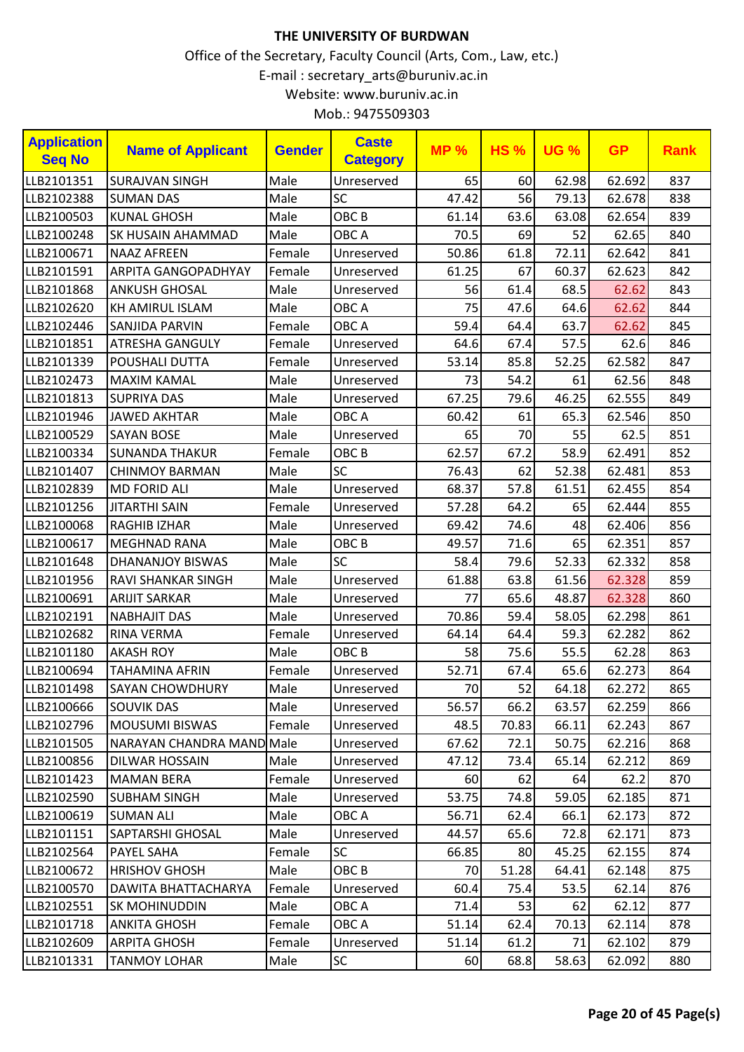# THE UNIVERSITY OF BURDWAN

Office of the Secretary, Faculty Council (Arts, Com., Law, etc.)

E-mail : secretary_arts@buruniv.ac.in

Website: www.buruniv.ac.in

Mob.: 9475509303

| Application Seq No | Name of Applicant | Gender | Caste Category | MP % | HS % | UG % | GP | Rank |
|---|---|---|---|---|---|---|---|---|
| LLB2101351 | SURAJVAN SINGH | Male | Unreserved | 65 | 60 | 62.98 | 62.692 | 837 |
| LLB2102388 | SUMAN DAS | Male | SC | 47.42 | 56 | 79.13 | 62.678 | 838 |
| LLB2100503 | KUNAL GHOSH | Male | OBC B | 61.14 | 63.6 | 63.08 | 62.654 | 839 |
| LLB2100248 | SK HUSAIN AHAMMAD | Male | OBC A | 70.5 | 69 | 52 | 62.65 | 840 |
| LLB2100671 | NAAZ AFREEN | Female | Unreserved | 50.86 | 61.8 | 72.11 | 62.642 | 841 |
| LLB2101591 | ARPITA GANGOPADHYAY | Female | Unreserved | 61.25 | 67 | 60.37 | 62.623 | 842 |
| LLB2101868 | ANKUSH GHOSAL | Male | Unreserved | 56 | 61.4 | 68.5 | 62.62 | 843 |
| LLB2102620 | KH AMIRUL ISLAM | Male | OBC A | 75 | 47.6 | 64.6 | 62.62 | 844 |
| LLB2102446 | SANJIDA PARVIN | Female | OBC A | 59.4 | 64.4 | 63.7 | 62.62 | 845 |
| LLB2101851 | ATRESHA GANGULY | Female | Unreserved | 64.6 | 67.4 | 57.5 | 62.6 | 846 |
| LLB2101339 | POUSHALI DUTTA | Female | Unreserved | 53.14 | 85.8 | 52.25 | 62.582 | 847 |
| LLB2102473 | MAXIM KAMAL | Male | Unreserved | 73 | 54.2 | 61 | 62.56 | 848 |
| LLB2101813 | SUPRIYA DAS | Male | Unreserved | 67.25 | 79.6 | 46.25 | 62.555 | 849 |
| LLB2101946 | JAWED AKHTAR | Male | OBC A | 60.42 | 61 | 65.3 | 62.546 | 850 |
| LLB2100529 | SAYAN BOSE | Male | Unreserved | 65 | 70 | 55 | 62.5 | 851 |
| LLB2100334 | SUNANDA THAKUR | Female | OBC B | 62.57 | 67.2 | 58.9 | 62.491 | 852 |
| LLB2101407 | CHINMOY BARMAN | Male | SC | 76.43 | 62 | 52.38 | 62.481 | 853 |
| LLB2102839 | MD FORID ALI | Male | Unreserved | 68.37 | 57.8 | 61.51 | 62.455 | 854 |
| LLB2101256 | JITARTHI SAIN | Female | Unreserved | 57.28 | 64.2 | 65 | 62.444 | 855 |
| LLB2100068 | RAGHIB IZHAR | Male | Unreserved | 69.42 | 74.6 | 48 | 62.406 | 856 |
| LLB2100617 | MEGHNAD RANA | Male | OBC B | 49.57 | 71.6 | 65 | 62.351 | 857 |
| LLB2101648 | DHANANJOY BISWAS | Male | SC | 58.4 | 79.6 | 52.33 | 62.332 | 858 |
| LLB2101956 | RAVI SHANKAR SINGH | Male | Unreserved | 61.88 | 63.8 | 61.56 | 62.328 | 859 |
| LLB2100691 | ARIJIT SARKAR | Male | Unreserved | 77 | 65.6 | 48.87 | 62.328 | 860 |
| LLB2102191 | NABHAJIT DAS | Male | Unreserved | 70.86 | 59.4 | 58.05 | 62.298 | 861 |
| LLB2102682 | RINA VERMA | Female | Unreserved | 64.14 | 64.4 | 59.3 | 62.282 | 862 |
| LLB2101180 | AKASH ROY | Male | OBC B | 58 | 75.6 | 55.5 | 62.28 | 863 |
| LLB2100694 | TAHAMINA AFRIN | Female | Unreserved | 52.71 | 67.4 | 65.6 | 62.273 | 864 |
| LLB2101498 | SAYAN CHOWDHURY | Male | Unreserved | 70 | 52 | 64.18 | 62.272 | 865 |
| LLB2100666 | SOUVIK DAS | Male | Unreserved | 56.57 | 66.2 | 63.57 | 62.259 | 866 |
| LLB2102796 | MOUSUMI BISWAS | Female | Unreserved | 48.5 | 70.83 | 66.11 | 62.243 | 867 |
| LLB2101505 | NARAYAN CHANDRA MAND | Male | Unreserved | 67.62 | 72.1 | 50.75 | 62.216 | 868 |
| LLB2100856 | DILWAR HOSSAIN | Male | Unreserved | 47.12 | 73.4 | 65.14 | 62.212 | 869 |
| LLB2101423 | MAMAN BERA | Female | Unreserved | 60 | 62 | 64 | 62.2 | 870 |
| LLB2102590 | SUBHAM SINGH | Male | Unreserved | 53.75 | 74.8 | 59.05 | 62.185 | 871 |
| LLB2100619 | SUMAN ALI | Male | OBC A | 56.71 | 62.4 | 66.1 | 62.173 | 872 |
| LLB2101151 | SAPTARSHI GHOSAL | Male | Unreserved | 44.57 | 65.6 | 72.8 | 62.171 | 873 |
| LLB2102564 | PAYEL SAHA | Female | SC | 66.85 | 80 | 45.25 | 62.155 | 874 |
| LLB2100672 | HRISHOV GHOSH | Male | OBC B | 70 | 51.28 | 64.41 | 62.148 | 875 |
| LLB2100570 | DAWITA BHATTACHARYA | Female | Unreserved | 60.4 | 75.4 | 53.5 | 62.14 | 876 |
| LLB2102551 | SK MOHINUDDIN | Male | OBC A | 71.4 | 53 | 62 | 62.12 | 877 |
| LLB2101718 | ANKITA GHOSH | Female | OBC A | 51.14 | 62.4 | 70.13 | 62.114 | 878 |
| LLB2102609 | ARPITA GHOSH | Female | Unreserved | 51.14 | 61.2 | 71 | 62.102 | 879 |
| LLB2101331 | TANMOY LOHAR | Male | SC | 60 | 68.8 | 58.63 | 62.092 | 880 |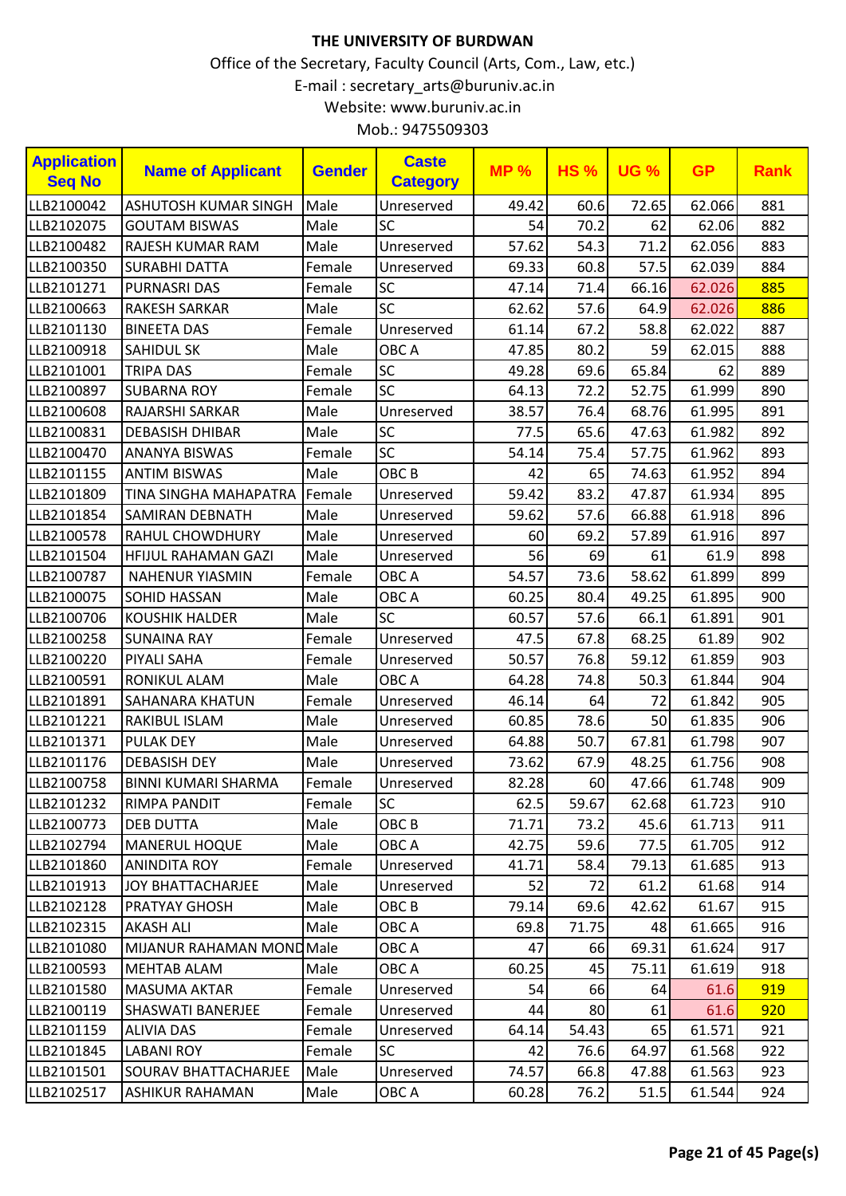**THE UNIVERSITY OF BURDWAN**

Office of the Secretary, Faculty Council (Arts, Com., Law, etc.)

E-mail : secretary_arts@buruniv.ac.in

Website: www.buruniv.ac.in

Mob.: 9475509303

| Application Seq No | Name of Applicant | Gender | Caste Category | MP % | HS % | UG % | GP | Rank |
|---|---|---|---|---|---|---|---|---|
| LLB2100042 | ASHUTOSH KUMAR SINGH | Male | Unreserved | 49.42 | 60.6 | 72.65 | 62.066 | 881 |
| LLB2102075 | GOUTAM BISWAS | Male | SC | 54 | 70.2 | 62 | 62.06 | 882 |
| LLB2100482 | RAJESH KUMAR RAM | Male | Unreserved | 57.62 | 54.3 | 71.2 | 62.056 | 883 |
| LLB2100350 | SURABHI DATTA | Female | Unreserved | 69.33 | 60.8 | 57.5 | 62.039 | 884 |
| LLB2101271 | PURNASRI DAS | Female | SC | 47.14 | 71.4 | 66.16 | 62.026 | 885 |
| LLB2100663 | RAKESH SARKAR | Male | SC | 62.62 | 57.6 | 64.9 | 62.026 | 886 |
| LLB2101130 | BINEETA DAS | Female | Unreserved | 61.14 | 67.2 | 58.8 | 62.022 | 887 |
| LLB2100918 | SAHIDUL SK | Male | OBC A | 47.85 | 80.2 | 59 | 62.015 | 888 |
| LLB2101001 | TRIPA DAS | Female | SC | 49.28 | 69.6 | 65.84 | 62 | 889 |
| LLB2100897 | SUBARNA ROY | Female | SC | 64.13 | 72.2 | 52.75 | 61.999 | 890 |
| LLB2100608 | RAJARSHI SARKAR | Male | Unreserved | 38.57 | 76.4 | 68.76 | 61.995 | 891 |
| LLB2100831 | DEBASISH DHIBAR | Male | SC | 77.5 | 65.6 | 47.63 | 61.982 | 892 |
| LLB2100470 | ANANYA BISWAS | Female | SC | 54.14 | 75.4 | 57.75 | 61.962 | 893 |
| LLB2101155 | ANTIM BISWAS | Male | OBC B | 42 | 65 | 74.63 | 61.952 | 894 |
| LLB2101809 | TINA SINGHA MAHAPATRA | Female | Unreserved | 59.42 | 83.2 | 47.87 | 61.934 | 895 |
| LLB2101854 | SAMIRAN DEBNATH | Male | Unreserved | 59.62 | 57.6 | 66.88 | 61.918 | 896 |
| LLB2100578 | RAHUL CHOWDHURY | Male | Unreserved | 60 | 69.2 | 57.89 | 61.916 | 897 |
| LLB2101504 | HFIJUL RAHAMAN GAZI | Male | Unreserved | 56 | 69 | 61 | 61.9 | 898 |
| LLB2100787 | NAHENUR YIASMIN | Female | OBC A | 54.57 | 73.6 | 58.62 | 61.899 | 899 |
| LLB2100075 | SOHID HASSAN | Male | OBC A | 60.25 | 80.4 | 49.25 | 61.895 | 900 |
| LLB2100706 | KOUSHIK HALDER | Male | SC | 60.57 | 57.6 | 66.1 | 61.891 | 901 |
| LLB2100258 | SUNAINA RAY | Female | Unreserved | 47.5 | 67.8 | 68.25 | 61.89 | 902 |
| LLB2100220 | PIYALI SAHA | Female | Unreserved | 50.57 | 76.8 | 59.12 | 61.859 | 903 |
| LLB2100591 | RONIKUL ALAM | Male | OBC A | 64.28 | 74.8 | 50.3 | 61.844 | 904 |
| LLB2101891 | SAHANARA KHATUN | Female | Unreserved | 46.14 | 64 | 72 | 61.842 | 905 |
| LLB2101221 | RAKIBUL ISLAM | Male | Unreserved | 60.85 | 78.6 | 50 | 61.835 | 906 |
| LLB2101371 | PULAK DEY | Male | Unreserved | 64.88 | 50.7 | 67.81 | 61.798 | 907 |
| LLB2101176 | DEBASISH DEY | Male | Unreserved | 73.62 | 67.9 | 48.25 | 61.756 | 908 |
| LLB2100758 | BINNI KUMARI SHARMA | Female | Unreserved | 82.28 | 60 | 47.66 | 61.748 | 909 |
| LLB2101232 | RIMPA PANDIT | Female | SC | 62.5 | 59.67 | 62.68 | 61.723 | 910 |
| LLB2100773 | DEB DUTTA | Male | OBC B | 71.71 | 73.2 | 45.6 | 61.713 | 911 |
| LLB2102794 | MANERUL HOQUE | Male | OBC A | 42.75 | 59.6 | 77.5 | 61.705 | 912 |
| LLB2101860 | ANINDITA ROY | Female | Unreserved | 41.71 | 58.4 | 79.13 | 61.685 | 913 |
| LLB2101913 | JOY BHATTACHARJEE | Male | Unreserved | 52 | 72 | 61.2 | 61.68 | 914 |
| LLB2102128 | PRATYAY GHOSH | Male | OBC B | 79.14 | 69.6 | 42.62 | 61.67 | 915 |
| LLB2102315 | AKASH ALI | Male | OBC A | 69.8 | 71.75 | 48 | 61.665 | 916 |
| LLB2101080 | MIJANUR RAHAMAN MOND | Male | OBC A | 47 | 66 | 69.31 | 61.624 | 917 |
| LLB2100593 | MEHTAB ALAM | Male | OBC A | 60.25 | 45 | 75.11 | 61.619 | 918 |
| LLB2101580 | MASUMA AKTAR | Female | Unreserved | 54 | 66 | 64 | 61.6 | 919 |
| LLB2100119 | SHASWATI BANERJEE | Female | Unreserved | 44 | 80 | 61 | 61.6 | 920 |
| LLB2101159 | ALIVIA DAS | Female | Unreserved | 64.14 | 54.43 | 65 | 61.571 | 921 |
| LLB2101845 | LABANI ROY | Female | SC | 42 | 76.6 | 64.97 | 61.568 | 922 |
| LLB2101501 | SOURAV BHATTACHARJEE | Male | Unreserved | 74.57 | 66.8 | 47.88 | 61.563 | 923 |
| LLB2102517 | ASHIKUR RAHAMAN | Male | OBC A | 60.28 | 76.2 | 51.5 | 61.544 | 924 |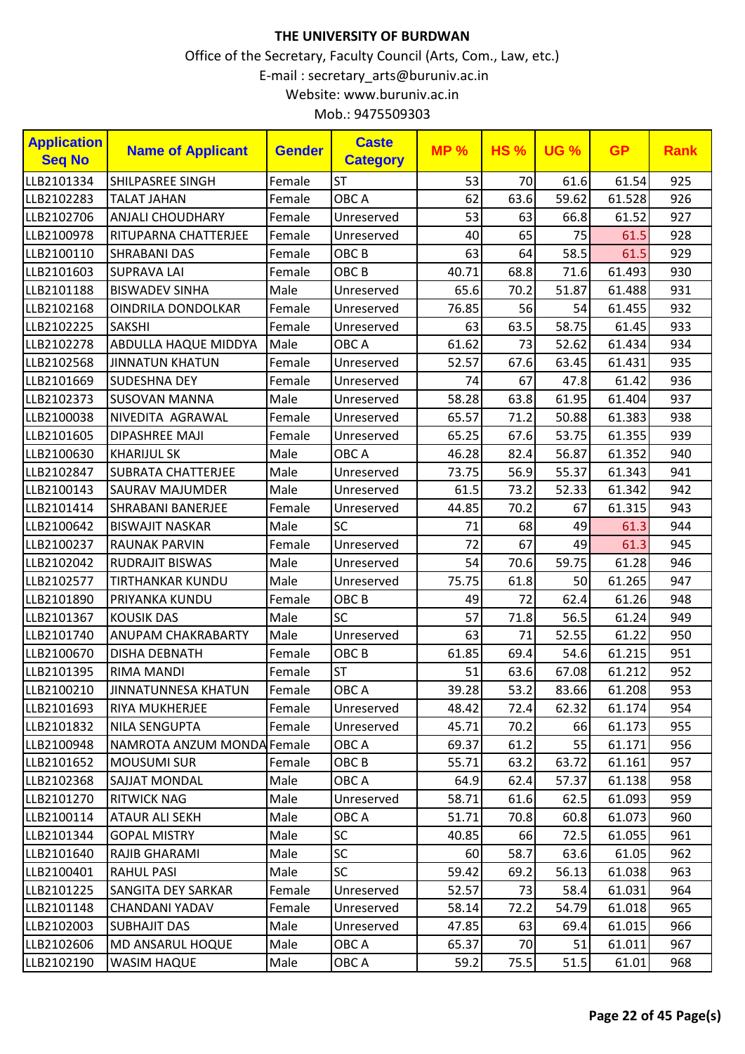**THE UNIVERSITY OF BURDWAN**

Office of the Secretary, Faculty Council (Arts, Com., Law, etc.)

E-mail : secretary_arts@buruniv.ac.in

Website: www.buruniv.ac.in

Mob.: 9475509303

| Application Seq No | Name of Applicant | Gender | Caste Category | MP % | HS % | UG % | GP | Rank |
|---|---|---|---|---|---|---|---|---|
| LLB2101334 | SHILPASREE SINGH | Female | ST | 53 | 70 | 61.6 | 61.54 | 925 |
| LLB2102283 | TALAT JAHAN | Female | OBC A | 62 | 63.6 | 59.62 | 61.528 | 926 |
| LLB2102706 | ANJALI CHOUDHARY | Female | Unreserved | 53 | 63 | 66.8 | 61.52 | 927 |
| LLB2100978 | RITUPARNA CHATTERJEE | Female | Unreserved | 40 | 65 | 75 | 61.5 | 928 |
| LLB2100110 | SHRABANI DAS | Female | OBC B | 63 | 64 | 58.5 | 61.5 | 929 |
| LLB2101603 | SUPRAVA LAI | Female | OBC B | 40.71 | 68.8 | 71.6 | 61.493 | 930 |
| LLB2101188 | BISWADEV SINHA | Male | Unreserved | 65.6 | 70.2 | 51.87 | 61.488 | 931 |
| LLB2102168 | OINDRILA DONDOLKAR | Female | Unreserved | 76.85 | 56 | 54 | 61.455 | 932 |
| LLB2102225 | SAKSHI | Female | Unreserved | 63 | 63.5 | 58.75 | 61.45 | 933 |
| LLB2102278 | ABDULLA HAQUE MIDDYA | Male | OBC A | 61.62 | 73 | 52.62 | 61.434 | 934 |
| LLB2102568 | JINNATUN KHATUN | Female | Unreserved | 52.57 | 67.6 | 63.45 | 61.431 | 935 |
| LLB2101669 | SUDESHNA DEY | Female | Unreserved | 74 | 67 | 47.8 | 61.42 | 936 |
| LLB2102373 | SUSOVAN MANNA | Male | Unreserved | 58.28 | 63.8 | 61.95 | 61.404 | 937 |
| LLB2100038 | NIVEDITA AGRAWAL | Female | Unreserved | 65.57 | 71.2 | 50.88 | 61.383 | 938 |
| LLB2101605 | DIPASHREE MAJI | Female | Unreserved | 65.25 | 67.6 | 53.75 | 61.355 | 939 |
| LLB2100630 | KHARIJUL SK | Male | OBC A | 46.28 | 82.4 | 56.87 | 61.352 | 940 |
| LLB2102847 | SUBRATA CHATTERJEE | Male | Unreserved | 73.75 | 56.9 | 55.37 | 61.343 | 941 |
| LLB2100143 | SAURAV MAJUMDER | Male | Unreserved | 61.5 | 73.2 | 52.33 | 61.342 | 942 |
| LLB2101414 | SHRABANI BANERJEE | Female | Unreserved | 44.85 | 70.2 | 67 | 61.315 | 943 |
| LLB2100642 | BISWAJIT NASKAR | Male | SC | 71 | 68 | 49 | 61.3 | 944 |
| LLB2100237 | RAUNAK PARVIN | Female | Unreserved | 72 | 67 | 49 | 61.3 | 945 |
| LLB2102042 | RUDRAJIT BISWAS | Male | Unreserved | 54 | 70.6 | 59.75 | 61.28 | 946 |
| LLB2102577 | TIRTHANKAR KUNDU | Male | Unreserved | 75.75 | 61.8 | 50 | 61.265 | 947 |
| LLB2101890 | PRIYANKA KUNDU | Female | OBC B | 49 | 72 | 62.4 | 61.26 | 948 |
| LLB2101367 | KOUSIK DAS | Male | SC | 57 | 71.8 | 56.5 | 61.24 | 949 |
| LLB2101740 | ANUPAM CHAKRABARTY | Male | Unreserved | 63 | 71 | 52.55 | 61.22 | 950 |
| LLB2100670 | DISHA DEBNATH | Female | OBC B | 61.85 | 69.4 | 54.6 | 61.215 | 951 |
| LLB2101395 | RIMA MANDI | Female | ST | 51 | 63.6 | 67.08 | 61.212 | 952 |
| LLB2100210 | JINNATUNNESA KHATUN | Female | OBC A | 39.28 | 53.2 | 83.66 | 61.208 | 953 |
| LLB2101693 | RIYA MUKHERJEE | Female | Unreserved | 48.42 | 72.4 | 62.32 | 61.174 | 954 |
| LLB2101832 | NILA SENGUPTA | Female | Unreserved | 45.71 | 70.2 | 66 | 61.173 | 955 |
| LLB2100948 | NAMROTA ANZUM MONDA | Female | OBC A | 69.37 | 61.2 | 55 | 61.171 | 956 |
| LLB2101652 | MOUSUMI SUR | Female | OBC B | 55.71 | 63.2 | 63.72 | 61.161 | 957 |
| LLB2102368 | SAJJAT MONDAL | Male | OBC A | 64.9 | 62.4 | 57.37 | 61.138 | 958 |
| LLB2101270 | RITWICK NAG | Male | Unreserved | 58.71 | 61.6 | 62.5 | 61.093 | 959 |
| LLB2100114 | ATAUR ALI SEKH | Male | OBC A | 51.71 | 70.8 | 60.8 | 61.073 | 960 |
| LLB2101344 | GOPAL MISTRY | Male | SC | 40.85 | 66 | 72.5 | 61.055 | 961 |
| LLB2101640 | RAJIB GHARAMI | Male | SC | 60 | 58.7 | 63.6 | 61.05 | 962 |
| LLB2100401 | RAHUL PASI | Male | SC | 59.42 | 69.2 | 56.13 | 61.038 | 963 |
| LLB2101225 | SANGITA DEY SARKAR | Female | Unreserved | 52.57 | 73 | 58.4 | 61.031 | 964 |
| LLB2101148 | CHANDANI YADAV | Female | Unreserved | 58.14 | 72.2 | 54.79 | 61.018 | 965 |
| LLB2102003 | SUBHAJIT DAS | Male | Unreserved | 47.85 | 63 | 69.4 | 61.015 | 966 |
| LLB2102606 | MD ANSARUL HOQUE | Male | OBC A | 65.37 | 70 | 51 | 61.011 | 967 |
| LLB2102190 | WASIM HAQUE | Male | OBC A | 59.2 | 75.5 | 51.5 | 61.01 | 968 |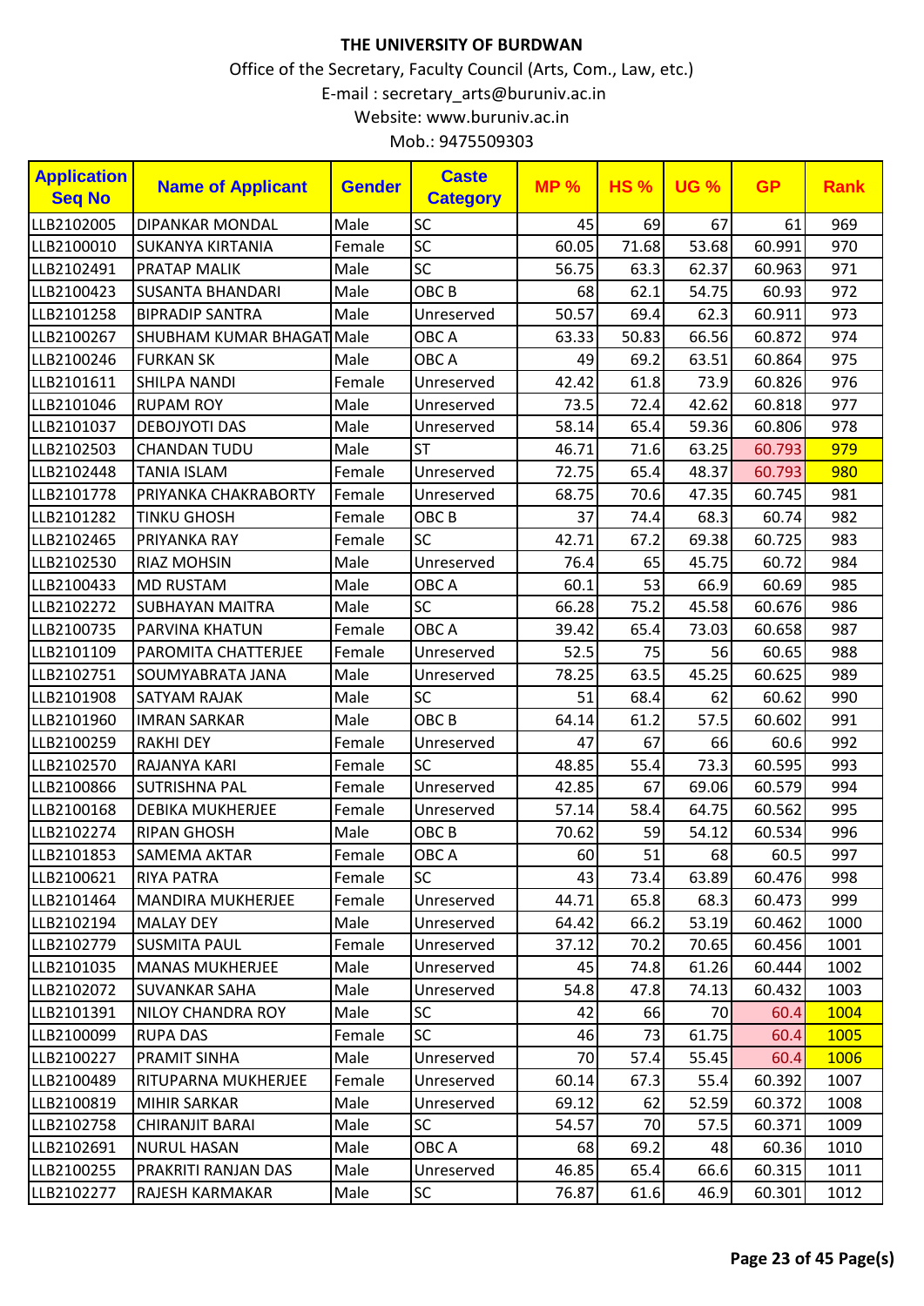# THE UNIVERSITY OF BURDWAN

Office of the Secretary, Faculty Council (Arts, Com., Law, etc.)

E-mail : secretary_arts@buruniv.ac.in

Website: www.buruniv.ac.in

Mob.: 9475509303

| Application Seq No | Name of Applicant | Gender | Caste Category | MP % | HS % | UG % | GP | Rank |
|---|---|---|---|---|---|---|---|---|
| LLB2102005 | DIPANKAR MONDAL | Male | SC | 45 | 69 | 67 | 61 | 969 |
| LLB2100010 | SUKANYA KIRTANIA | Female | SC | 60.05 | 71.68 | 53.68 | 60.991 | 970 |
| LLB2102491 | PRATAP MALIK | Male | SC | 56.75 | 63.3 | 62.37 | 60.963 | 971 |
| LLB2100423 | SUSANTA BHANDARI | Male | OBC B | 68 | 62.1 | 54.75 | 60.93 | 972 |
| LLB2101258 | BIPRADIP SANTRA | Male | Unreserved | 50.57 | 69.4 | 62.3 | 60.911 | 973 |
| LLB2100267 | SHUBHAM KUMAR BHAGAT | Male | OBC A | 63.33 | 50.83 | 66.56 | 60.872 | 974 |
| LLB2100246 | FURKAN SK | Male | OBC A | 49 | 69.2 | 63.51 | 60.864 | 975 |
| LLB2101611 | SHILPA NANDI | Female | Unreserved | 42.42 | 61.8 | 73.9 | 60.826 | 976 |
| LLB2101046 | RUPAM ROY | Male | Unreserved | 73.5 | 72.4 | 42.62 | 60.818 | 977 |
| LLB2101037 | DEBOJYOTI DAS | Male | Unreserved | 58.14 | 65.4 | 59.36 | 60.806 | 978 |
| LLB2102503 | CHANDAN TUDU | Male | ST | 46.71 | 71.6 | 63.25 | 60.793 | 979 |
| LLB2102448 | TANIA ISLAM | Female | Unreserved | 72.75 | 65.4 | 48.37 | 60.793 | 980 |
| LLB2101778 | PRIYANKA CHAKRABORTY | Female | Unreserved | 68.75 | 70.6 | 47.35 | 60.745 | 981 |
| LLB2101282 | TINKU GHOSH | Female | OBC B | 37 | 74.4 | 68.3 | 60.74 | 982 |
| LLB2102465 | PRIYANKA RAY | Female | SC | 42.71 | 67.2 | 69.38 | 60.725 | 983 |
| LLB2102530 | RIAZ MOHSIN | Male | Unreserved | 76.4 | 65 | 45.75 | 60.72 | 984 |
| LLB2100433 | MD RUSTAM | Male | OBC A | 60.1 | 53 | 66.9 | 60.69 | 985 |
| LLB2102272 | SUBHAYAN MAITRA | Male | SC | 66.28 | 75.2 | 45.58 | 60.676 | 986 |
| LLB2100735 | PARVINA KHATUN | Female | OBC A | 39.42 | 65.4 | 73.03 | 60.658 | 987 |
| LLB2101109 | PAROMITA CHATTERJEE | Female | Unreserved | 52.5 | 75 | 56 | 60.65 | 988 |
| LLB2102751 | SOUMYABRATA JANA | Male | Unreserved | 78.25 | 63.5 | 45.25 | 60.625 | 989 |
| LLB2101908 | SATYAM RAJAK | Male | SC | 51 | 68.4 | 62 | 60.62 | 990 |
| LLB2101960 | IMRAN SARKAR | Male | OBC B | 64.14 | 61.2 | 57.5 | 60.602 | 991 |
| LLB2100259 | RAKHI DEY | Female | Unreserved | 47 | 67 | 66 | 60.6 | 992 |
| LLB2102570 | RAJANYA KARI | Female | SC | 48.85 | 55.4 | 73.3 | 60.595 | 993 |
| LLB2100866 | SUTRISHNA PAL | Female | Unreserved | 42.85 | 67 | 69.06 | 60.579 | 994 |
| LLB2100168 | DEBIKA MUKHERJEE | Female | Unreserved | 57.14 | 58.4 | 64.75 | 60.562 | 995 |
| LLB2102274 | RIPAN GHOSH | Male | OBC B | 70.62 | 59 | 54.12 | 60.534 | 996 |
| LLB2101853 | SAMEMA AKTAR | Female | OBC A | 60 | 51 | 68 | 60.5 | 997 |
| LLB2100621 | RIYA PATRA | Female | SC | 43 | 73.4 | 63.89 | 60.476 | 998 |
| LLB2101464 | MANDIRA MUKHERJEE | Female | Unreserved | 44.71 | 65.8 | 68.3 | 60.473 | 999 |
| LLB2102194 | MALAY DEY | Male | Unreserved | 64.42 | 66.2 | 53.19 | 60.462 | 1000 |
| LLB2102779 | SUSMITA PAUL | Female | Unreserved | 37.12 | 70.2 | 70.65 | 60.456 | 1001 |
| LLB2101035 | MANAS MUKHERJEE | Male | Unreserved | 45 | 74.8 | 61.26 | 60.444 | 1002 |
| LLB2102072 | SUVANKAR SAHA | Male | Unreserved | 54.8 | 47.8 | 74.13 | 60.432 | 1003 |
| LLB2101391 | NILOY CHANDRA ROY | Male | SC | 42 | 66 | 70 | 60.4 | 1004 |
| LLB2100099 | RUPA DAS | Female | SC | 46 | 73 | 61.75 | 60.4 | 1005 |
| LLB2100227 | PRAMIT SINHA | Male | Unreserved | 70 | 57.4 | 55.45 | 60.4 | 1006 |
| LLB2100489 | RITUPARNA MUKHERJEE | Female | Unreserved | 60.14 | 67.3 | 55.4 | 60.392 | 1007 |
| LLB2100819 | MIHIR SARKAR | Male | Unreserved | 69.12 | 62 | 52.59 | 60.372 | 1008 |
| LLB2102758 | CHIRANJIT BARAI | Male | SC | 54.57 | 70 | 57.5 | 60.371 | 1009 |
| LLB2102691 | NURUL HASAN | Male | OBC A | 68 | 69.2 | 48 | 60.36 | 1010 |
| LLB2100255 | PRAKRITI RANJAN DAS | Male | Unreserved | 46.85 | 65.4 | 66.6 | 60.315 | 1011 |
| LLB2102277 | RAJESH KARMAKAR | Male | SC | 76.87 | 61.6 | 46.9 | 60.301 | 1012 |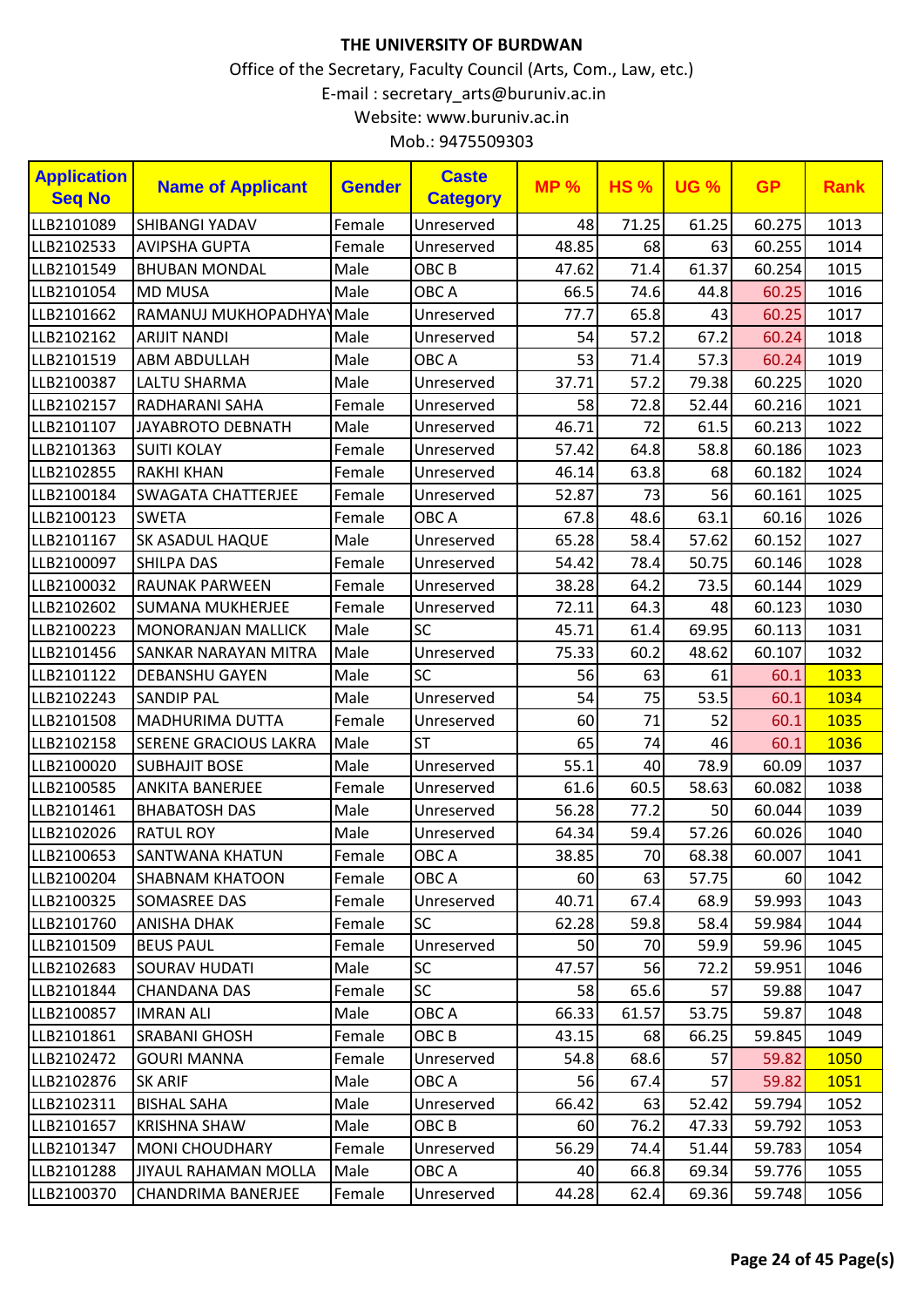# THE UNIVERSITY OF BURDWAN

Office of the Secretary, Faculty Council (Arts, Com., Law, etc.)

E-mail : secretary_arts@buruniv.ac.in

Website: www.buruniv.ac.in

Mob.: 9475509303

| Application Seq No | Name of Applicant | Gender | Caste Category | MP % | HS % | UG % | GP | Rank |
|---|---|---|---|---|---|---|---|---|
| LLB2101089 | SHIBANGI YADAV | Female | Unreserved | 48 | 71.25 | 61.25 | 60.275 | 1013 |
| LLB2102533 | AVIPSHA GUPTA | Female | Unreserved | 48.85 | 68 | 63 | 60.255 | 1014 |
| LLB2101549 | BHUBAN MONDAL | Male | OBC B | 47.62 | 71.4 | 61.37 | 60.254 | 1015 |
| LLB2101054 | MD MUSA | Male | OBC A | 66.5 | 74.6 | 44.8 | 60.25 | 1016 |
| LLB2101662 | RAMANUJ MUKHOPADHYAY | Male | Unreserved | 77.7 | 65.8 | 43 | 60.25 | 1017 |
| LLB2102162 | ARIJIT NANDI | Male | Unreserved | 54 | 57.2 | 67.2 | 60.24 | 1018 |
| LLB2101519 | ABM ABDULLAH | Male | OBC A | 53 | 71.4 | 57.3 | 60.24 | 1019 |
| LLB2100387 | LALTU SHARMA | Male | Unreserved | 37.71 | 57.2 | 79.38 | 60.225 | 1020 |
| LLB2102157 | RADHARANI SAHA | Female | Unreserved | 58 | 72.8 | 52.44 | 60.216 | 1021 |
| LLB2101107 | JAYABROTO DEBNATH | Male | Unreserved | 46.71 | 72 | 61.5 | 60.213 | 1022 |
| LLB2101363 | SUITI KOLAY | Female | Unreserved | 57.42 | 64.8 | 58.8 | 60.186 | 1023 |
| LLB2102855 | RAKHI KHAN | Female | Unreserved | 46.14 | 63.8 | 68 | 60.182 | 1024 |
| LLB2100184 | SWAGATA CHATTERJEE | Female | Unreserved | 52.87 | 73 | 56 | 60.161 | 1025 |
| LLB2100123 | SWETA | Female | OBC A | 67.8 | 48.6 | 63.1 | 60.16 | 1026 |
| LLB2101167 | SK ASADUL HAQUE | Male | Unreserved | 65.28 | 58.4 | 57.62 | 60.152 | 1027 |
| LLB2100097 | SHILPA DAS | Female | Unreserved | 54.42 | 78.4 | 50.75 | 60.146 | 1028 |
| LLB2100032 | RAUNAK PARWEEN | Female | Unreserved | 38.28 | 64.2 | 73.5 | 60.144 | 1029 |
| LLB2102602 | SUMANA MUKHERJEE | Female | Unreserved | 72.11 | 64.3 | 48 | 60.123 | 1030 |
| LLB2100223 | MONORANJAN MALLICK | Male | SC | 45.71 | 61.4 | 69.95 | 60.113 | 1031 |
| LLB2101456 | SANKAR NARAYAN MITRA | Male | Unreserved | 75.33 | 60.2 | 48.62 | 60.107 | 1032 |
| LLB2101122 | DEBANSHU GAYEN | Male | SC | 56 | 63 | 61 | 60.1 | 1033 |
| LLB2102243 | SANDIP PAL | Male | Unreserved | 54 | 75 | 53.5 | 60.1 | 1034 |
| LLB2101508 | MADHURIMA DUTTA | Female | Unreserved | 60 | 71 | 52 | 60.1 | 1035 |
| LLB2102158 | SERENE GRACIOUS LAKRA | Male | ST | 65 | 74 | 46 | 60.1 | 1036 |
| LLB2100020 | SUBHAJIT BOSE | Male | Unreserved | 55.1 | 40 | 78.9 | 60.09 | 1037 |
| LLB2100585 | ANKITA BANERJEE | Female | Unreserved | 61.6 | 60.5 | 58.63 | 60.082 | 1038 |
| LLB2101461 | BHABATOSH DAS | Male | Unreserved | 56.28 | 77.2 | 50 | 60.044 | 1039 |
| LLB2102026 | RATUL ROY | Male | Unreserved | 64.34 | 59.4 | 57.26 | 60.026 | 1040 |
| LLB2100653 | SANTWANA KHATUN | Female | OBC A | 38.85 | 70 | 68.38 | 60.007 | 1041 |
| LLB2100204 | SHABNAM KHATOON | Female | OBC A | 60 | 63 | 57.75 | 60 | 1042 |
| LLB2100325 | SOMASREE DAS | Female | Unreserved | 40.71 | 67.4 | 68.9 | 59.993 | 1043 |
| LLB2101760 | ANISHA DHAK | Female | SC | 62.28 | 59.8 | 58.4 | 59.984 | 1044 |
| LLB2101509 | BEUS PAUL | Female | Unreserved | 50 | 70 | 59.9 | 59.96 | 1045 |
| LLB2102683 | SOURAV HUDATI | Male | SC | 47.57 | 56 | 72.2 | 59.951 | 1046 |
| LLB2101844 | CHANDANA DAS | Female | SC | 58 | 65.6 | 57 | 59.88 | 1047 |
| LLB2100857 | IMRAN ALI | Male | OBC A | 66.33 | 61.57 | 53.75 | 59.87 | 1048 |
| LLB2101861 | SRABANI GHOSH | Female | OBC B | 43.15 | 68 | 66.25 | 59.845 | 1049 |
| LLB2102472 | GOURI MANNA | Female | Unreserved | 54.8 | 68.6 | 57 | 59.82 | 1050 |
| LLB2102876 | SK ARIF | Male | OBC A | 56 | 67.4 | 57 | 59.82 | 1051 |
| LLB2102311 | BISHAL SAHA | Male | Unreserved | 66.42 | 63 | 52.42 | 59.794 | 1052 |
| LLB2101657 | KRISHNA SHAW | Male | OBC B | 60 | 76.2 | 47.33 | 59.792 | 1053 |
| LLB2101347 | MONI CHOUDHARY | Female | Unreserved | 56.29 | 74.4 | 51.44 | 59.783 | 1054 |
| LLB2101288 | JIYAUL RAHAMAN MOLLA | Male | OBC A | 40 | 66.8 | 69.34 | 59.776 | 1055 |
| LLB2100370 | CHANDRIMA BANERJEE | Female | Unreserved | 44.28 | 62.4 | 69.36 | 59.748 | 1056 |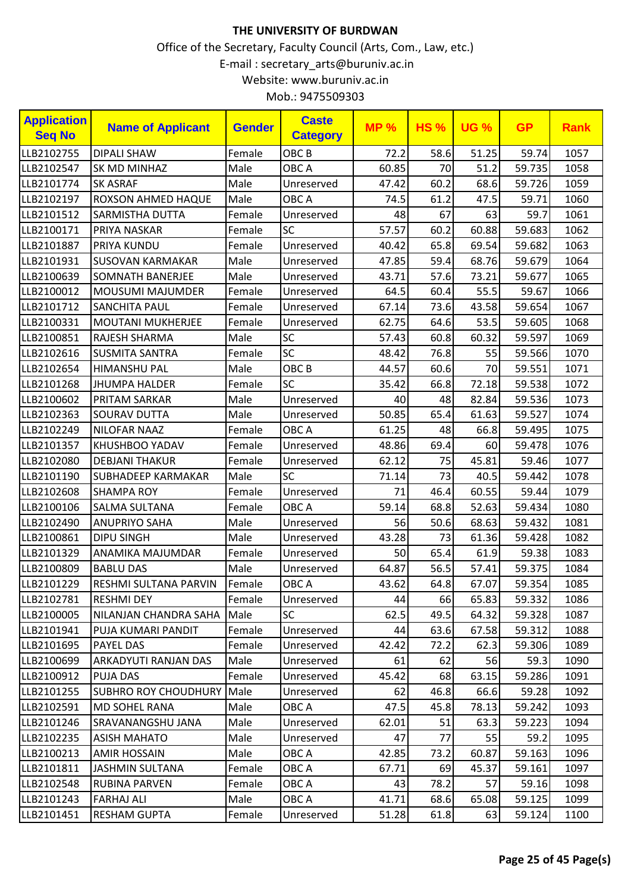**THE UNIVERSITY OF BURDWAN**

Office of the Secretary, Faculty Council (Arts, Com., Law, etc.)

E-mail : secretary_arts@buruniv.ac.in

Website: www.buruniv.ac.in

Mob.: 9475509303

| Application Seq No | Name of Applicant | Gender | Caste Category | MP % | HS % | UG % | GP | Rank |
|---|---|---|---|---|---|---|---|---|
| LLB2102755 | DIPALI SHAW | Female | OBC B | 72.2 | 58.6 | 51.25 | 59.74 | 1057 |
| LLB2102547 | SK MD MINHAZ | Male | OBC A | 60.85 | 70 | 51.2 | 59.735 | 1058 |
| LLB2101774 | SK ASRAF | Male | Unreserved | 47.42 | 60.2 | 68.6 | 59.726 | 1059 |
| LLB2102197 | ROXSON AHMED HAQUE | Male | OBC A | 74.5 | 61.2 | 47.5 | 59.71 | 1060 |
| LLB2101512 | SARMISTHA DUTTA | Female | Unreserved | 48 | 67 | 63 | 59.7 | 1061 |
| LLB2100171 | PRIYA NASKAR | Female | SC | 57.57 | 60.2 | 60.88 | 59.683 | 1062 |
| LLB2101887 | PRIYA KUNDU | Female | Unreserved | 40.42 | 65.8 | 69.54 | 59.682 | 1063 |
| LLB2101931 | SUSOVAN KARMAKAR | Male | Unreserved | 47.85 | 59.4 | 68.76 | 59.679 | 1064 |
| LLB2100639 | SOMNATH BANERJEE | Male | Unreserved | 43.71 | 57.6 | 73.21 | 59.677 | 1065 |
| LLB2100012 | MOUSUMI MAJUMDER | Female | Unreserved | 64.5 | 60.4 | 55.5 | 59.67 | 1066 |
| LLB2101712 | SANCHITA PAUL | Female | Unreserved | 67.14 | 73.6 | 43.58 | 59.654 | 1067 |
| LLB2100331 | MOUTANI MUKHERJEE | Female | Unreserved | 62.75 | 64.6 | 53.5 | 59.605 | 1068 |
| LLB2100851 | RAJESH SHARMA | Male | SC | 57.43 | 60.8 | 60.32 | 59.597 | 1069 |
| LLB2102616 | SUSMITA SANTRA | Female | SC | 48.42 | 76.8 | 55 | 59.566 | 1070 |
| LLB2102654 | HIMANSHU PAL | Male | OBC B | 44.57 | 60.6 | 70 | 59.551 | 1071 |
| LLB2101268 | JHUMPA HALDER | Female | SC | 35.42 | 66.8 | 72.18 | 59.538 | 1072 |
| LLB2100602 | PRITAM SARKAR | Male | Unreserved | 40 | 48 | 82.84 | 59.536 | 1073 |
| LLB2102363 | SOURAV DUTTA | Male | Unreserved | 50.85 | 65.4 | 61.63 | 59.527 | 1074 |
| LLB2102249 | NILOFAR NAAZ | Female | OBC A | 61.25 | 48 | 66.8 | 59.495 | 1075 |
| LLB2101357 | KHUSHBOO YADAV | Female | Unreserved | 48.86 | 69.4 | 60 | 59.478 | 1076 |
| LLB2102080 | DEBJANI THAKUR | Female | Unreserved | 62.12 | 75 | 45.81 | 59.46 | 1077 |
| LLB2101190 | SUBHADEEP KARMAKAR | Male | SC | 71.14 | 73 | 40.5 | 59.442 | 1078 |
| LLB2102608 | SHAMPA ROY | Female | Unreserved | 71 | 46.4 | 60.55 | 59.44 | 1079 |
| LLB2100106 | SALMA SULTANA | Female | OBC A | 59.14 | 68.8 | 52.63 | 59.434 | 1080 |
| LLB2102490 | ANUPRIYO SAHA | Male | Unreserved | 56 | 50.6 | 68.63 | 59.432 | 1081 |
| LLB2100861 | DIPU SINGH | Male | Unreserved | 43.28 | 73 | 61.36 | 59.428 | 1082 |
| LLB2101329 | ANAMIKA MAJUMDAR | Female | Unreserved | 50 | 65.4 | 61.9 | 59.38 | 1083 |
| LLB2100809 | BABLU DAS | Male | Unreserved | 64.87 | 56.5 | 57.41 | 59.375 | 1084 |
| LLB2101229 | RESHMI SULTANA PARVIN | Female | OBC A | 43.62 | 64.8 | 67.07 | 59.354 | 1085 |
| LLB2102781 | RESHMI DEY | Female | Unreserved | 44 | 66 | 65.83 | 59.332 | 1086 |
| LLB2100005 | NILANJAN CHANDRA SAHA | Male | SC | 62.5 | 49.5 | 64.32 | 59.328 | 1087 |
| LLB2101941 | PUJA KUMARI PANDIT | Female | Unreserved | 44 | 63.6 | 67.58 | 59.312 | 1088 |
| LLB2101695 | PAYEL DAS | Female | Unreserved | 42.42 | 72.2 | 62.3 | 59.306 | 1089 |
| LLB2100699 | ARKADYUTI RANJAN DAS | Male | Unreserved | 61 | 62 | 56 | 59.3 | 1090 |
| LLB2100912 | PUJA DAS | Female | Unreserved | 45.42 | 68 | 63.15 | 59.286 | 1091 |
| LLB2101255 | SUBHRO ROY CHOUDHURY | Male | Unreserved | 62 | 46.8 | 66.6 | 59.28 | 1092 |
| LLB2102591 | MD SOHEL RANA | Male | OBC A | 47.5 | 45.8 | 78.13 | 59.242 | 1093 |
| LLB2101246 | SRAVANANGSHU JANA | Male | Unreserved | 62.01 | 51 | 63.3 | 59.223 | 1094 |
| LLB2102235 | ASISH MAHATO | Male | Unreserved | 47 | 77 | 55 | 59.2 | 1095 |
| LLB2100213 | AMIR HOSSAIN | Male | OBC A | 42.85 | 73.2 | 60.87 | 59.163 | 1096 |
| LLB2101811 | JASHMIN SULTANA | Female | OBC A | 67.71 | 69 | 45.37 | 59.161 | 1097 |
| LLB2102548 | RUBINA PARVEN | Female | OBC A | 43 | 78.2 | 57 | 59.16 | 1098 |
| LLB2101243 | FARHAJ ALI | Male | OBC A | 41.71 | 68.6 | 65.08 | 59.125 | 1099 |
| LLB2101451 | RESHAM GUPTA | Female | Unreserved | 51.28 | 61.8 | 63 | 59.124 | 1100 |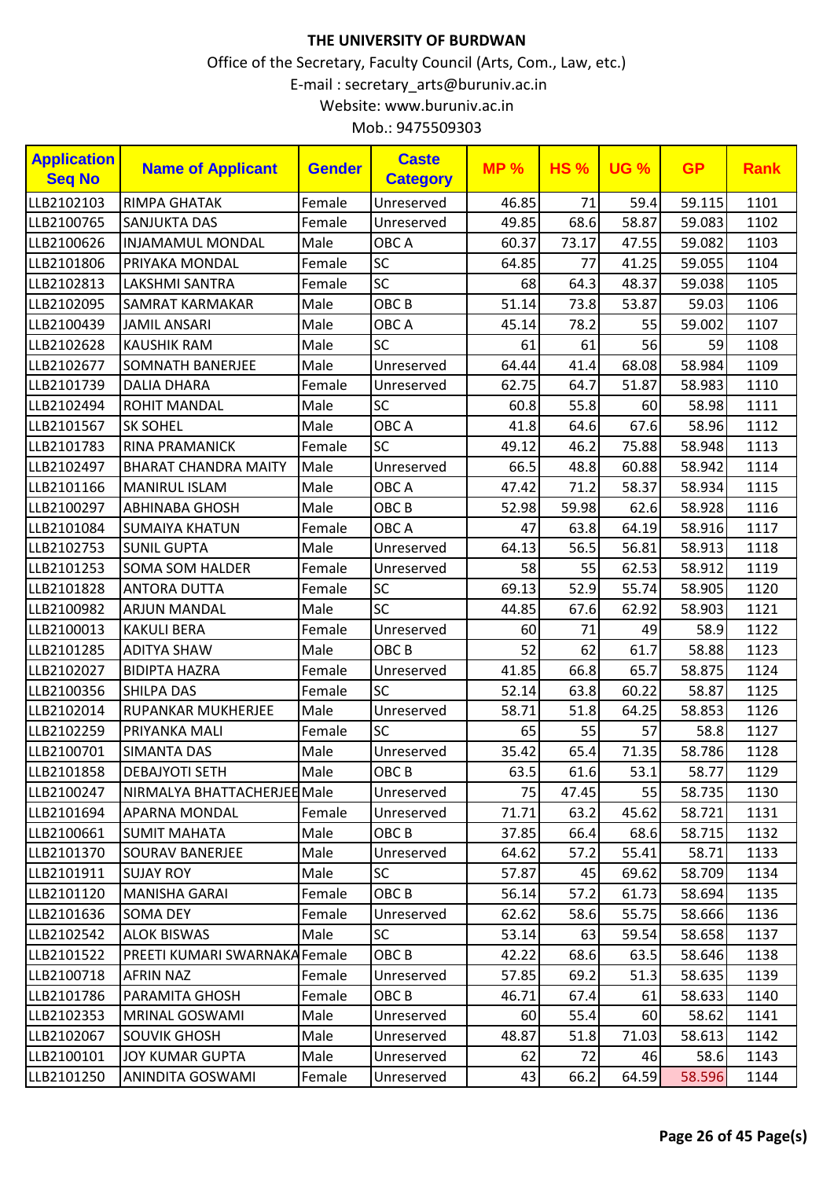**THE UNIVERSITY OF BURDWAN**

Office of the Secretary, Faculty Council (Arts, Com., Law, etc.)

E-mail : secretary_arts@buruniv.ac.in

Website: www.buruniv.ac.in

Mob.: 9475509303

| Application Seq No | Name of Applicant | Gender | Caste Category | MP % | HS % | UG % | GP | Rank |
|---|---|---|---|---|---|---|---|---|
| LLB2102103 | RIMPA GHATAK | Female | Unreserved | 46.85 | 71 | 59.4 | 59.115 | 1101 |
| LLB2100765 | SANJUKTA DAS | Female | Unreserved | 49.85 | 68.6 | 58.87 | 59.083 | 1102 |
| LLB2100626 | INJAMAMUL MONDAL | Male | OBC A | 60.37 | 73.17 | 47.55 | 59.082 | 1103 |
| LLB2101806 | PRIYAKA MONDAL | Female | SC | 64.85 | 77 | 41.25 | 59.055 | 1104 |
| LLB2102813 | LAKSHMI SANTRA | Female | SC | 68 | 64.3 | 48.37 | 59.038 | 1105 |
| LLB2102095 | SAMRAT KARMAKAR | Male | OBC B | 51.14 | 73.8 | 53.87 | 59.03 | 1106 |
| LLB2100439 | JAMIL ANSARI | Male | OBC A | 45.14 | 78.2 | 55 | 59.002 | 1107 |
| LLB2102628 | KAUSHIK RAM | Male | SC | 61 | 61 | 56 | 59 | 1108 |
| LLB2102677 | SOMNATH BANERJEE | Male | Unreserved | 64.44 | 41.4 | 68.08 | 58.984 | 1109 |
| LLB2101739 | DALIA DHARA | Female | Unreserved | 62.75 | 64.7 | 51.87 | 58.983 | 1110 |
| LLB2102494 | ROHIT MANDAL | Male | SC | 60.8 | 55.8 | 60 | 58.98 | 1111 |
| LLB2101567 | SK SOHEL | Male | OBC A | 41.8 | 64.6 | 67.6 | 58.96 | 1112 |
| LLB2101783 | RINA PRAMANICK | Female | SC | 49.12 | 46.2 | 75.88 | 58.948 | 1113 |
| LLB2102497 | BHARAT CHANDRA MAITY | Male | Unreserved | 66.5 | 48.8 | 60.88 | 58.942 | 1114 |
| LLB2101166 | MANIRUL ISLAM | Male | OBC A | 47.42 | 71.2 | 58.37 | 58.934 | 1115 |
| LLB2100297 | ABHINABA GHOSH | Male | OBC B | 52.98 | 59.98 | 62.6 | 58.928 | 1116 |
| LLB2101084 | SUMAIYA KHATUN | Female | OBC A | 47 | 63.8 | 64.19 | 58.916 | 1117 |
| LLB2102753 | SUNIL GUPTA | Male | Unreserved | 64.13 | 56.5 | 56.81 | 58.913 | 1118 |
| LLB2101253 | SOMA SOM HALDER | Female | Unreserved | 58 | 55 | 62.53 | 58.912 | 1119 |
| LLB2101828 | ANTORA DUTTA | Female | SC | 69.13 | 52.9 | 55.74 | 58.905 | 1120 |
| LLB2100982 | ARJUN MANDAL | Male | SC | 44.85 | 67.6 | 62.92 | 58.903 | 1121 |
| LLB2100013 | KAKULI BERA | Female | Unreserved | 60 | 71 | 49 | 58.9 | 1122 |
| LLB2101285 | ADITYA SHAW | Male | OBC B | 52 | 62 | 61.7 | 58.88 | 1123 |
| LLB2102027 | BIDIPTA HAZRA | Female | Unreserved | 41.85 | 66.8 | 65.7 | 58.875 | 1124 |
| LLB2100356 | SHILPA DAS | Female | SC | 52.14 | 63.8 | 60.22 | 58.87 | 1125 |
| LLB2102014 | RUPANKAR MUKHERJEE | Male | Unreserved | 58.71 | 51.8 | 64.25 | 58.853 | 1126 |
| LLB2102259 | PRIYANKA MALI | Female | SC | 65 | 55 | 57 | 58.8 | 1127 |
| LLB2100701 | SIMANTA DAS | Male | Unreserved | 35.42 | 65.4 | 71.35 | 58.786 | 1128 |
| LLB2101858 | DEBAJYOTI SETH | Male | OBC B | 63.5 | 61.6 | 53.1 | 58.77 | 1129 |
| LLB2100247 | NIRMALYA BHATTACHERJEE | Male | Unreserved | 75 | 47.45 | 55 | 58.735 | 1130 |
| LLB2101694 | APARNA MONDAL | Female | Unreserved | 71.71 | 63.2 | 45.62 | 58.721 | 1131 |
| LLB2100661 | SUMIT MAHATA | Male | OBC B | 37.85 | 66.4 | 68.6 | 58.715 | 1132 |
| LLB2101370 | SOURAV BANERJEE | Male | Unreserved | 64.62 | 57.2 | 55.41 | 58.71 | 1133 |
| LLB2101911 | SUJAY ROY | Male | SC | 57.87 | 45 | 69.62 | 58.709 | 1134 |
| LLB2101120 | MANISHA GARAI | Female | OBC B | 56.14 | 57.2 | 61.73 | 58.694 | 1135 |
| LLB2101636 | SOMA DEY | Female | Unreserved | 62.62 | 58.6 | 55.75 | 58.666 | 1136 |
| LLB2102542 | ALOK BISWAS | Male | SC | 53.14 | 63 | 59.54 | 58.658 | 1137 |
| LLB2101522 | PREETI KUMARI SWARNAKA | Female | OBC B | 42.22 | 68.6 | 63.5 | 58.646 | 1138 |
| LLB2100718 | AFRIN NAZ | Female | Unreserved | 57.85 | 69.2 | 51.3 | 58.635 | 1139 |
| LLB2101786 | PARAMITA GHOSH | Female | OBC B | 46.71 | 67.4 | 61 | 58.633 | 1140 |
| LLB2102353 | MRINAL GOSWAMI | Male | Unreserved | 60 | 55.4 | 60 | 58.62 | 1141 |
| LLB2102067 | SOUVIK GHOSH | Male | Unreserved | 48.87 | 51.8 | 71.03 | 58.613 | 1142 |
| LLB2100101 | JOY KUMAR GUPTA | Male | Unreserved | 62 | 72 | 46 | 58.6 | 1143 |
| LLB2101250 | ANINDITA GOSWAMI | Female | Unreserved | 43 | 66.2 | 64.59 | 58.596 | 1144 |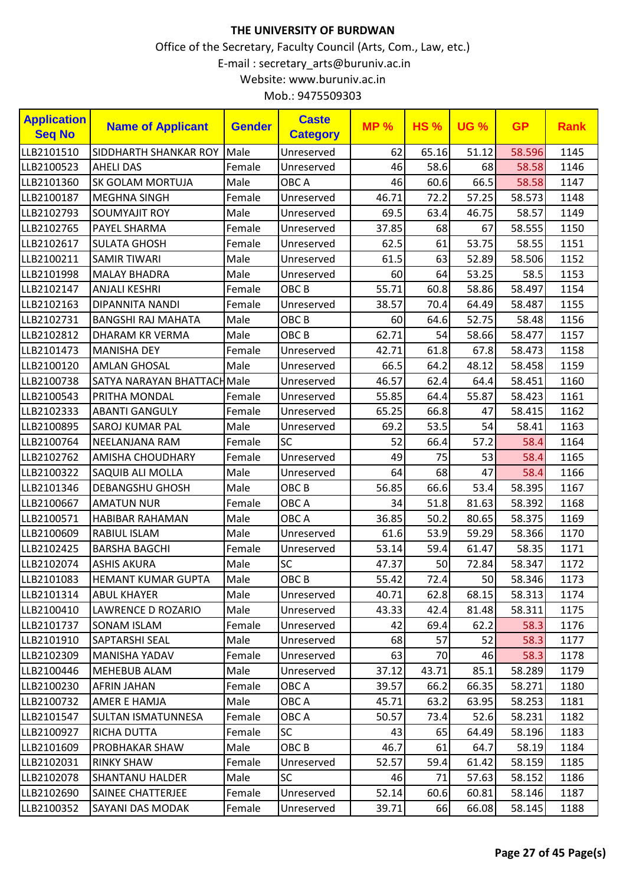# THE UNIVERSITY OF BURDWAN

Office of the Secretary, Faculty Council (Arts, Com., Law, etc.)

E-mail : secretary_arts@buruniv.ac.in

Website: www.buruniv.ac.in

Mob.: 9475509303

| Application Seq No | Name of Applicant | Gender | Caste Category | MP % | HS % | UG % | GP | Rank |
|---|---|---|---|---|---|---|---|---|
| LLB2101510 | SIDDHARTH SHANKAR ROY | Male | Unreserved | 62 | 65.16 | 51.12 | 58.596 | 1145 |
| LLB2100523 | AHELI DAS | Female | Unreserved | 46 | 58.6 | 68 | 58.58 | 1146 |
| LLB2101360 | SK GOLAM MORTUJA | Male | OBC A | 46 | 60.6 | 66.5 | 58.58 | 1147 |
| LLB2100187 | MEGHNA SINGH | Female | Unreserved | 46.71 | 72.2 | 57.25 | 58.573 | 1148 |
| LLB2102793 | SOUMYAJIT ROY | Male | Unreserved | 69.5 | 63.4 | 46.75 | 58.57 | 1149 |
| LLB2102765 | PAYEL SHARMA | Female | Unreserved | 37.85 | 68 | 67 | 58.555 | 1150 |
| LLB2102617 | SULATA GHOSH | Female | Unreserved | 62.5 | 61 | 53.75 | 58.55 | 1151 |
| LLB2100211 | SAMIR TIWARI | Male | Unreserved | 61.5 | 63 | 52.89 | 58.506 | 1152 |
| LLB2101998 | MALAY BHADRA | Male | Unreserved | 60 | 64 | 53.25 | 58.5 | 1153 |
| LLB2102147 | ANJALI KESHRI | Female | OBC B | 55.71 | 60.8 | 58.86 | 58.497 | 1154 |
| LLB2102163 | DIPANNITA NANDI | Female | Unreserved | 38.57 | 70.4 | 64.49 | 58.487 | 1155 |
| LLB2102731 | BANGSHI RAJ MAHATA | Male | OBC B | 60 | 64.6 | 52.75 | 58.48 | 1156 |
| LLB2102812 | DHARAM KR VERMA | Male | OBC B | 62.71 | 54 | 58.66 | 58.477 | 1157 |
| LLB2101473 | MANISHA DEY | Female | Unreserved | 42.71 | 61.8 | 67.8 | 58.473 | 1158 |
| LLB2100120 | AMLAN GHOSAL | Male | Unreserved | 66.5 | 64.2 | 48.12 | 58.458 | 1159 |
| LLB2100738 | SATYA NARAYAN BHATTACH | Male | Unreserved | 46.57 | 62.4 | 64.4 | 58.451 | 1160 |
| LLB2100543 | PRITHA MONDAL | Female | Unreserved | 55.85 | 64.4 | 55.87 | 58.423 | 1161 |
| LLB2102333 | ABANTI GANGULY | Female | Unreserved | 65.25 | 66.8 | 47 | 58.415 | 1162 |
| LLB2100895 | SAROJ KUMAR PAL | Male | Unreserved | 69.2 | 53.5 | 54 | 58.41 | 1163 |
| LLB2100764 | NEELANJANA RAM | Female | SC | 52 | 66.4 | 57.2 | 58.4 | 1164 |
| LLB2102762 | AMISHA CHOUDHARY | Female | Unreserved | 49 | 75 | 53 | 58.4 | 1165 |
| LLB2100322 | SAQUIB ALI MOLLA | Male | Unreserved | 64 | 68 | 47 | 58.4 | 1166 |
| LLB2101346 | DEBANGSHU GHOSH | Male | OBC B | 56.85 | 66.6 | 53.4 | 58.395 | 1167 |
| LLB2100667 | AMATUN NUR | Female | OBC A | 34 | 51.8 | 81.63 | 58.392 | 1168 |
| LLB2100571 | HABIBAR RAHAMAN | Male | OBC A | 36.85 | 50.2 | 80.65 | 58.375 | 1169 |
| LLB2100609 | RABIUL ISLAM | Male | Unreserved | 61.6 | 53.9 | 59.29 | 58.366 | 1170 |
| LLB2102425 | BARSHA BAGCHI | Female | Unreserved | 53.14 | 59.4 | 61.47 | 58.35 | 1171 |
| LLB2102074 | ASHIS AKURA | Male | SC | 47.37 | 50 | 72.84 | 58.347 | 1172 |
| LLB2101083 | HEMANT KUMAR GUPTA | Male | OBC B | 55.42 | 72.4 | 50 | 58.346 | 1173 |
| LLB2101314 | ABUL KHAYER | Male | Unreserved | 40.71 | 62.8 | 68.15 | 58.313 | 1174 |
| LLB2100410 | LAWRENCE D ROZARIO | Male | Unreserved | 43.33 | 42.4 | 81.48 | 58.311 | 1175 |
| LLB2101737 | SONAM ISLAM | Female | Unreserved | 42 | 69.4 | 62.2 | 58.3 | 1176 |
| LLB2101910 | SAPTARSHI SEAL | Male | Unreserved | 68 | 57 | 52 | 58.3 | 1177 |
| LLB2102309 | MANISHA YADAV | Female | Unreserved | 63 | 70 | 46 | 58.3 | 1178 |
| LLB2100446 | MEHEBUB ALAM | Male | Unreserved | 37.12 | 43.71 | 85.1 | 58.289 | 1179 |
| LLB2100230 | AFRIN JAHAN | Female | OBC A | 39.57 | 66.2 | 66.35 | 58.271 | 1180 |
| LLB2100732 | AMER E HAMJA | Male | OBC A | 45.71 | 63.2 | 63.95 | 58.253 | 1181 |
| LLB2101547 | SULTAN ISMATUNNESA | Female | OBC A | 50.57 | 73.4 | 52.6 | 58.231 | 1182 |
| LLB2100927 | RICHA DUTTA | Female | SC | 43 | 65 | 64.49 | 58.196 | 1183 |
| LLB2101609 | PROBHAKAR SHAW | Male | OBC B | 46.7 | 61 | 64.7 | 58.19 | 1184 |
| LLB2102031 | RINKY SHAW | Female | Unreserved | 52.57 | 59.4 | 61.42 | 58.159 | 1185 |
| LLB2102078 | SHANTANU HALDER | Male | SC | 46 | 71 | 57.63 | 58.152 | 1186 |
| LLB2102690 | SAINEE CHATTERJEE | Female | Unreserved | 52.14 | 60.6 | 60.81 | 58.146 | 1187 |
| LLB2100352 | SAYANI DAS MODAK | Female | Unreserved | 39.71 | 66 | 66.08 | 58.145 | 1188 |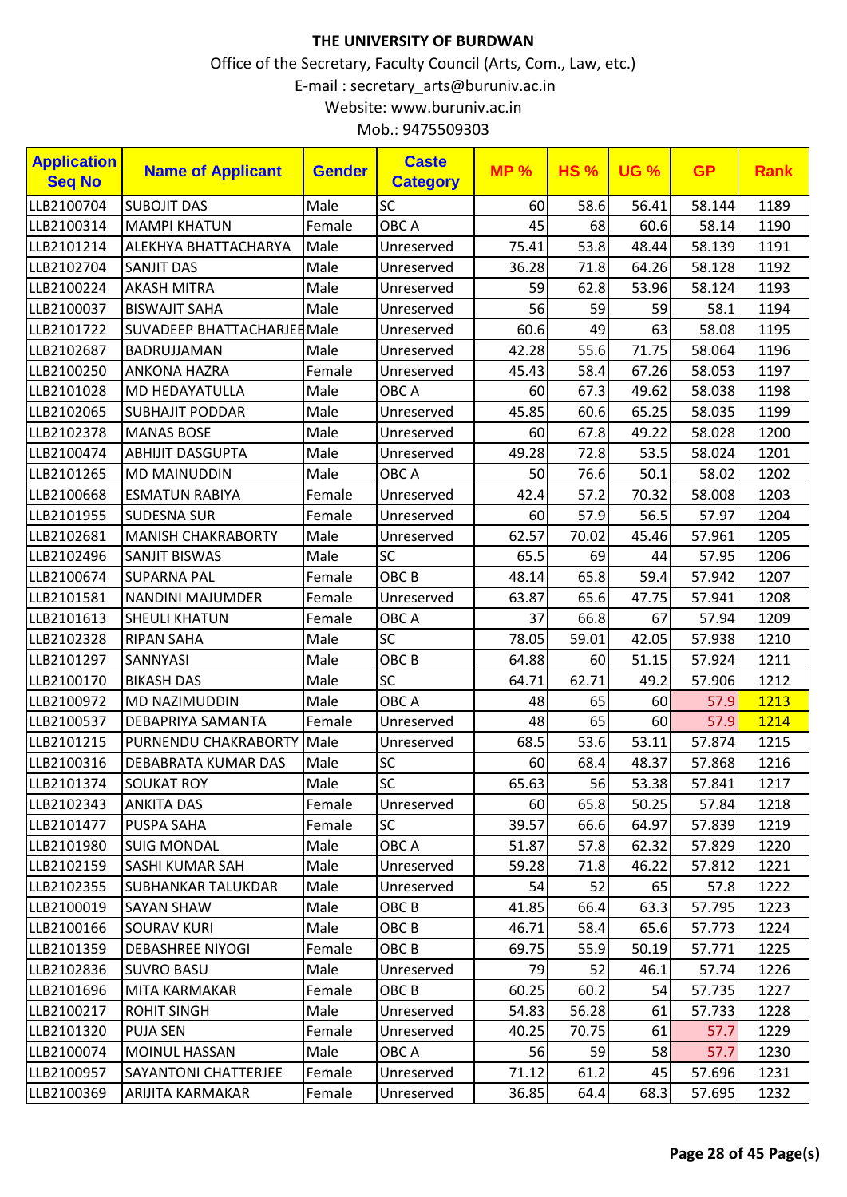# THE UNIVERSITY OF BURDWAN

Office of the Secretary, Faculty Council (Arts, Com., Law, etc.)

E-mail : secretary_arts@buruniv.ac.in

Website: www.buruniv.ac.in

Mob.: 9475509303

| Application Seq No | Name of Applicant | Gender | Caste Category | MP % | HS % | UG % | GP | Rank |
|---|---|---|---|---|---|---|---|---|
| LLB2100704 | SUBOJIT DAS | Male | SC | 60 | 58.6 | 56.41 | 58.144 | 1189 |
| LLB2100314 | MAMPI KHATUN | Female | OBC A | 45 | 68 | 60.6 | 58.14 | 1190 |
| LLB2101214 | ALEKHYA BHATTACHARYA | Male | Unreserved | 75.41 | 53.8 | 48.44 | 58.139 | 1191 |
| LLB2102704 | SANJIT DAS | Male | Unreserved | 36.28 | 71.8 | 64.26 | 58.128 | 1192 |
| LLB2100224 | AKASH MITRA | Male | Unreserved | 59 | 62.8 | 53.96 | 58.124 | 1193 |
| LLB2100037 | BISWAJIT SAHA | Male | Unreserved | 56 | 59 | 59 | 58.1 | 1194 |
| LLB2101722 | SUVADEEP BHATTACHARJEE | Male | Unreserved | 60.6 | 49 | 63 | 58.08 | 1195 |
| LLB2102687 | BADRUJJAMAN | Male | Unreserved | 42.28 | 55.6 | 71.75 | 58.064 | 1196 |
| LLB2100250 | ANKONA HAZRA | Female | Unreserved | 45.43 | 58.4 | 67.26 | 58.053 | 1197 |
| LLB2101028 | MD HEDAYATULLA | Male | OBC A | 60 | 67.3 | 49.62 | 58.038 | 1198 |
| LLB2102065 | SUBHAJIT PODDAR | Male | Unreserved | 45.85 | 60.6 | 65.25 | 58.035 | 1199 |
| LLB2102378 | MANAS BOSE | Male | Unreserved | 60 | 67.8 | 49.22 | 58.028 | 1200 |
| LLB2100474 | ABHIJIT DASGUPTA | Male | Unreserved | 49.28 | 72.8 | 53.5 | 58.024 | 1201 |
| LLB2101265 | MD MAINUDDIN | Male | OBC A | 50 | 76.6 | 50.1 | 58.02 | 1202 |
| LLB2100668 | ESMATUN RABIYA | Female | Unreserved | 42.4 | 57.2 | 70.32 | 58.008 | 1203 |
| LLB2101955 | SUDESNA SUR | Female | Unreserved | 60 | 57.9 | 56.5 | 57.97 | 1204 |
| LLB2102681 | MANISH CHAKRABORTY | Male | Unreserved | 62.57 | 70.02 | 45.46 | 57.961 | 1205 |
| LLB2102496 | SANJIT BISWAS | Male | SC | 65.5 | 69 | 44 | 57.95 | 1206 |
| LLB2100674 | SUPARNA PAL | Female | OBC B | 48.14 | 65.8 | 59.4 | 57.942 | 1207 |
| LLB2101581 | NANDINI MAJUMDER | Female | Unreserved | 63.87 | 65.6 | 47.75 | 57.941 | 1208 |
| LLB2101613 | SHEULI KHATUN | Female | OBC A | 37 | 66.8 | 67 | 57.94 | 1209 |
| LLB2102328 | RIPAN SAHA | Male | SC | 78.05 | 59.01 | 42.05 | 57.938 | 1210 |
| LLB2101297 | SANNYASI | Male | OBC B | 64.88 | 60 | 51.15 | 57.924 | 1211 |
| LLB2100170 | BIKASH DAS | Male | SC | 64.71 | 62.71 | 49.2 | 57.906 | 1212 |
| LLB2100972 | MD NAZIMUDDIN | Male | OBC A | 48 | 65 | 60 | 57.9 | 1213 |
| LLB2100537 | DEBAPRIYA SAMANTA | Female | Unreserved | 48 | 65 | 60 | 57.9 | 1214 |
| LLB2101215 | PURNENDU CHAKRABORTY | Male | Unreserved | 68.5 | 53.6 | 53.11 | 57.874 | 1215 |
| LLB2100316 | DEBABRATA KUMAR DAS | Male | SC | 60 | 68.4 | 48.37 | 57.868 | 1216 |
| LLB2101374 | SOUKAT ROY | Male | SC | 65.63 | 56 | 53.38 | 57.841 | 1217 |
| LLB2102343 | ANKITA DAS | Female | Unreserved | 60 | 65.8 | 50.25 | 57.84 | 1218 |
| LLB2101477 | PUSPA SAHA | Female | SC | 39.57 | 66.6 | 64.97 | 57.839 | 1219 |
| LLB2101980 | SUIG MONDAL | Male | OBC A | 51.87 | 57.8 | 62.32 | 57.829 | 1220 |
| LLB2102159 | SASHI KUMAR SAH | Male | Unreserved | 59.28 | 71.8 | 46.22 | 57.812 | 1221 |
| LLB2102355 | SUBHANKAR TALUKDAR | Male | Unreserved | 54 | 52 | 65 | 57.8 | 1222 |
| LLB2100019 | SAYAN SHAW | Male | OBC B | 41.85 | 66.4 | 63.3 | 57.795 | 1223 |
| LLB2100166 | SOURAV KURI | Male | OBC B | 46.71 | 58.4 | 65.6 | 57.773 | 1224 |
| LLB2101359 | DEBASHREE NIYOGI | Female | OBC B | 69.75 | 55.9 | 50.19 | 57.771 | 1225 |
| LLB2102836 | SUVRO BASU | Male | Unreserved | 79 | 52 | 46.1 | 57.74 | 1226 |
| LLB2101696 | MITA KARMAKAR | Female | OBC B | 60.25 | 60.2 | 54 | 57.735 | 1227 |
| LLB2100217 | ROHIT SINGH | Male | Unreserved | 54.83 | 56.28 | 61 | 57.733 | 1228 |
| LLB2101320 | PUJA SEN | Female | Unreserved | 40.25 | 70.75 | 61 | 57.7 | 1229 |
| LLB2100074 | MOINUL HASSAN | Male | OBC A | 56 | 59 | 58 | 57.7 | 1230 |
| LLB2100957 | SAYANTONI CHATTERJEE | Female | Unreserved | 71.12 | 61.2 | 45 | 57.696 | 1231 |
| LLB2100369 | ARIJITA KARMAKAR | Female | Unreserved | 36.85 | 64.4 | 68.3 | 57.695 | 1232 |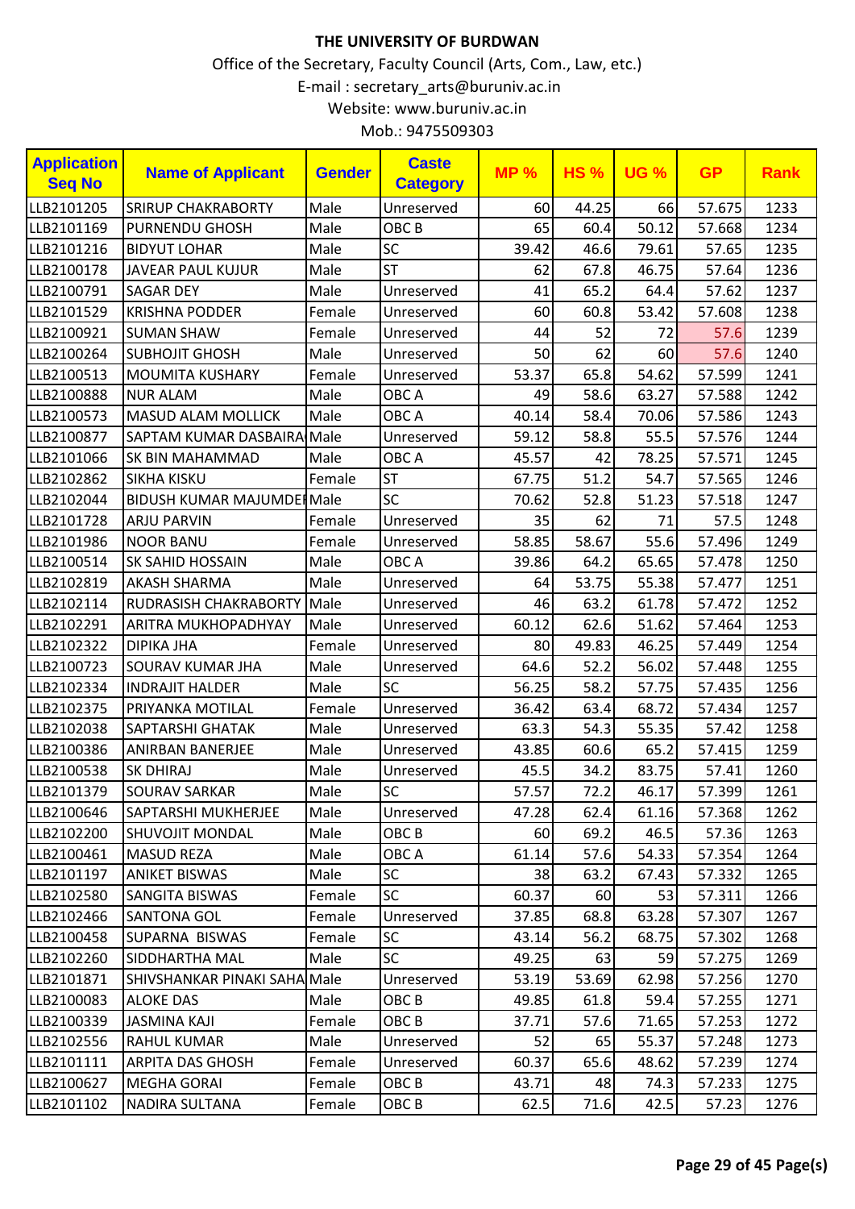# THE UNIVERSITY OF BURDWAN

Office of the Secretary, Faculty Council (Arts, Com., Law, etc.)

E-mail : secretary_arts@buruniv.ac.in

Website: www.buruniv.ac.in

Mob.: 9475509303

| Application Seq No | Name of Applicant | Gender | Caste Category | MP % | HS % | UG % | GP | Rank |
|---|---|---|---|---|---|---|---|---|
| LLB2101205 | SRIRUP CHAKRABORTY | Male | Unreserved | 60 | 44.25 | 66 | 57.675 | 1233 |
| LLB2101169 | PURNENDU GHOSH | Male | OBC B | 65 | 60.4 | 50.12 | 57.668 | 1234 |
| LLB2101216 | BIDYUT LOHAR | Male | SC | 39.42 | 46.6 | 79.61 | 57.65 | 1235 |
| LLB2100178 | JAVEAR PAUL KUJUR | Male | ST | 62 | 67.8 | 46.75 | 57.64 | 1236 |
| LLB2100791 | SAGAR DEY | Male | Unreserved | 41 | 65.2 | 64.4 | 57.62 | 1237 |
| LLB2101529 | KRISHNA PODDER | Female | Unreserved | 60 | 60.8 | 53.42 | 57.608 | 1238 |
| LLB2100921 | SUMAN SHAW | Female | Unreserved | 44 | 52 | 72 | 57.6 | 1239 |
| LLB2100264 | SUBHOJIT GHOSH | Male | Unreserved | 50 | 62 | 60 | 57.6 | 1240 |
| LLB2100513 | MOUMITA KUSHARY | Female | Unreserved | 53.37 | 65.8 | 54.62 | 57.599 | 1241 |
| LLB2100888 | NUR ALAM | Male | OBC A | 49 | 58.6 | 63.27 | 57.588 | 1242 |
| LLB2100573 | MASUD ALAM MOLLICK | Male | OBC A | 40.14 | 58.4 | 70.06 | 57.586 | 1243 |
| LLB2100877 | SAPTAM KUMAR DASBAIRA | Male | Unreserved | 59.12 | 58.8 | 55.5 | 57.576 | 1244 |
| LLB2101066 | SK BIN MAHAMMAD | Male | OBC A | 45.57 | 42 | 78.25 | 57.571 | 1245 |
| LLB2102862 | SIKHA KISKU | Female | ST | 67.75 | 51.2 | 54.7 | 57.565 | 1246 |
| LLB2102044 | BIDUSH KUMAR MAJUMDER | Male | SC | 70.62 | 52.8 | 51.23 | 57.518 | 1247 |
| LLB2101728 | ARJU PARVIN | Female | Unreserved | 35 | 62 | 71 | 57.5 | 1248 |
| LLB2101986 | NOOR BANU | Female | Unreserved | 58.85 | 58.67 | 55.6 | 57.496 | 1249 |
| LLB2100514 | SK SAHID HOSSAIN | Male | OBC A | 39.86 | 64.2 | 65.65 | 57.478 | 1250 |
| LLB2102819 | AKASH SHARMA | Male | Unreserved | 64 | 53.75 | 55.38 | 57.477 | 1251 |
| LLB2102114 | RUDRASISH CHAKRABORTY | Male | Unreserved | 46 | 63.2 | 61.78 | 57.472 | 1252 |
| LLB2102291 | ARITRA MUKHOPADHYAY | Male | Unreserved | 60.12 | 62.6 | 51.62 | 57.464 | 1253 |
| LLB2102322 | DIPIKA JHA | Female | Unreserved | 80 | 49.83 | 46.25 | 57.449 | 1254 |
| LLB2100723 | SOURAV KUMAR JHA | Male | Unreserved | 64.6 | 52.2 | 56.02 | 57.448 | 1255 |
| LLB2102334 | INDRAJIT HALDER | Male | SC | 56.25 | 58.2 | 57.75 | 57.435 | 1256 |
| LLB2102375 | PRIYANKA MOTILAL | Female | Unreserved | 36.42 | 63.4 | 68.72 | 57.434 | 1257 |
| LLB2102038 | SAPTARSHI GHATAK | Male | Unreserved | 63.3 | 54.3 | 55.35 | 57.42 | 1258 |
| LLB2100386 | ANIRBAN BANERJEE | Male | Unreserved | 43.85 | 60.6 | 65.2 | 57.415 | 1259 |
| LLB2100538 | SK DHIRAJ | Male | Unreserved | 45.5 | 34.2 | 83.75 | 57.41 | 1260 |
| LLB2101379 | SOURAV SARKAR | Male | SC | 57.57 | 72.2 | 46.17 | 57.399 | 1261 |
| LLB2100646 | SAPTARSHI MUKHERJEE | Male | Unreserved | 47.28 | 62.4 | 61.16 | 57.368 | 1262 |
| LLB2102200 | SHUVOJIT MONDAL | Male | OBC B | 60 | 69.2 | 46.5 | 57.36 | 1263 |
| LLB2100461 | MASUD REZA | Male | OBC A | 61.14 | 57.6 | 54.33 | 57.354 | 1264 |
| LLB2101197 | ANIKET BISWAS | Male | SC | 38 | 63.2 | 67.43 | 57.332 | 1265 |
| LLB2102580 | SANGITA BISWAS | Female | SC | 60.37 | 60 | 53 | 57.311 | 1266 |
| LLB2102466 | SANTONA GOL | Female | Unreserved | 37.85 | 68.8 | 63.28 | 57.307 | 1267 |
| LLB2100458 | SUPARNA BISWAS | Female | SC | 43.14 | 56.2 | 68.75 | 57.302 | 1268 |
| LLB2102260 | SIDDHARTHA MAL | Male | SC | 49.25 | 63 | 59 | 57.275 | 1269 |
| LLB2101871 | SHIVSHANKAR PINAKI SAHA | Male | Unreserved | 53.19 | 53.69 | 62.98 | 57.256 | 1270 |
| LLB2100083 | ALOKE DAS | Male | OBC B | 49.85 | 61.8 | 59.4 | 57.255 | 1271 |
| LLB2100339 | JASMINA KAJI | Female | OBC B | 37.71 | 57.6 | 71.65 | 57.253 | 1272 |
| LLB2102556 | RAHUL KUMAR | Male | Unreserved | 52 | 65 | 55.37 | 57.248 | 1273 |
| LLB2101111 | ARPITA DAS GHOSH | Female | Unreserved | 60.37 | 65.6 | 48.62 | 57.239 | 1274 |
| LLB2100627 | MEGHA GORAI | Female | OBC B | 43.71 | 48 | 74.3 | 57.233 | 1275 |
| LLB2101102 | NADIRA SULTANA | Female | OBC B | 62.5 | 71.6 | 42.5 | 57.23 | 1276 |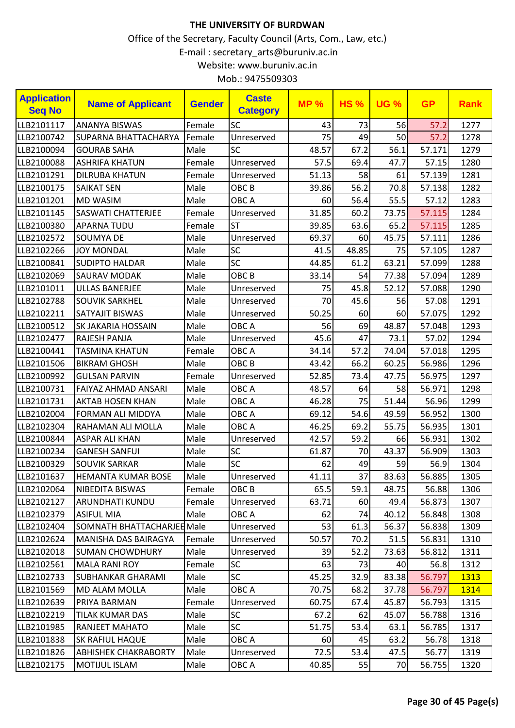# THE UNIVERSITY OF BURDWAN

Office of the Secretary, Faculty Council (Arts, Com., Law, etc.)

E-mail : secretary_arts@buruniv.ac.in

Website: www.buruniv.ac.in

Mob.: 9475509303

| Application Seq No | Name of Applicant | Gender | Caste Category | MP % | HS % | UG % | GP | Rank |
|---|---|---|---|---|---|---|---|---|
| LLB2101117 | ANANYA BISWAS | Female | SC | 43 | 73 | 56 | 57.2 | 1277 |
| LLB2100742 | SUPARNA BHATTACHARYA | Female | Unreserved | 75 | 49 | 50 | 57.2 | 1278 |
| LLB2100094 | GOURAB SAHA | Male | SC | 48.57 | 67.2 | 56.1 | 57.171 | 1279 |
| LLB2100088 | ASHRIFA KHATUN | Female | Unreserved | 57.5 | 69.4 | 47.7 | 57.15 | 1280 |
| LLB2101291 | DILRUBA KHATUN | Female | Unreserved | 51.13 | 58 | 61 | 57.139 | 1281 |
| LLB2100175 | SAIKAT SEN | Male | OBC B | 39.86 | 56.2 | 70.8 | 57.138 | 1282 |
| LLB2101201 | MD WASIM | Male | OBC A | 60 | 56.4 | 55.5 | 57.12 | 1283 |
| LLB2101145 | SASWATI CHATTERJEE | Female | Unreserved | 31.85 | 60.2 | 73.75 | 57.115 | 1284 |
| LLB2100380 | APARNA TUDU | Female | ST | 39.85 | 63.6 | 65.2 | 57.115 | 1285 |
| LLB2102572 | SOUMYA DE | Male | Unreserved | 69.37 | 60 | 45.75 | 57.111 | 1286 |
| LLB2102266 | JOY MONDAL | Male | SC | 41.5 | 48.85 | 75 | 57.105 | 1287 |
| LLB2100841 | SUDIPTO HALDAR | Male | SC | 44.85 | 61.2 | 63.21 | 57.099 | 1288 |
| LLB2102069 | SAURAV MODAK | Male | OBC B | 33.14 | 54 | 77.38 | 57.094 | 1289 |
| LLB2101011 | ULLAS BANERJEE | Male | Unreserved | 75 | 45.8 | 52.12 | 57.088 | 1290 |
| LLB2102788 | SOUVIK SARKHEL | Male | Unreserved | 70 | 45.6 | 56 | 57.08 | 1291 |
| LLB2102211 | SATYAJIT BISWAS | Male | Unreserved | 50.25 | 60 | 60 | 57.075 | 1292 |
| LLB2100512 | SK JAKARIA HOSSAIN | Male | OBC A | 56 | 69 | 48.87 | 57.048 | 1293 |
| LLB2102477 | RAJESH PANJA | Male | Unreserved | 45.6 | 47 | 73.1 | 57.02 | 1294 |
| LLB2100441 | TASMINA KHATUN | Female | OBC A | 34.14 | 57.2 | 74.04 | 57.018 | 1295 |
| LLB2101506 | BIKRAM GHOSH | Male | OBC B | 43.42 | 66.2 | 60.25 | 56.986 | 1296 |
| LLB2100992 | GULSAN PARVIN | Female | Unreserved | 52.85 | 73.4 | 47.75 | 56.975 | 1297 |
| LLB2100731 | FAIYAZ AHMAD ANSARI | Male | OBC A | 48.57 | 64 | 58 | 56.971 | 1298 |
| LLB2101731 | AKTAB HOSEN KHAN | Male | OBC A | 46.28 | 75 | 51.44 | 56.96 | 1299 |
| LLB2102004 | FORMAN ALI MIDDYA | Male | OBC A | 69.12 | 54.6 | 49.59 | 56.952 | 1300 |
| LLB2102304 | RAHAMAN ALI MOLLA | Male | OBC A | 46.25 | 69.2 | 55.75 | 56.935 | 1301 |
| LLB2100844 | ASPAR ALI KHAN | Male | Unreserved | 42.57 | 59.2 | 66 | 56.931 | 1302 |
| LLB2100234 | GANESH SANFUI | Male | SC | 61.87 | 70 | 43.37 | 56.909 | 1303 |
| LLB2100329 | SOUVIK SARKAR | Male | SC | 62 | 49 | 59 | 56.9 | 1304 |
| LLB2101637 | HEMANTA KUMAR BOSE | Male | Unreserved | 41.11 | 37 | 83.63 | 56.885 | 1305 |
| LLB2102064 | NIBEDITA BISWAS | Female | OBC B | 65.5 | 59.1 | 48.75 | 56.88 | 1306 |
| LLB2102127 | ARUNDHATI KUNDU | Female | Unreserved | 63.71 | 60 | 49.4 | 56.873 | 1307 |
| LLB2102379 | ASIFUL MIA | Male | OBC A | 62 | 74 | 40.12 | 56.848 | 1308 |
| LLB2102404 | SOMNATH BHATTACHARJEE | Male | Unreserved | 53 | 61.3 | 56.37 | 56.838 | 1309 |
| LLB2102624 | MANISHA DAS BAIRAGYA | Female | Unreserved | 50.57 | 70.2 | 51.5 | 56.831 | 1310 |
| LLB2102018 | SUMAN CHOWDHURY | Male | Unreserved | 39 | 52.2 | 73.63 | 56.812 | 1311 |
| LLB2102561 | MALA RANI ROY | Female | SC | 63 | 73 | 40 | 56.8 | 1312 |
| LLB2102733 | SUBHANKAR GHARAMI | Male | SC | 45.25 | 32.9 | 83.38 | 56.797 | 1313 |
| LLB2101569 | MD ALAM MOLLA | Male | OBC A | 70.75 | 68.2 | 37.78 | 56.797 | 1314 |
| LLB2102639 | PRIYA BARMAN | Female | Unreserved | 60.75 | 67.4 | 45.87 | 56.793 | 1315 |
| LLB2102219 | TILAK KUMAR DAS | Male | SC | 67.2 | 62 | 45.07 | 56.788 | 1316 |
| LLB2101985 | RANJEET MAHATO | Male | SC | 51.75 | 53.4 | 63.1 | 56.785 | 1317 |
| LLB2101838 | SK RAFIUL HAQUE | Male | OBC A | 60 | 45 | 63.2 | 56.78 | 1318 |
| LLB2101826 | ABHISHEK CHAKRABORTY | Male | Unreserved | 72.5 | 53.4 | 47.5 | 56.77 | 1319 |
| LLB2102175 | MOTIJUL ISLAM | Male | OBC A | 40.85 | 55 | 70 | 56.755 | 1320 |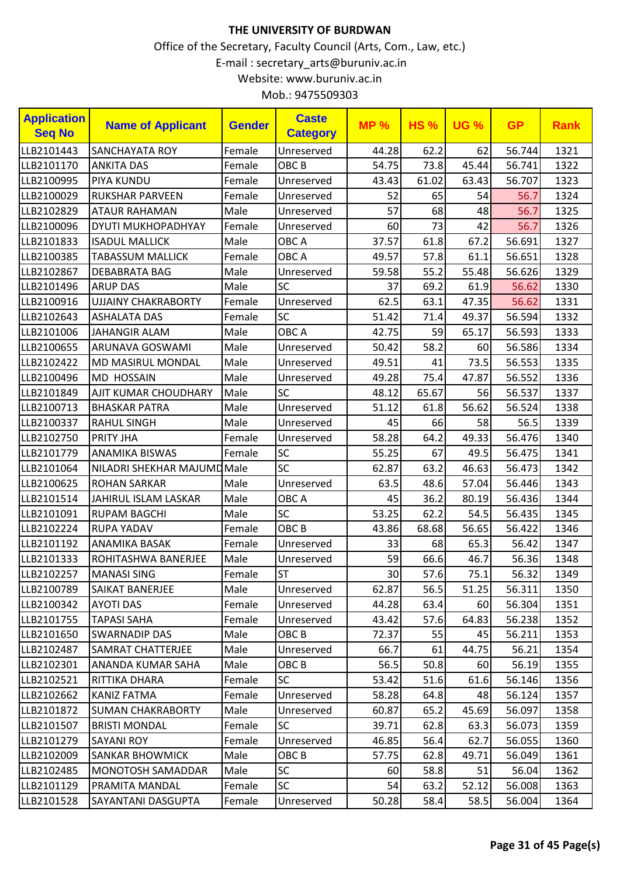# THE UNIVERSITY OF BURDWAN

Office of the Secretary, Faculty Council (Arts, Com., Law, etc.)

E-mail : secretary_arts@buruniv.ac.in

Website: www.buruniv.ac.in

Mob.: 9475509303

| Application Seq No | Name of Applicant | Gender | Caste Category | MP % | HS % | UG % | GP | Rank |
|---|---|---|---|---|---|---|---|---|
| LLB2101443 | SANCHAYATA ROY | Female | Unreserved | 44.28 | 62.2 | 62 | 56.744 | 1321 |
| LLB2101170 | ANKITA DAS | Female | OBC B | 54.75 | 73.8 | 45.44 | 56.741 | 1322 |
| LLB2100995 | PIYA KUNDU | Female | Unreserved | 43.43 | 61.02 | 63.43 | 56.707 | 1323 |
| LLB2100029 | RUKSHAR PARVEEN | Female | Unreserved | 52 | 65 | 54 | 56.7 | 1324 |
| LLB2102829 | ATAUR RAHAMAN | Male | Unreserved | 57 | 68 | 48 | 56.7 | 1325 |
| LLB2100096 | DYUTI MUKHOPADHYAY | Female | Unreserved | 60 | 73 | 42 | 56.7 | 1326 |
| LLB2101833 | ISADUL MALLICK | Male | OBC A | 37.57 | 61.8 | 67.2 | 56.691 | 1327 |
| LLB2100385 | TABASSUM MALLICK | Female | OBC A | 49.57 | 57.8 | 61.1 | 56.651 | 1328 |
| LLB2102867 | DEBABRATA BAG | Male | Unreserved | 59.58 | 55.2 | 55.48 | 56.626 | 1329 |
| LLB2101496 | ARUP DAS | Male | SC | 37 | 69.2 | 61.9 | 56.62 | 1330 |
| LLB2100916 | UJJAINY CHAKRABORTY | Female | Unreserved | 62.5 | 63.1 | 47.35 | 56.62 | 1331 |
| LLB2102643 | ASHALATA DAS | Female | SC | 51.42 | 71.4 | 49.37 | 56.594 | 1332 |
| LLB2101006 | JAHANGIR ALAM | Male | OBC A | 42.75 | 59 | 65.17 | 56.593 | 1333 |
| LLB2100655 | ARUNAVA GOSWAMI | Male | Unreserved | 50.42 | 58.2 | 60 | 56.586 | 1334 |
| LLB2102422 | MD MASIRUL MONDAL | Male | Unreserved | 49.51 | 41 | 73.5 | 56.553 | 1335 |
| LLB2100496 | MD HOSSAIN | Male | Unreserved | 49.28 | 75.4 | 47.87 | 56.552 | 1336 |
| LLB2101849 | AJIT KUMAR CHOUDHARY | Male | SC | 48.12 | 65.67 | 56 | 56.537 | 1337 |
| LLB2100713 | BHASKAR PATRA | Male | Unreserved | 51.12 | 61.8 | 56.62 | 56.524 | 1338 |
| LLB2100337 | RAHUL SINGH | Male | Unreserved | 45 | 66 | 58 | 56.5 | 1339 |
| LLB2102750 | PRITY JHA | Female | Unreserved | 58.28 | 64.2 | 49.33 | 56.476 | 1340 |
| LLB2101779 | ANAMIKA BISWAS | Female | SC | 55.25 | 67 | 49.5 | 56.475 | 1341 |
| LLB2101064 | NILADRI SHEKHAR MAJUMD | Male | SC | 62.87 | 63.2 | 46.63 | 56.473 | 1342 |
| LLB2100625 | ROHAN SARKAR | Male | Unreserved | 63.5 | 48.6 | 57.04 | 56.446 | 1343 |
| LLB2101514 | JAHIRUL ISLAM LASKAR | Male | OBC A | 45 | 36.2 | 80.19 | 56.436 | 1344 |
| LLB2101091 | RUPAM BAGCHI | Male | SC | 53.25 | 62.2 | 54.5 | 56.435 | 1345 |
| LLB2102224 | RUPA YADAV | Female | OBC B | 43.86 | 68.68 | 56.65 | 56.422 | 1346 |
| LLB2101192 | ANAMIKA BASAK | Female | Unreserved | 33 | 68 | 65.3 | 56.42 | 1347 |
| LLB2101333 | ROHITASHWA BANERJEE | Male | Unreserved | 59 | 66.6 | 46.7 | 56.36 | 1348 |
| LLB2102257 | MANASI SING | Female | ST | 30 | 57.6 | 75.1 | 56.32 | 1349 |
| LLB2100789 | SAIKAT BANERJEE | Male | Unreserved | 62.87 | 56.5 | 51.25 | 56.311 | 1350 |
| LLB2100342 | AYOTI DAS | Female | Unreserved | 44.28 | 63.4 | 60 | 56.304 | 1351 |
| LLB2101755 | TAPASI SAHA | Female | Unreserved | 43.42 | 57.6 | 64.83 | 56.238 | 1352 |
| LLB2101650 | SWARNADIP DAS | Male | OBC B | 72.37 | 55 | 45 | 56.211 | 1353 |
| LLB2102487 | SAMRAT CHATTERJEE | Male | Unreserved | 66.7 | 61 | 44.75 | 56.21 | 1354 |
| LLB2102301 | ANANDA KUMAR SAHA | Male | OBC B | 56.5 | 50.8 | 60 | 56.19 | 1355 |
| LLB2102521 | RITTIKA DHARA | Female | SC | 53.42 | 51.6 | 61.6 | 56.146 | 1356 |
| LLB2102662 | KANIZ FATMA | Female | Unreserved | 58.28 | 64.8 | 48 | 56.124 | 1357 |
| LLB2101872 | SUMAN CHAKRABORTY | Male | Unreserved | 60.87 | 65.2 | 45.69 | 56.097 | 1358 |
| LLB2101507 | BRISTI MONDAL | Female | SC | 39.71 | 62.8 | 63.3 | 56.073 | 1359 |
| LLB2101279 | SAYANI ROY | Female | Unreserved | 46.85 | 56.4 | 62.7 | 56.055 | 1360 |
| LLB2102009 | SANKAR BHOWMICK | Male | OBC B | 57.75 | 62.8 | 49.71 | 56.049 | 1361 |
| LLB2102485 | MONOTOSH SAMADDAR | Male | SC | 60 | 58.8 | 51 | 56.04 | 1362 |
| LLB2101129 | PRAMITA MANDAL | Female | SC | 54 | 63.2 | 52.12 | 56.008 | 1363 |
| LLB2101528 | SAYANTANI DASGUPTA | Female | Unreserved | 50.28 | 58.4 | 58.5 | 56.004 | 1364 |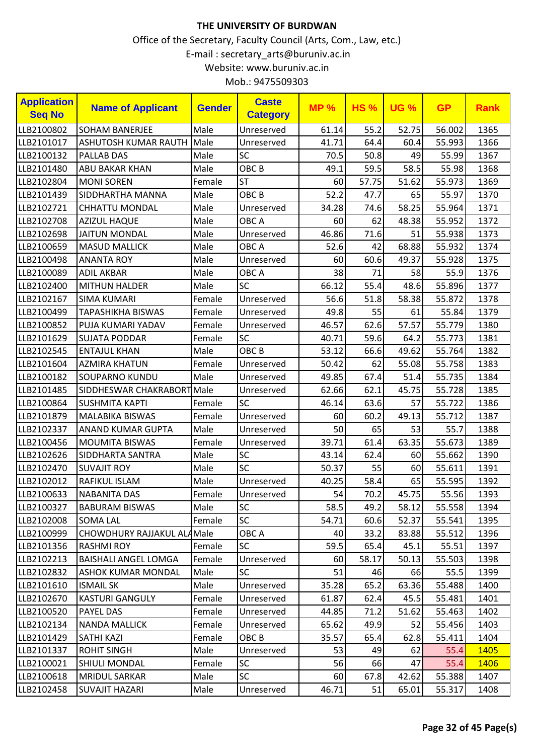# THE UNIVERSITY OF BURDWAN

Office of the Secretary, Faculty Council (Arts, Com., Law, etc.)

E-mail : secretary_arts@buruniv.ac.in

Website: www.buruniv.ac.in

Mob.: 9475509303

| Application Seq No | Name of Applicant | Gender | Caste Category | MP % | HS % | UG % | GP | Rank |
|---|---|---|---|---|---|---|---|---|
| LLB2100802 | SOHAM BANERJEE | Male | Unreserved | 61.14 | 55.2 | 52.75 | 56.002 | 1365 |
| LLB2101017 | ASHUTOSH KUMAR RAUTH | Male | Unreserved | 41.71 | 64.4 | 60.4 | 55.993 | 1366 |
| LLB2100132 | PALLAB DAS | Male | SC | 70.5 | 50.8 | 49 | 55.99 | 1367 |
| LLB2101480 | ABU BAKAR KHAN | Male | OBC B | 49.1 | 59.5 | 58.5 | 55.98 | 1368 |
| LLB2102804 | MONI SOREN | Female | ST | 60 | 57.75 | 51.62 | 55.973 | 1369 |
| LLB2101439 | SIDDHARTHA MANNA | Male | OBC B | 52.2 | 47.7 | 65 | 55.97 | 1370 |
| LLB2102721 | CHHATTU MONDAL | Male | Unreserved | 34.28 | 74.6 | 58.25 | 55.964 | 1371 |
| LLB2102708 | AZIZUL HAQUE | Male | OBC A | 60 | 62 | 48.38 | 55.952 | 1372 |
| LLB2102698 | JAITUN MONDAL | Male | Unreserved | 46.86 | 71.6 | 51 | 55.938 | 1373 |
| LLB2100659 | MASUD MALLICK | Male | OBC A | 52.6 | 42 | 68.88 | 55.932 | 1374 |
| LLB2100498 | ANANTA ROY | Male | Unreserved | 60 | 60.6 | 49.37 | 55.928 | 1375 |
| LLB2100089 | ADIL AKBAR | Male | OBC A | 38 | 71 | 58 | 55.9 | 1376 |
| LLB2102400 | MITHUN HALDER | Male | SC | 66.12 | 55.4 | 48.6 | 55.896 | 1377 |
| LLB2102167 | SIMA KUMARI | Female | Unreserved | 56.6 | 51.8 | 58.38 | 55.872 | 1378 |
| LLB2100499 | TAPASHIKHA BISWAS | Female | Unreserved | 49.8 | 55 | 61 | 55.84 | 1379 |
| LLB2100852 | PUJA KUMARI YADAV | Female | Unreserved | 46.57 | 62.6 | 57.57 | 55.779 | 1380 |
| LLB2101629 | SUJATA PODDAR | Female | SC | 40.71 | 59.6 | 64.2 | 55.773 | 1381 |
| LLB2102545 | ENTAJUL KHAN | Male | OBC B | 53.12 | 66.6 | 49.62 | 55.764 | 1382 |
| LLB2101604 | AZMIRA KHATUN | Female | Unreserved | 50.42 | 62 | 55.08 | 55.758 | 1383 |
| LLB2100182 | SOUPARNO KUNDU | Male | Unreserved | 49.85 | 67.4 | 51.4 | 55.735 | 1384 |
| LLB2101485 | SIDDHESWAR CHAKRABORT | Male | Unreserved | 62.66 | 62.1 | 45.75 | 55.728 | 1385 |
| LLB2100864 | SUSHMITA KAPTI | Female | SC | 46.14 | 63.6 | 57 | 55.722 | 1386 |
| LLB2101879 | MALABIKA BISWAS | Female | Unreserved | 60 | 60.2 | 49.13 | 55.712 | 1387 |
| LLB2102337 | ANAND KUMAR GUPTA | Male | Unreserved | 50 | 65 | 53 | 55.7 | 1388 |
| LLB2100456 | MOUMITA BISWAS | Female | Unreserved | 39.71 | 61.4 | 63.35 | 55.673 | 1389 |
| LLB2102626 | SIDDHARTA SANTRA | Male | SC | 43.14 | 62.4 | 60 | 55.662 | 1390 |
| LLB2102470 | SUVAJIT ROY | Male | SC | 50.37 | 55 | 60 | 55.611 | 1391 |
| LLB2102012 | RAFIKUL ISLAM | Male | Unreserved | 40.25 | 58.4 | 65 | 55.595 | 1392 |
| LLB2100633 | NABANITA DAS | Female | Unreserved | 54 | 70.2 | 45.75 | 55.56 | 1393 |
| LLB2100327 | BABURAM BISWAS | Male | SC | 58.5 | 49.2 | 58.12 | 55.558 | 1394 |
| LLB2102008 | SOMA LAL | Female | SC | 54.71 | 60.6 | 52.37 | 55.541 | 1395 |
| LLB2100999 | CHOWDHURY RAJJAKUL ALA | Male | OBC A | 40 | 33.2 | 83.88 | 55.512 | 1396 |
| LLB2101356 | RASHMI ROY | Female | SC | 59.5 | 65.4 | 45.1 | 55.51 | 1397 |
| LLB2102213 | BAISHALI ANGEL LOMGA | Female | Unreserved | 60 | 58.17 | 50.13 | 55.503 | 1398 |
| LLB2102832 | ASHOK KUMAR MONDAL | Male | SC | 51 | 46 | 66 | 55.5 | 1399 |
| LLB2101610 | ISMAIL SK | Male | Unreserved | 35.28 | 65.2 | 63.36 | 55.488 | 1400 |
| LLB2102670 | KASTURI GANGULY | Female | Unreserved | 61.87 | 62.4 | 45.5 | 55.481 | 1401 |
| LLB2100520 | PAYEL DAS | Female | Unreserved | 44.85 | 71.2 | 51.62 | 55.463 | 1402 |
| LLB2102134 | NANDA MALLICK | Female | Unreserved | 65.62 | 49.9 | 52 | 55.456 | 1403 |
| LLB2101429 | SATHI KAZI | Female | OBC B | 35.57 | 65.4 | 62.8 | 55.411 | 1404 |
| LLB2101337 | ROHIT SINGH | Male | Unreserved | 53 | 49 | 62 | 55.4 | 1405 |
| LLB2100021 | SHIULI MONDAL | Female | SC | 56 | 66 | 47 | 55.4 | 1406 |
| LLB2100618 | MRIDUL SARKAR | Male | SC | 60 | 67.8 | 42.62 | 55.388 | 1407 |
| LLB2102458 | SUVAJIT HAZARI | Male | Unreserved | 46.71 | 51 | 65.01 | 55.317 | 1408 |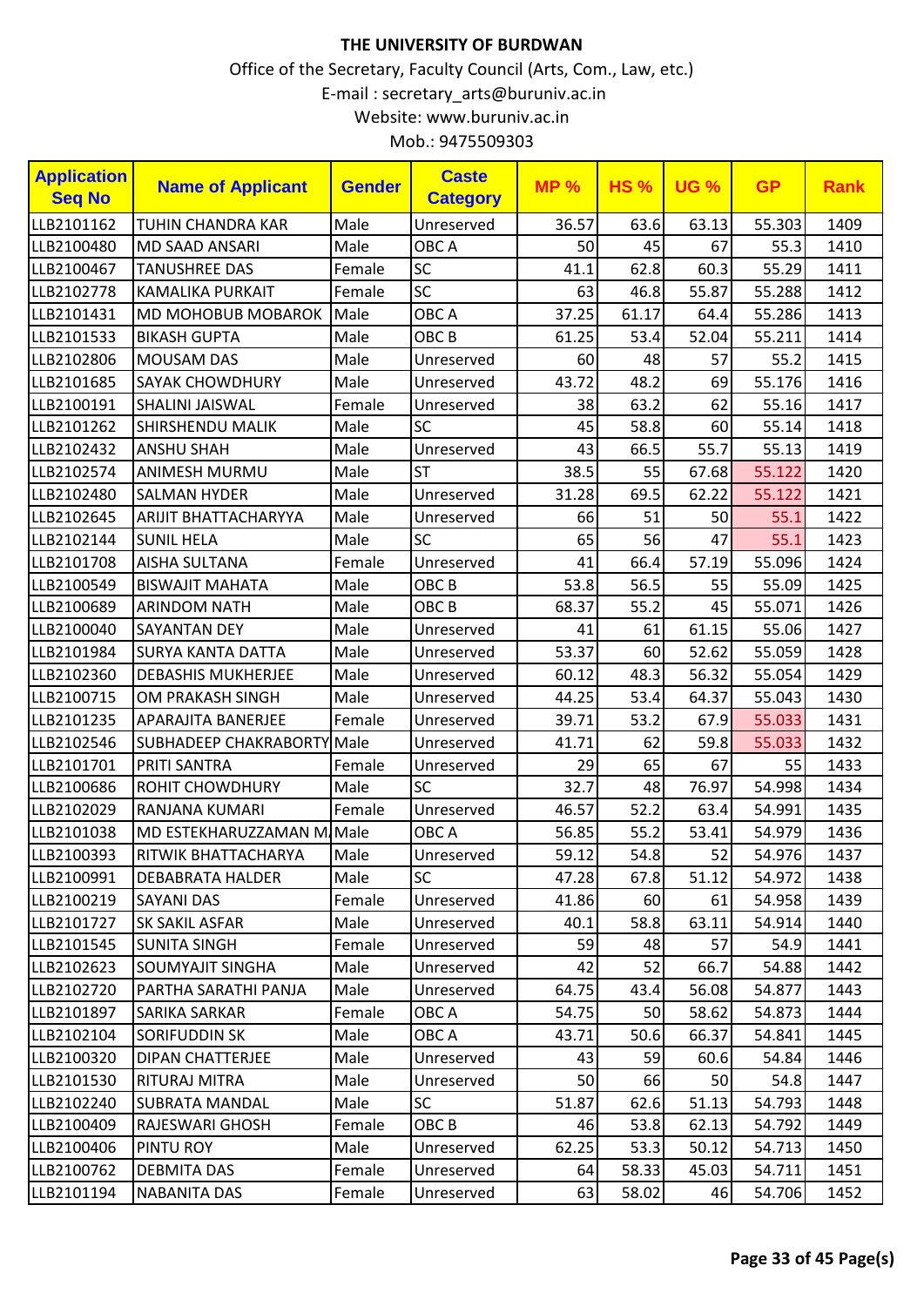**THE UNIVERSITY OF BURDWAN**

Office of the Secretary, Faculty Council (Arts, Com., Law, etc.)

E-mail : secretary_arts@buruniv.ac.in

Website: www.buruniv.ac.in

Mob.: 9475509303

| Application Seq No | Name of Applicant | Gender | Caste Category | MP % | HS % | UG % | GP | Rank |
|---|---|---|---|---|---|---|---|---|
| LLB2101162 | TUHIN CHANDRA KAR | Male | Unreserved | 36.57 | 63.6 | 63.13 | 55.303 | 1409 |
| LLB2100480 | MD SAAD ANSARI | Male | OBC A | 50 | 45 | 67 | 55.3 | 1410 |
| LLB2100467 | TANUSHREE DAS | Female | SC | 41.1 | 62.8 | 60.3 | 55.29 | 1411 |
| LLB2102778 | KAMALIKA PURKAIT | Female | SC | 63 | 46.8 | 55.87 | 55.288 | 1412 |
| LLB2101431 | MD MOHOBUB MOBAROK | Male | OBC A | 37.25 | 61.17 | 64.4 | 55.286 | 1413 |
| LLB2101533 | BIKASH GUPTA | Male | OBC B | 61.25 | 53.4 | 52.04 | 55.211 | 1414 |
| LLB2102806 | MOUSAM DAS | Male | Unreserved | 60 | 48 | 57 | 55.2 | 1415 |
| LLB2101685 | SAYAK CHOWDHURY | Male | Unreserved | 43.72 | 48.2 | 69 | 55.176 | 1416 |
| LLB2100191 | SHALINI JAISWAL | Female | Unreserved | 38 | 63.2 | 62 | 55.16 | 1417 |
| LLB2101262 | SHIRSHENDU MALIK | Male | SC | 45 | 58.8 | 60 | 55.14 | 1418 |
| LLB2102432 | ANSHU SHAH | Male | Unreserved | 43 | 66.5 | 55.7 | 55.13 | 1419 |
| LLB2102574 | ANIMESH MURMU | Male | ST | 38.5 | 55 | 67.68 | 55.122 | 1420 |
| LLB2102480 | SALMAN HYDER | Male | Unreserved | 31.28 | 69.5 | 62.22 | 55.122 | 1421 |
| LLB2102645 | ARIJIT BHATTACHARYYA | Male | Unreserved | 66 | 51 | 50 | 55.1 | 1422 |
| LLB2102144 | SUNIL HELA | Male | SC | 65 | 56 | 47 | 55.1 | 1423 |
| LLB2101708 | AISHA SULTANA | Female | Unreserved | 41 | 66.4 | 57.19 | 55.096 | 1424 |
| LLB2100549 | BISWAJIT MAHATA | Male | OBC B | 53.8 | 56.5 | 55 | 55.09 | 1425 |
| LLB2100689 | ARINDOM NATH | Male | OBC B | 68.37 | 55.2 | 45 | 55.071 | 1426 |
| LLB2100040 | SAYANTAN DEY | Male | Unreserved | 41 | 61 | 61.15 | 55.06 | 1427 |
| LLB2101984 | SURYA KANTA DATTA | Male | Unreserved | 53.37 | 60 | 52.62 | 55.059 | 1428 |
| LLB2102360 | DEBASHIS MUKHERJEE | Male | Unreserved | 60.12 | 48.3 | 56.32 | 55.054 | 1429 |
| LLB2100715 | OM PRAKASH SINGH | Male | Unreserved | 44.25 | 53.4 | 64.37 | 55.043 | 1430 |
| LLB2101235 | APARAJITA BANERJEE | Female | Unreserved | 39.71 | 53.2 | 67.9 | 55.033 | 1431 |
| LLB2102546 | SUBHADEEP CHAKRABORTY | Male | Unreserved | 41.71 | 62 | 59.8 | 55.033 | 1432 |
| LLB2101701 | PRITI SANTRA | Female | Unreserved | 29 | 65 | 67 | 55 | 1433 |
| LLB2100686 | ROHIT CHOWDHURY | Male | SC | 32.7 | 48 | 76.97 | 54.998 | 1434 |
| LLB2102029 | RANJANA KUMARI | Female | Unreserved | 46.57 | 52.2 | 63.4 | 54.991 | 1435 |
| LLB2101038 | MD ESTEKHARUZZAMAN M | Male | OBC A | 56.85 | 55.2 | 53.41 | 54.979 | 1436 |
| LLB2100393 | RITWIK BHATTACHARYA | Male | Unreserved | 59.12 | 54.8 | 52 | 54.976 | 1437 |
| LLB2100991 | DEBABRATA HALDER | Male | SC | 47.28 | 67.8 | 51.12 | 54.972 | 1438 |
| LLB2100219 | SAYANI DAS | Female | Unreserved | 41.86 | 60 | 61 | 54.958 | 1439 |
| LLB2101727 | SK SAKIL ASFAR | Male | Unreserved | 40.1 | 58.8 | 63.11 | 54.914 | 1440 |
| LLB2101545 | SUNITA SINGH | Female | Unreserved | 59 | 48 | 57 | 54.9 | 1441 |
| LLB2102623 | SOUMYAJIT SINGHA | Male | Unreserved | 42 | 52 | 66.7 | 54.88 | 1442 |
| LLB2102720 | PARTHA SARATHI PANJA | Male | Unreserved | 64.75 | 43.4 | 56.08 | 54.877 | 1443 |
| LLB2101897 | SARIKA SARKAR | Female | OBC A | 54.75 | 50 | 58.62 | 54.873 | 1444 |
| LLB2102104 | SORIFUDDIN SK | Male | OBC A | 43.71 | 50.6 | 66.37 | 54.841 | 1445 |
| LLB2100320 | DIPAN CHATTERJEE | Male | Unreserved | 43 | 59 | 60.6 | 54.84 | 1446 |
| LLB2101530 | RITURAJ MITRA | Male | Unreserved | 50 | 66 | 50 | 54.8 | 1447 |
| LLB2102240 | SUBRATA MANDAL | Male | SC | 51.87 | 62.6 | 51.13 | 54.793 | 1448 |
| LLB2100409 | RAJESWARI GHOSH | Female | OBC B | 46 | 53.8 | 62.13 | 54.792 | 1449 |
| LLB2100406 | PINTU ROY | Male | Unreserved | 62.25 | 53.3 | 50.12 | 54.713 | 1450 |
| LLB2100762 | DEBMITA DAS | Female | Unreserved | 64 | 58.33 | 45.03 | 54.711 | 1451 |
| LLB2101194 | NABANITA DAS | Female | Unreserved | 63 | 58.02 | 46 | 54.706 | 1452 |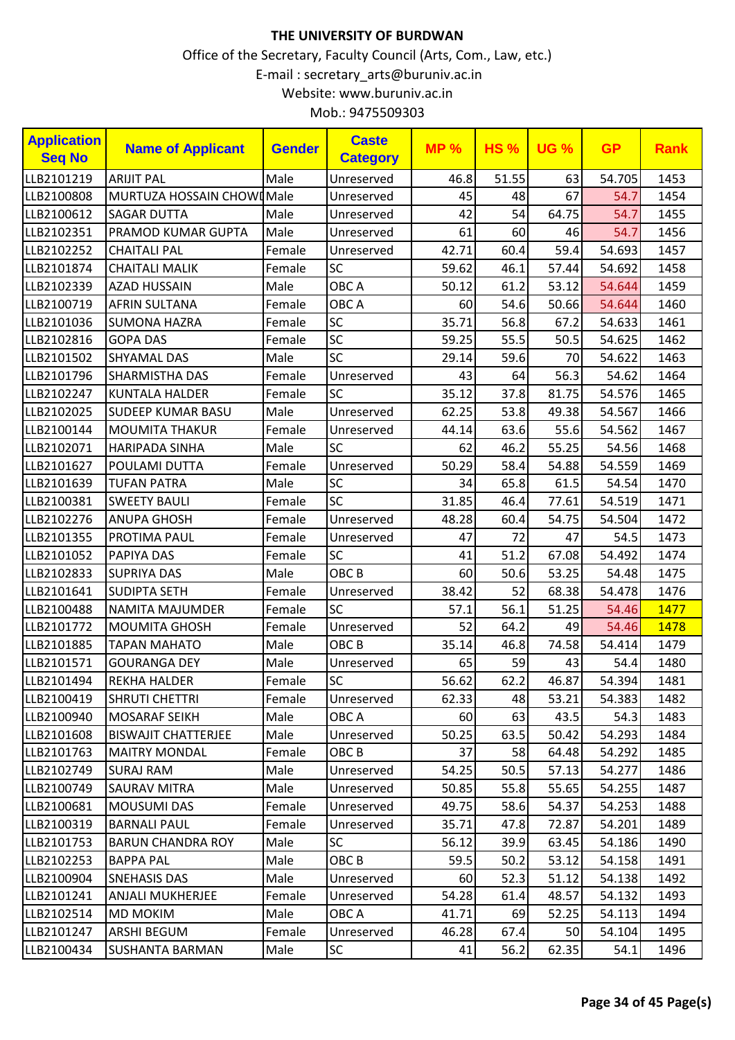# THE UNIVERSITY OF BURDWAN

Office of the Secretary, Faculty Council (Arts, Com., Law, etc.)

E-mail : secretary_arts@buruniv.ac.in

Website: www.buruniv.ac.in

Mob.: 9475509303

| Application Seq No | Name of Applicant | Gender | Caste Category | MP % | HS % | UG % | GP | Rank |
|---|---|---|---|---|---|---|---|---|
| LLB2101219 | ARIJIT PAL | Male | Unreserved | 46.8 | 51.55 | 63 | 54.705 | 1453 |
| LLB2100808 | MURTUZA HOSSAIN CHOWI | Male | Unreserved | 45 | 48 | 67 | 54.7 | 1454 |
| LLB2100612 | SAGAR DUTTA | Male | Unreserved | 42 | 54 | 64.75 | 54.7 | 1455 |
| LLB2102351 | PRAMOD KUMAR GUPTA | Male | Unreserved | 61 | 60 | 46 | 54.7 | 1456 |
| LLB2102252 | CHAITALI PAL | Female | Unreserved | 42.71 | 60.4 | 59.4 | 54.693 | 1457 |
| LLB2101874 | CHAITALI MALIK | Female | SC | 59.62 | 46.1 | 57.44 | 54.692 | 1458 |
| LLB2102339 | AZAD HUSSAIN | Male | OBC A | 50.12 | 61.2 | 53.12 | 54.644 | 1459 |
| LLB2100719 | AFRIN SULTANA | Female | OBC A | 60 | 54.6 | 50.66 | 54.644 | 1460 |
| LLB2101036 | SUMONA HAZRA | Female | SC | 35.71 | 56.8 | 67.2 | 54.633 | 1461 |
| LLB2102816 | GOPA DAS | Female | SC | 59.25 | 55.5 | 50.5 | 54.625 | 1462 |
| LLB2101502 | SHYAMAL DAS | Male | SC | 29.14 | 59.6 | 70 | 54.622 | 1463 |
| LLB2101796 | SHARMISTHA DAS | Female | Unreserved | 43 | 64 | 56.3 | 54.62 | 1464 |
| LLB2102247 | KUNTALA HALDER | Female | SC | 35.12 | 37.8 | 81.75 | 54.576 | 1465 |
| LLB2102025 | SUDEEP KUMAR BASU | Male | Unreserved | 62.25 | 53.8 | 49.38 | 54.567 | 1466 |
| LLB2100144 | MOUMITA THAKUR | Female | Unreserved | 44.14 | 63.6 | 55.6 | 54.562 | 1467 |
| LLB2102071 | HARIPADA SINHA | Male | SC | 62 | 46.2 | 55.25 | 54.56 | 1468 |
| LLB2101627 | POULAMI DUTTA | Female | Unreserved | 50.29 | 58.4 | 54.88 | 54.559 | 1469 |
| LLB2101639 | TUFAN PATRA | Male | SC | 34 | 65.8 | 61.5 | 54.54 | 1470 |
| LLB2100381 | SWEETY BAULI | Female | SC | 31.85 | 46.4 | 77.61 | 54.519 | 1471 |
| LLB2102276 | ANUPA GHOSH | Female | Unreserved | 48.28 | 60.4 | 54.75 | 54.504 | 1472 |
| LLB2101355 | PROTIMA PAUL | Female | Unreserved | 47 | 72 | 47 | 54.5 | 1473 |
| LLB2101052 | PAPIYA DAS | Female | SC | 41 | 51.2 | 67.08 | 54.492 | 1474 |
| LLB2102833 | SUPRIYA DAS | Male | OBC B | 60 | 50.6 | 53.25 | 54.48 | 1475 |
| LLB2101641 | SUDIPTA SETH | Female | Unreserved | 38.42 | 52 | 68.38 | 54.478 | 1476 |
| LLB2100488 | NAMITA MAJUMDER | Female | SC | 57.1 | 56.1 | 51.25 | 54.46 | 1477 |
| LLB2101772 | MOUMITA GHOSH | Female | Unreserved | 52 | 64.2 | 49 | 54.46 | 1478 |
| LLB2101885 | TAPAN MAHATO | Male | OBC B | 35.14 | 46.8 | 74.58 | 54.414 | 1479 |
| LLB2101571 | GOURANGA DEY | Male | Unreserved | 65 | 59 | 43 | 54.4 | 1480 |
| LLB2101494 | REKHA HALDER | Female | SC | 56.62 | 62.2 | 46.87 | 54.394 | 1481 |
| LLB2100419 | SHRUTI CHETTRI | Female | Unreserved | 62.33 | 48 | 53.21 | 54.383 | 1482 |
| LLB2100940 | MOSARAF SEIKH | Male | OBC A | 60 | 63 | 43.5 | 54.3 | 1483 |
| LLB2101608 | BISWAJIT CHATTERJEE | Male | Unreserved | 50.25 | 63.5 | 50.42 | 54.293 | 1484 |
| LLB2101763 | MAITRY MONDAL | Female | OBC B | 37 | 58 | 64.48 | 54.292 | 1485 |
| LLB2102749 | SURAJ RAM | Male | Unreserved | 54.25 | 50.5 | 57.13 | 54.277 | 1486 |
| LLB2100749 | SAURAV MITRA | Male | Unreserved | 50.85 | 55.8 | 55.65 | 54.255 | 1487 |
| LLB2100681 | MOUSUMI DAS | Female | Unreserved | 49.75 | 58.6 | 54.37 | 54.253 | 1488 |
| LLB2100319 | BARNALI PAUL | Female | Unreserved | 35.71 | 47.8 | 72.87 | 54.201 | 1489 |
| LLB2101753 | BARUN CHANDRA ROY | Male | SC | 56.12 | 39.9 | 63.45 | 54.186 | 1490 |
| LLB2102253 | BAPPA PAL | Male | OBC B | 59.5 | 50.2 | 53.12 | 54.158 | 1491 |
| LLB2100904 | SNEHASIS DAS | Male | Unreserved | 60 | 52.3 | 51.12 | 54.138 | 1492 |
| LLB2101241 | ANJALI MUKHERJEE | Female | Unreserved | 54.28 | 61.4 | 48.57 | 54.132 | 1493 |
| LLB2102514 | MD MOKIM | Male | OBC A | 41.71 | 69 | 52.25 | 54.113 | 1494 |
| LLB2101247 | ARSHI BEGUM | Female | Unreserved | 46.28 | 67.4 | 50 | 54.104 | 1495 |
| LLB2100434 | SUSHANTA BARMAN | Male | SC | 41 | 56.2 | 62.35 | 54.1 | 1496 |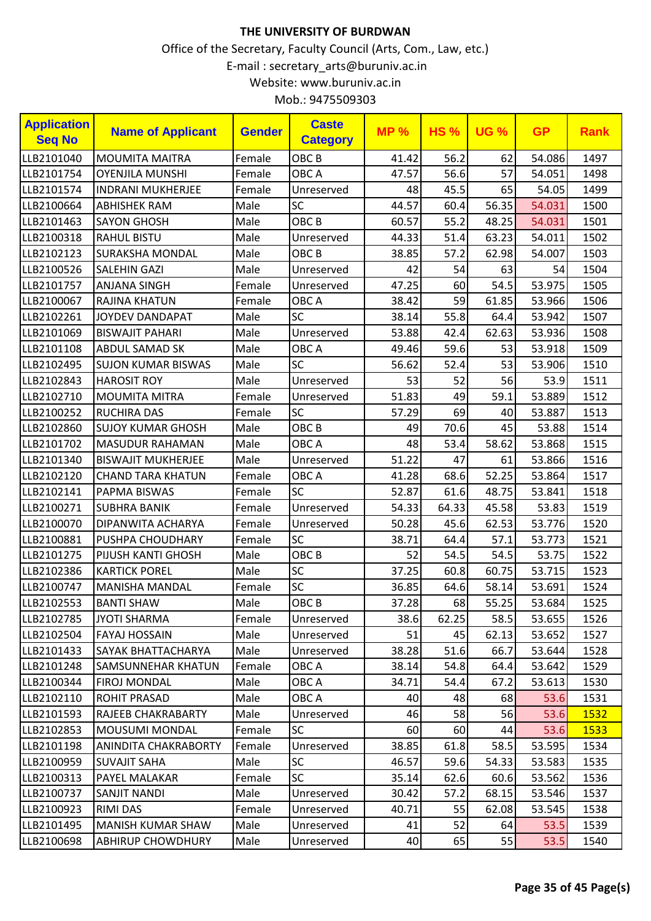# THE UNIVERSITY OF BURDWAN

Office of the Secretary, Faculty Council (Arts, Com., Law, etc.)

E-mail : secretary_arts@buruniv.ac.in

Website: www.buruniv.ac.in

Mob.: 9475509303

| Application Seq No | Name of Applicant | Gender | Caste Category | MP % | HS % | UG % | GP | Rank |
|---|---|---|---|---|---|---|---|---|
| LLB2101040 | MOUMITA MAITRA | Female | OBC B | 41.42 | 56.2 | 62 | 54.086 | 1497 |
| LLB2101754 | OYENJILA MUNSHI | Female | OBC A | 47.57 | 56.6 | 57 | 54.051 | 1498 |
| LLB2101574 | INDRANI MUKHERJEE | Female | Unreserved | 48 | 45.5 | 65 | 54.05 | 1499 |
| LLB2100664 | ABHISHEK RAM | Male | SC | 44.57 | 60.4 | 56.35 | 54.031 | 1500 |
| LLB2101463 | SAYON GHOSH | Male | OBC B | 60.57 | 55.2 | 48.25 | 54.031 | 1501 |
| LLB2100318 | RAHUL BISTU | Male | Unreserved | 44.33 | 51.4 | 63.23 | 54.011 | 1502 |
| LLB2102123 | SURAKSHA MONDAL | Male | OBC B | 38.85 | 57.2 | 62.98 | 54.007 | 1503 |
| LLB2100526 | SALEHIN GAZI | Male | Unreserved | 42 | 54 | 63 | 54 | 1504 |
| LLB2101757 | ANJANA SINGH | Female | Unreserved | 47.25 | 60 | 54.5 | 53.975 | 1505 |
| LLB2100067 | RAJINA KHATUN | Female | OBC A | 38.42 | 59 | 61.85 | 53.966 | 1506 |
| LLB2102261 | JOYDEV DANDAPAT | Male | SC | 38.14 | 55.8 | 64.4 | 53.942 | 1507 |
| LLB2101069 | BISWAJIT PAHARI | Male | Unreserved | 53.88 | 42.4 | 62.63 | 53.936 | 1508 |
| LLB2101108 | ABDUL SAMAD SK | Male | OBC A | 49.46 | 59.6 | 53 | 53.918 | 1509 |
| LLB2102495 | SUJON KUMAR BISWAS | Male | SC | 56.62 | 52.4 | 53 | 53.906 | 1510 |
| LLB2102843 | HAROSIT ROY | Male | Unreserved | 53 | 52 | 56 | 53.9 | 1511 |
| LLB2102710 | MOUMITA MITRA | Female | Unreserved | 51.83 | 49 | 59.1 | 53.889 | 1512 |
| LLB2100252 | RUCHIRA DAS | Female | SC | 57.29 | 69 | 40 | 53.887 | 1513 |
| LLB2102860 | SUJOY KUMAR GHOSH | Male | OBC B | 49 | 70.6 | 45 | 53.88 | 1514 |
| LLB2101702 | MASUDUR RAHAMAN | Male | OBC A | 48 | 53.4 | 58.62 | 53.868 | 1515 |
| LLB2101340 | BISWAJIT MUKHERJEE | Male | Unreserved | 51.22 | 47 | 61 | 53.866 | 1516 |
| LLB2102120 | CHAND TARA KHATUN | Female | OBC A | 41.28 | 68.6 | 52.25 | 53.864 | 1517 |
| LLB2102141 | PAPMA BISWAS | Female | SC | 52.87 | 61.6 | 48.75 | 53.841 | 1518 |
| LLB2100271 | SUBHRA BANIK | Female | Unreserved | 54.33 | 64.33 | 45.58 | 53.83 | 1519 |
| LLB2100070 | DIPANWITA ACHARYA | Female | Unreserved | 50.28 | 45.6 | 62.53 | 53.776 | 1520 |
| LLB2100881 | PUSHPA CHOUDHARY | Female | SC | 38.71 | 64.4 | 57.1 | 53.773 | 1521 |
| LLB2101275 | PIJUSH KANTI GHOSH | Male | OBC B | 52 | 54.5 | 54.5 | 53.75 | 1522 |
| LLB2102386 | KARTICK POREL | Male | SC | 37.25 | 60.8 | 60.75 | 53.715 | 1523 |
| LLB2100747 | MANISHA MANDAL | Female | SC | 36.85 | 64.6 | 58.14 | 53.691 | 1524 |
| LLB2102553 | BANTI SHAW | Male | OBC B | 37.28 | 68 | 55.25 | 53.684 | 1525 |
| LLB2102785 | JYOTI SHARMA | Female | Unreserved | 38.6 | 62.25 | 58.5 | 53.655 | 1526 |
| LLB2102504 | FAYAJ HOSSAIN | Male | Unreserved | 51 | 45 | 62.13 | 53.652 | 1527 |
| LLB2101433 | SAYAK BHATTACHARYA | Male | Unreserved | 38.28 | 51.6 | 66.7 | 53.644 | 1528 |
| LLB2101248 | SAMSUNNEHAR KHATUN | Female | OBC A | 38.14 | 54.8 | 64.4 | 53.642 | 1529 |
| LLB2100344 | FIROJ MONDAL | Male | OBC A | 34.71 | 54.4 | 67.2 | 53.613 | 1530 |
| LLB2102110 | ROHIT PRASAD | Male | OBC A | 40 | 48 | 68 | 53.6 | 1531 |
| LLB2101593 | RAJEEB CHAKRABARTY | Male | Unreserved | 46 | 58 | 56 | 53.6 | 1532 |
| LLB2102853 | MOUSUMI MONDAL | Female | SC | 60 | 60 | 44 | 53.6 | 1533 |
| LLB2101198 | ANINDITA CHAKRABORTY | Female | Unreserved | 38.85 | 61.8 | 58.5 | 53.595 | 1534 |
| LLB2100959 | SUVAJIT SAHA | Male | SC | 46.57 | 59.6 | 54.33 | 53.583 | 1535 |
| LLB2100313 | PAYEL MALAKAR | Female | SC | 35.14 | 62.6 | 60.6 | 53.562 | 1536 |
| LLB2100737 | SANJIT NANDI | Male | Unreserved | 30.42 | 57.2 | 68.15 | 53.546 | 1537 |
| LLB2100923 | RIMI DAS | Female | Unreserved | 40.71 | 55 | 62.08 | 53.545 | 1538 |
| LLB2101495 | MANISH KUMAR SHAW | Male | Unreserved | 41 | 52 | 64 | 53.5 | 1539 |
| LLB2100698 | ABHIRUP CHOWDHURY | Male | Unreserved | 40 | 65 | 55 | 53.5 | 1540 |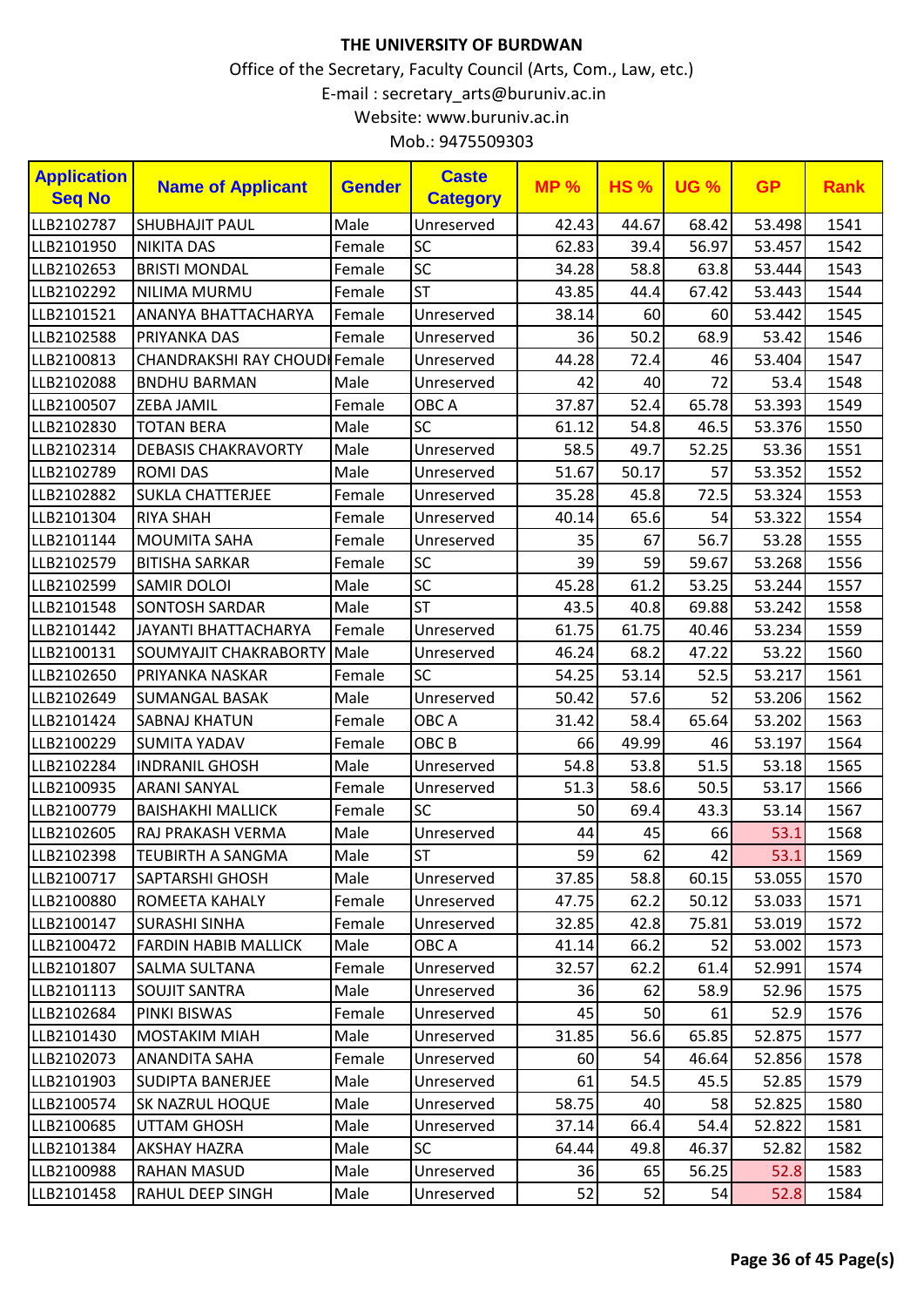**THE UNIVERSITY OF BURDWAN**

Office of the Secretary, Faculty Council (Arts, Com., Law, etc.)

E-mail : secretary_arts@buruniv.ac.in

Website: www.buruniv.ac.in

Mob.: 9475509303

| Application Seq No | Name of Applicant | Gender | Caste Category | MP % | HS % | UG % | GP | Rank |
|---|---|---|---|---|---|---|---|---|
| LLB2102787 | SHUBHAJIT PAUL | Male | Unreserved | 42.43 | 44.67 | 68.42 | 53.498 | 1541 |
| LLB2101950 | NIKITA DAS | Female | SC | 62.83 | 39.4 | 56.97 | 53.457 | 1542 |
| LLB2102653 | BRISTI MONDAL | Female | SC | 34.28 | 58.8 | 63.8 | 53.444 | 1543 |
| LLB2102292 | NILIMA MURMU | Female | ST | 43.85 | 44.4 | 67.42 | 53.443 | 1544 |
| LLB2101521 | ANANYA BHATTACHARYA | Female | Unreserved | 38.14 | 60 | 60 | 53.442 | 1545 |
| LLB2102588 | PRIYANKA DAS | Female | Unreserved | 36 | 50.2 | 68.9 | 53.42 | 1546 |
| LLB2100813 | CHANDRAKSHI RAY CHOUDI | Female | Unreserved | 44.28 | 72.4 | 46 | 53.404 | 1547 |
| LLB2102088 | BNDHU BARMAN | Male | Unreserved | 42 | 40 | 72 | 53.4 | 1548 |
| LLB2100507 | ZEBA JAMIL | Female | OBC A | 37.87 | 52.4 | 65.78 | 53.393 | 1549 |
| LLB2102830 | TOTAN BERA | Male | SC | 61.12 | 54.8 | 46.5 | 53.376 | 1550 |
| LLB2102314 | DEBASIS CHAKRAVORTY | Male | Unreserved | 58.5 | 49.7 | 52.25 | 53.36 | 1551 |
| LLB2102789 | ROMI DAS | Male | Unreserved | 51.67 | 50.17 | 57 | 53.352 | 1552 |
| LLB2102882 | SUKLA CHATTERJEE | Female | Unreserved | 35.28 | 45.8 | 72.5 | 53.324 | 1553 |
| LLB2101304 | RIYA SHAH | Female | Unreserved | 40.14 | 65.6 | 54 | 53.322 | 1554 |
| LLB2101144 | MOUMITA SAHA | Female | Unreserved | 35 | 67 | 56.7 | 53.28 | 1555 |
| LLB2102579 | BITISHA SARKAR | Female | SC | 39 | 59 | 59.67 | 53.268 | 1556 |
| LLB2102599 | SAMIR DOLOI | Male | SC | 45.28 | 61.2 | 53.25 | 53.244 | 1557 |
| LLB2101548 | SONTOSH SARDAR | Male | ST | 43.5 | 40.8 | 69.88 | 53.242 | 1558 |
| LLB2101442 | JAYANTI BHATTACHARYA | Female | Unreserved | 61.75 | 61.75 | 40.46 | 53.234 | 1559 |
| LLB2100131 | SOUMYAJIT CHAKRABORTY | Male | Unreserved | 46.24 | 68.2 | 47.22 | 53.22 | 1560 |
| LLB2102650 | PRIYANKA NASKAR | Female | SC | 54.25 | 53.14 | 52.5 | 53.217 | 1561 |
| LLB2102649 | SUMANGAL BASAK | Male | Unreserved | 50.42 | 57.6 | 52 | 53.206 | 1562 |
| LLB2101424 | SABNAJ KHATUN | Female | OBC A | 31.42 | 58.4 | 65.64 | 53.202 | 1563 |
| LLB2100229 | SUMITA YADAV | Female | OBC B | 66 | 49.99 | 46 | 53.197 | 1564 |
| LLB2102284 | INDRANIL GHOSH | Male | Unreserved | 54.8 | 53.8 | 51.5 | 53.18 | 1565 |
| LLB2100935 | ARANI SANYAL | Female | Unreserved | 51.3 | 58.6 | 50.5 | 53.17 | 1566 |
| LLB2100779 | BAISHAKHI MALLICK | Female | SC | 50 | 69.4 | 43.3 | 53.14 | 1567 |
| LLB2102605 | RAJ PRAKASH VERMA | Male | Unreserved | 44 | 45 | 66 | 53.1 | 1568 |
| LLB2102398 | TEUBIRTH A SANGMA | Male | ST | 59 | 62 | 42 | 53.1 | 1569 |
| LLB2100717 | SAPTARSHI GHOSH | Male | Unreserved | 37.85 | 58.8 | 60.15 | 53.055 | 1570 |
| LLB2100880 | ROMEETA KAHALY | Female | Unreserved | 47.75 | 62.2 | 50.12 | 53.033 | 1571 |
| LLB2100147 | SURASHI SINHA | Female | Unreserved | 32.85 | 42.8 | 75.81 | 53.019 | 1572 |
| LLB2100472 | FARDIN HABIB MALLICK | Male | OBC A | 41.14 | 66.2 | 52 | 53.002 | 1573 |
| LLB2101807 | SALMA SULTANA | Female | Unreserved | 32.57 | 62.2 | 61.4 | 52.991 | 1574 |
| LLB2101113 | SOUJIT SANTRA | Male | Unreserved | 36 | 62 | 58.9 | 52.96 | 1575 |
| LLB2102684 | PINKI BISWAS | Female | Unreserved | 45 | 50 | 61 | 52.9 | 1576 |
| LLB2101430 | MOSTAKIM MIAH | Male | Unreserved | 31.85 | 56.6 | 65.85 | 52.875 | 1577 |
| LLB2102073 | ANANDITA SAHA | Female | Unreserved | 60 | 54 | 46.64 | 52.856 | 1578 |
| LLB2101903 | SUDIPTA BANERJEE | Male | Unreserved | 61 | 54.5 | 45.5 | 52.85 | 1579 |
| LLB2100574 | SK NAZRUL HOQUE | Male | Unreserved | 58.75 | 40 | 58 | 52.825 | 1580 |
| LLB2100685 | UTTAM GHOSH | Male | Unreserved | 37.14 | 66.4 | 54.4 | 52.822 | 1581 |
| LLB2101384 | AKSHAY HAZRA | Male | SC | 64.44 | 49.8 | 46.37 | 52.82 | 1582 |
| LLB2100988 | RAHAN MASUD | Male | Unreserved | 36 | 65 | 56.25 | 52.8 | 1583 |
| LLB2101458 | RAHUL DEEP SINGH | Male | Unreserved | 52 | 52 | 54 | 52.8 | 1584 |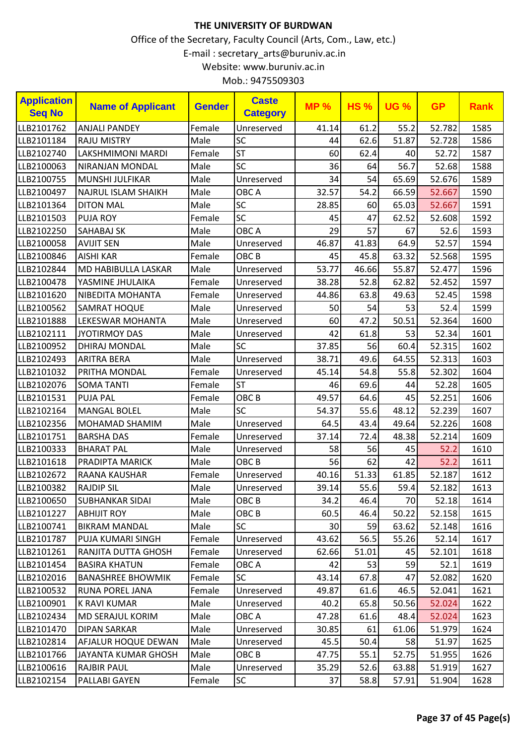# THE UNIVERSITY OF BURDWAN

Office of the Secretary, Faculty Council (Arts, Com., Law, etc.)

E-mail : secretary_arts@buruniv.ac.in

Website: www.buruniv.ac.in

Mob.: 9475509303

| Application Seq No | Name of Applicant | Gender | Caste Category | MP % | HS % | UG % | GP | Rank |
|---|---|---|---|---|---|---|---|---|
| LLB2101762 | ANJALI PANDEY | Female | Unreserved | 41.14 | 61.2 | 55.2 | 52.782 | 1585 |
| LLB2101184 | RAJU MISTRY | Male | SC | 44 | 62.6 | 51.87 | 52.728 | 1586 |
| LLB2102740 | LAKSHMIMONI MARDI | Female | ST | 60 | 62.4 | 40 | 52.72 | 1587 |
| LLB2100063 | NIRANJAN MONDAL | Male | SC | 36 | 64 | 56.7 | 52.68 | 1588 |
| LLB2100755 | MUNSHI JULFIKAR | Male | Unreserved | 34 | 54 | 65.69 | 52.676 | 1589 |
| LLB2100497 | NAJRUL ISLAM SHAIKH | Male | OBC A | 32.57 | 54.2 | 66.59 | 52.667 | 1590 |
| LLB2101364 | DITON MAL | Male | SC | 28.85 | 60 | 65.03 | 52.667 | 1591 |
| LLB2101503 | PUJA ROY | Female | SC | 45 | 47 | 62.52 | 52.608 | 1592 |
| LLB2102250 | SAHABAJ SK | Male | OBC A | 29 | 57 | 67 | 52.6 | 1593 |
| LLB2100058 | AVIJIT SEN | Male | Unreserved | 46.87 | 41.83 | 64.9 | 52.57 | 1594 |
| LLB2100846 | AISHI KAR | Female | OBC B | 45 | 45.8 | 63.32 | 52.568 | 1595 |
| LLB2102844 | MD HABIBULLA LASKAR | Male | Unreserved | 53.77 | 46.66 | 55.87 | 52.477 | 1596 |
| LLB2100478 | YASMINE JHULAIKA | Female | Unreserved | 38.28 | 52.8 | 62.82 | 52.452 | 1597 |
| LLB2101620 | NIBEDITA MOHANTA | Female | Unreserved | 44.86 | 63.8 | 49.63 | 52.45 | 1598 |
| LLB2100562 | SAMRAT HOQUE | Male | Unreserved | 50 | 54 | 53 | 52.4 | 1599 |
| LLB2101888 | LEKESWAR MOHANTA | Male | Unreserved | 60 | 47.2 | 50.51 | 52.364 | 1600 |
| LLB2102111 | JYOTIRMOY DAS | Male | Unreserved | 42 | 61.8 | 53 | 52.34 | 1601 |
| LLB2100952 | DHIRAJ MONDAL | Male | SC | 37.85 | 56 | 60.4 | 52.315 | 1602 |
| LLB2102493 | ARITRA BERA | Male | Unreserved | 38.71 | 49.6 | 64.55 | 52.313 | 1603 |
| LLB2101032 | PRITHA MONDAL | Female | Unreserved | 45.14 | 54.8 | 55.8 | 52.302 | 1604 |
| LLB2102076 | SOMA TANTI | Female | ST | 46 | 69.6 | 44 | 52.28 | 1605 |
| LLB2101531 | PUJA PAL | Female | OBC B | 49.57 | 64.6 | 45 | 52.251 | 1606 |
| LLB2102164 | MANGAL BOLEL | Male | SC | 54.37 | 55.6 | 48.12 | 52.239 | 1607 |
| LLB2102356 | MOHAMAD SHAMIM | Male | Unreserved | 64.5 | 43.4 | 49.64 | 52.226 | 1608 |
| LLB2101751 | BARSHA DAS | Female | Unreserved | 37.14 | 72.4 | 48.38 | 52.214 | 1609 |
| LLB2100333 | BHARAT PAL | Male | Unreserved | 58 | 56 | 45 | 52.2 | 1610 |
| LLB2101618 | PRADIPTA MARICK | Male | OBC B | 56 | 62 | 42 | 52.2 | 1611 |
| LLB2102672 | RAANA KAUSHAR | Female | Unreserved | 40.16 | 51.33 | 61.85 | 52.187 | 1612 |
| LLB2100382 | RAJDIP SIL | Male | Unreserved | 39.14 | 55.6 | 59.4 | 52.182 | 1613 |
| LLB2100650 | SUBHANKAR SIDAI | Male | OBC B | 34.2 | 46.4 | 70 | 52.18 | 1614 |
| LLB2101227 | ABHIJIT ROY | Male | OBC B | 60.5 | 46.4 | 50.22 | 52.158 | 1615 |
| LLB2100741 | BIKRAM MANDAL | Male | SC | 30 | 59 | 63.62 | 52.148 | 1616 |
| LLB2101787 | PUJA KUMARI SINGH | Female | Unreserved | 43.62 | 56.5 | 55.26 | 52.14 | 1617 |
| LLB2101261 | RANJITA DUTTA GHOSH | Female | Unreserved | 62.66 | 51.01 | 45 | 52.101 | 1618 |
| LLB2101454 | BASIRA KHATUN | Female | OBC A | 42 | 53 | 59 | 52.1 | 1619 |
| LLB2102016 | BANASHREE BHOWMIK | Female | SC | 43.14 | 67.8 | 47 | 52.082 | 1620 |
| LLB2100532 | RUNA POREL JANA | Female | Unreserved | 49.87 | 61.6 | 46.5 | 52.041 | 1621 |
| LLB2100901 | K RAVI KUMAR | Male | Unreserved | 40.2 | 65.8 | 50.56 | 52.024 | 1622 |
| LLB2102434 | MD SERAJUL KORIM | Male | OBC A | 47.28 | 61.6 | 48.4 | 52.024 | 1623 |
| LLB2101470 | DIPAN SARKAR | Male | Unreserved | 30.85 | 61 | 61.06 | 51.979 | 1624 |
| LLB2102814 | AFJALUR HOQUE DEWAN | Male | Unreserved | 45.5 | 50.4 | 58 | 51.97 | 1625 |
| LLB2101766 | JAYANTA KUMAR GHOSH | Male | OBC B | 47.75 | 55.1 | 52.75 | 51.955 | 1626 |
| LLB2100616 | RAJBIR PAUL | Male | Unreserved | 35.29 | 52.6 | 63.88 | 51.919 | 1627 |
| LLB2102154 | PALLABI GAYEN | Female | SC | 37 | 58.8 | 57.91 | 51.904 | 1628 |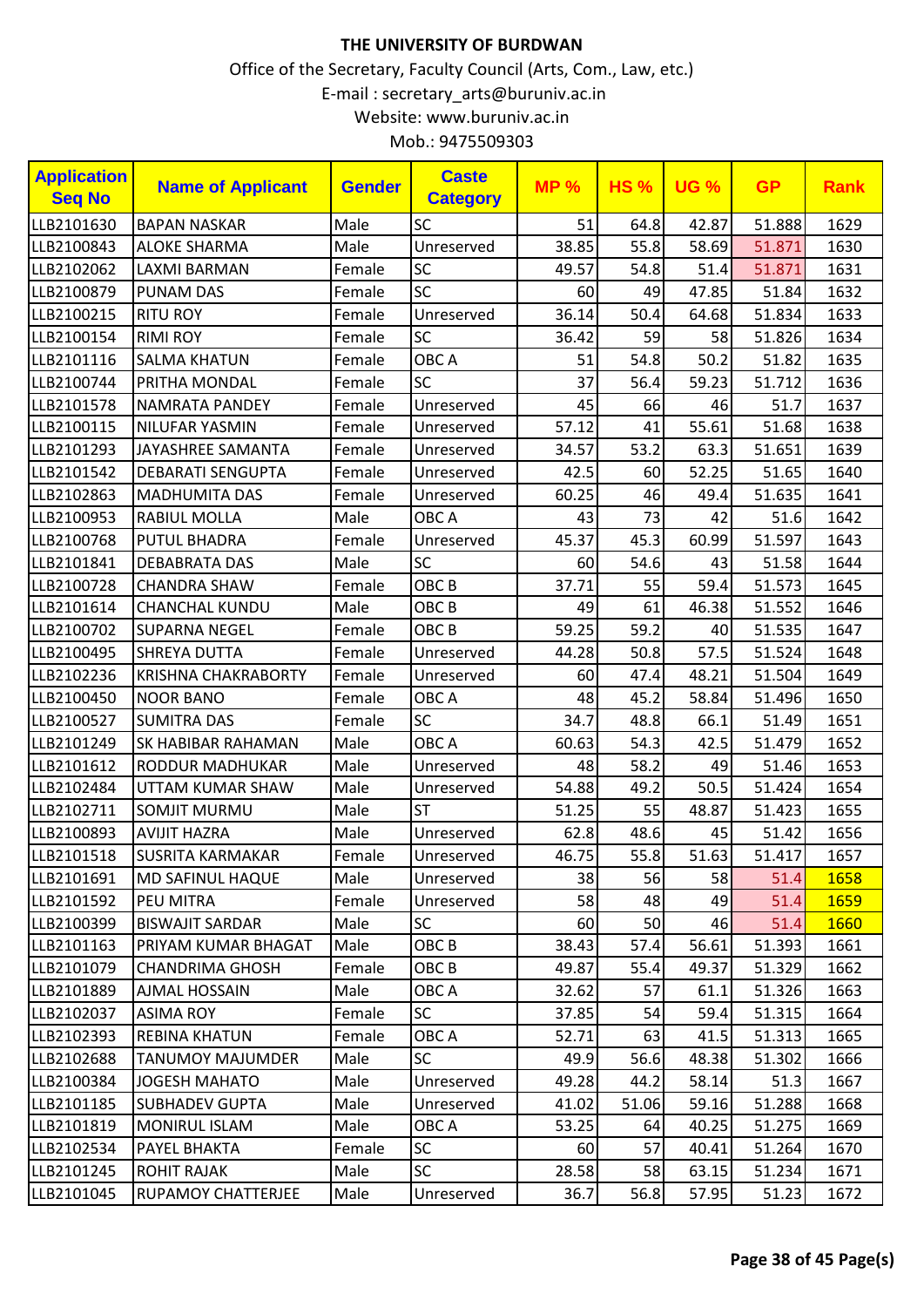**THE UNIVERSITY OF BURDWAN**

Office of the Secretary, Faculty Council (Arts, Com., Law, etc.)

E-mail : secretary_arts@buruniv.ac.in

Website: www.buruniv.ac.in

Mob.: 9475509303

| Application Seq No | Name of Applicant | Gender | Caste Category | MP % | HS % | UG % | GP | Rank |
|---|---|---|---|---|---|---|---|---|
| LLB2101630 | BAPAN NASKAR | Male | SC | 51 | 64.8 | 42.87 | 51.888 | 1629 |
| LLB2100843 | ALOKE SHARMA | Male | Unreserved | 38.85 | 55.8 | 58.69 | 51.871 | 1630 |
| LLB2102062 | LAXMI BARMAN | Female | SC | 49.57 | 54.8 | 51.4 | 51.871 | 1631 |
| LLB2100879 | PUNAM DAS | Female | SC | 60 | 49 | 47.85 | 51.84 | 1632 |
| LLB2100215 | RITU ROY | Female | Unreserved | 36.14 | 50.4 | 64.68 | 51.834 | 1633 |
| LLB2100154 | RIMI ROY | Female | SC | 36.42 | 59 | 58 | 51.826 | 1634 |
| LLB2101116 | SALMA KHATUN | Female | OBC A | 51 | 54.8 | 50.2 | 51.82 | 1635 |
| LLB2100744 | PRITHA MONDAL | Female | SC | 37 | 56.4 | 59.23 | 51.712 | 1636 |
| LLB2101578 | NAMRATA PANDEY | Female | Unreserved | 45 | 66 | 46 | 51.7 | 1637 |
| LLB2100115 | NILUFAR YASMIN | Female | Unreserved | 57.12 | 41 | 55.61 | 51.68 | 1638 |
| LLB2101293 | JAYASHREE SAMANTA | Female | Unreserved | 34.57 | 53.2 | 63.3 | 51.651 | 1639 |
| LLB2101542 | DEBARATI SENGUPTA | Female | Unreserved | 42.5 | 60 | 52.25 | 51.65 | 1640 |
| LLB2102863 | MADHUMITA DAS | Female | Unreserved | 60.25 | 46 | 49.4 | 51.635 | 1641 |
| LLB2100953 | RABIUL MOLLA | Male | OBC A | 43 | 73 | 42 | 51.6 | 1642 |
| LLB2100768 | PUTUL BHADRA | Female | Unreserved | 45.37 | 45.3 | 60.99 | 51.597 | 1643 |
| LLB2101841 | DEBABRATA DAS | Male | SC | 60 | 54.6 | 43 | 51.58 | 1644 |
| LLB2100728 | CHANDRA SHAW | Female | OBC B | 37.71 | 55 | 59.4 | 51.573 | 1645 |
| LLB2101614 | CHANCHAL KUNDU | Male | OBC B | 49 | 61 | 46.38 | 51.552 | 1646 |
| LLB2100702 | SUPARNA NEGEL | Female | OBC B | 59.25 | 59.2 | 40 | 51.535 | 1647 |
| LLB2100495 | SHREYA DUTTA | Female | Unreserved | 44.28 | 50.8 | 57.5 | 51.524 | 1648 |
| LLB2102236 | KRISHNA CHAKRABORTY | Female | Unreserved | 60 | 47.4 | 48.21 | 51.504 | 1649 |
| LLB2100450 | NOOR BANO | Female | OBC A | 48 | 45.2 | 58.84 | 51.496 | 1650 |
| LLB2100527 | SUMITRA DAS | Female | SC | 34.7 | 48.8 | 66.1 | 51.49 | 1651 |
| LLB2101249 | SK HABIBAR RAHAMAN | Male | OBC A | 60.63 | 54.3 | 42.5 | 51.479 | 1652 |
| LLB2101612 | RODDUR MADHUKAR | Male | Unreserved | 48 | 58.2 | 49 | 51.46 | 1653 |
| LLB2102484 | UTTAM KUMAR SHAW | Male | Unreserved | 54.88 | 49.2 | 50.5 | 51.424 | 1654 |
| LLB2102711 | SOMJIT MURMU | Male | ST | 51.25 | 55 | 48.87 | 51.423 | 1655 |
| LLB2100893 | AVIJIT HAZRA | Male | Unreserved | 62.8 | 48.6 | 45 | 51.42 | 1656 |
| LLB2101518 | SUSRITA KARMAKAR | Female | Unreserved | 46.75 | 55.8 | 51.63 | 51.417 | 1657 |
| LLB2101691 | MD SAFINUL HAQUE | Male | Unreserved | 38 | 56 | 58 | 51.4 | 1658 |
| LLB2101592 | PEU MITRA | Female | Unreserved | 58 | 48 | 49 | 51.4 | 1659 |
| LLB2100399 | BISWAJIT SARDAR | Male | SC | 60 | 50 | 46 | 51.4 | 1660 |
| LLB2101163 | PRIYAM KUMAR BHAGAT | Male | OBC B | 38.43 | 57.4 | 56.61 | 51.393 | 1661 |
| LLB2101079 | CHANDRIMA GHOSH | Female | OBC B | 49.87 | 55.4 | 49.37 | 51.329 | 1662 |
| LLB2101889 | AJMAL HOSSAIN | Male | OBC A | 32.62 | 57 | 61.1 | 51.326 | 1663 |
| LLB2102037 | ASIMA ROY | Female | SC | 37.85 | 54 | 59.4 | 51.315 | 1664 |
| LLB2102393 | REBINA KHATUN | Female | OBC A | 52.71 | 63 | 41.5 | 51.313 | 1665 |
| LLB2102688 | TANUMOY MAJUMDER | Male | SC | 49.9 | 56.6 | 48.38 | 51.302 | 1666 |
| LLB2100384 | JOGESH MAHATO | Male | Unreserved | 49.28 | 44.2 | 58.14 | 51.3 | 1667 |
| LLB2101185 | SUBHADEV GUPTA | Male | Unreserved | 41.02 | 51.06 | 59.16 | 51.288 | 1668 |
| LLB2101819 | MONIRUL ISLAM | Male | OBC A | 53.25 | 64 | 40.25 | 51.275 | 1669 |
| LLB2102534 | PAYEL BHAKTA | Female | SC | 60 | 57 | 40.41 | 51.264 | 1670 |
| LLB2101245 | ROHIT RAJAK | Male | SC | 28.58 | 58 | 63.15 | 51.234 | 1671 |
| LLB2101045 | RUPAMOY CHATTERJEE | Male | Unreserved | 36.7 | 56.8 | 57.95 | 51.23 | 1672 |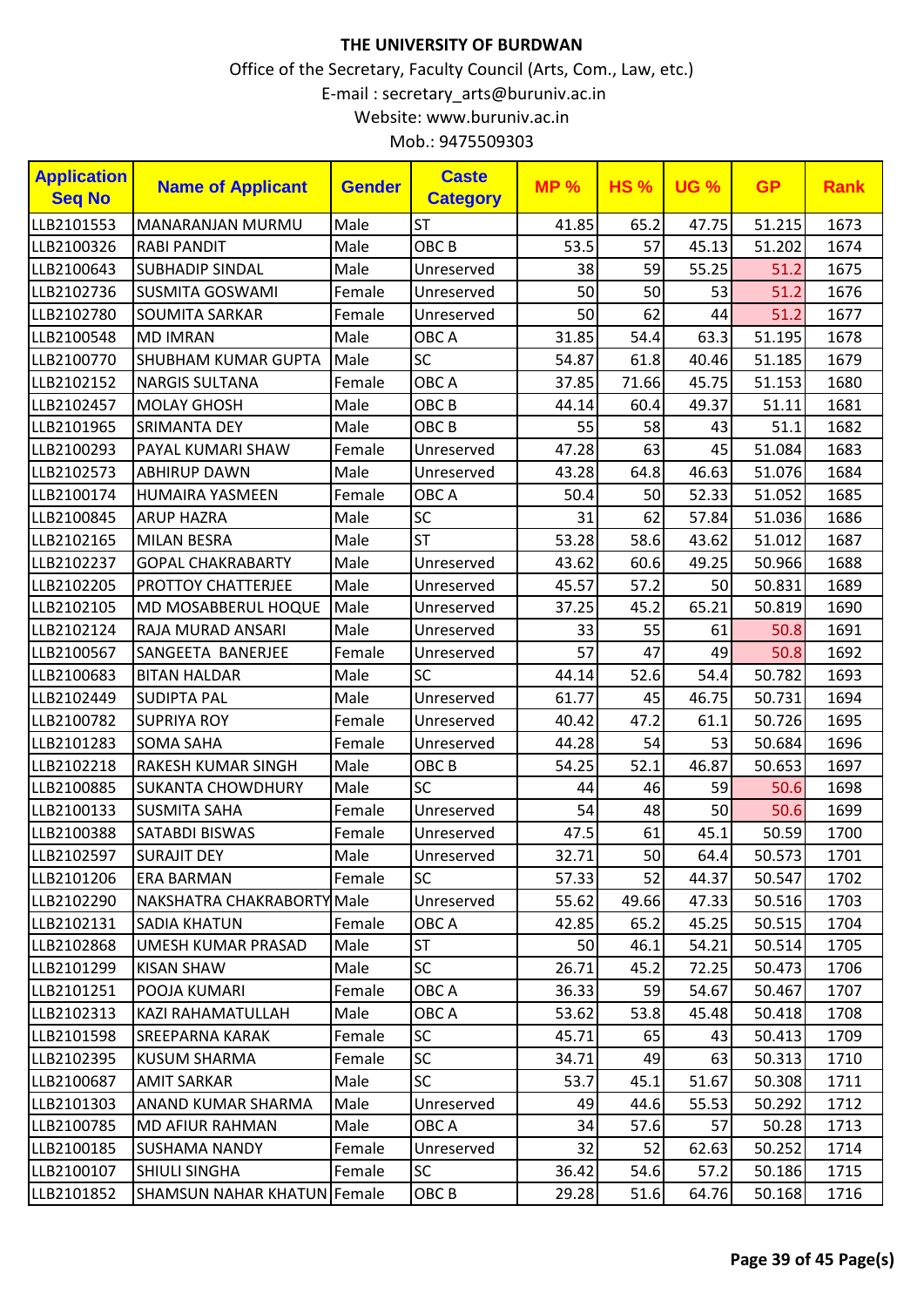**THE UNIVERSITY OF BURDWAN**

Office of the Secretary, Faculty Council (Arts, Com., Law, etc.)

E-mail : secretary_arts@buruniv.ac.in

Website: www.buruniv.ac.in

Mob.: 9475509303

| Application Seq No | Name of Applicant | Gender | Caste Category | MP % | HS % | UG % | GP | Rank |
|---|---|---|---|---|---|---|---|---|
| LLB2101553 | MANARANJAN MURMU | Male | ST | 41.85 | 65.2 | 47.75 | 51.215 | 1673 |
| LLB2100326 | RABI PANDIT | Male | OBC B | 53.5 | 57 | 45.13 | 51.202 | 1674 |
| LLB2100643 | SUBHADIP SINDAL | Male | Unreserved | 38 | 59 | 55.25 | 51.2 | 1675 |
| LLB2102736 | SUSMITA GOSWAMI | Female | Unreserved | 50 | 50 | 53 | 51.2 | 1676 |
| LLB2102780 | SOUMITA SARKAR | Female | Unreserved | 50 | 62 | 44 | 51.2 | 1677 |
| LLB2100548 | MD IMRAN | Male | OBC A | 31.85 | 54.4 | 63.3 | 51.195 | 1678 |
| LLB2100770 | SHUBHAM KUMAR GUPTA | Male | SC | 54.87 | 61.8 | 40.46 | 51.185 | 1679 |
| LLB2102152 | NARGIS SULTANA | Female | OBC A | 37.85 | 71.66 | 45.75 | 51.153 | 1680 |
| LLB2102457 | MOLAY GHOSH | Male | OBC B | 44.14 | 60.4 | 49.37 | 51.11 | 1681 |
| LLB2101965 | SRIMANTA DEY | Male | OBC B | 55 | 58 | 43 | 51.1 | 1682 |
| LLB2100293 | PAYAL KUMARI SHAW | Female | Unreserved | 47.28 | 63 | 45 | 51.084 | 1683 |
| LLB2102573 | ABHIRUP DAWN | Male | Unreserved | 43.28 | 64.8 | 46.63 | 51.076 | 1684 |
| LLB2100174 | HUMAIRA YASMEEN | Female | OBC A | 50.4 | 50 | 52.33 | 51.052 | 1685 |
| LLB2100845 | ARUP HAZRA | Male | SC | 31 | 62 | 57.84 | 51.036 | 1686 |
| LLB2102165 | MILAN BESRA | Male | ST | 53.28 | 58.6 | 43.62 | 51.012 | 1687 |
| LLB2102237 | GOPAL CHAKRABARTY | Male | Unreserved | 43.62 | 60.6 | 49.25 | 50.966 | 1688 |
| LLB2102205 | PROTTOY CHATTERJEE | Male | Unreserved | 45.57 | 57.2 | 50 | 50.831 | 1689 |
| LLB2102105 | MD MOSABBERUL HOQUE | Male | Unreserved | 37.25 | 45.2 | 65.21 | 50.819 | 1690 |
| LLB2102124 | RAJA MURAD ANSARI | Male | Unreserved | 33 | 55 | 61 | 50.8 | 1691 |
| LLB2100567 | SANGEETA BANERJEE | Female | Unreserved | 57 | 47 | 49 | 50.8 | 1692 |
| LLB2100683 | BITAN HALDAR | Male | SC | 44.14 | 52.6 | 54.4 | 50.782 | 1693 |
| LLB2102449 | SUDIPTA PAL | Male | Unreserved | 61.77 | 45 | 46.75 | 50.731 | 1694 |
| LLB2100782 | SUPRIYA ROY | Female | Unreserved | 40.42 | 47.2 | 61.1 | 50.726 | 1695 |
| LLB2101283 | SOMA SAHA | Female | Unreserved | 44.28 | 54 | 53 | 50.684 | 1696 |
| LLB2102218 | RAKESH KUMAR SINGH | Male | OBC B | 54.25 | 52.1 | 46.87 | 50.653 | 1697 |
| LLB2100885 | SUKANTA CHOWDHURY | Male | SC | 44 | 46 | 59 | 50.6 | 1698 |
| LLB2100133 | SUSMITA SAHA | Female | Unreserved | 54 | 48 | 50 | 50.6 | 1699 |
| LLB2100388 | SATABDI BISWAS | Female | Unreserved | 47.5 | 61 | 45.1 | 50.59 | 1700 |
| LLB2102597 | SURAJIT DEY | Male | Unreserved | 32.71 | 50 | 64.4 | 50.573 | 1701 |
| LLB2101206 | ERA BARMAN | Female | SC | 57.33 | 52 | 44.37 | 50.547 | 1702 |
| LLB2102290 | NAKSHATRA CHAKRABORTY | Male | Unreserved | 55.62 | 49.66 | 47.33 | 50.516 | 1703 |
| LLB2102131 | SADIA KHATUN | Female | OBC A | 42.85 | 65.2 | 45.25 | 50.515 | 1704 |
| LLB2102868 | UMESH KUMAR PRASAD | Male | ST | 50 | 46.1 | 54.21 | 50.514 | 1705 |
| LLB2101299 | KISAN SHAW | Male | SC | 26.71 | 45.2 | 72.25 | 50.473 | 1706 |
| LLB2101251 | POOJA KUMARI | Female | OBC A | 36.33 | 59 | 54.67 | 50.467 | 1707 |
| LLB2102313 | KAZI RAHAMATULLAH | Male | OBC A | 53.62 | 53.8 | 45.48 | 50.418 | 1708 |
| LLB2101598 | SREEPARNA KARAK | Female | SC | 45.71 | 65 | 43 | 50.413 | 1709 |
| LLB2102395 | KUSUM SHARMA | Female | SC | 34.71 | 49 | 63 | 50.313 | 1710 |
| LLB2100687 | AMIT SARKAR | Male | SC | 53.7 | 45.1 | 51.67 | 50.308 | 1711 |
| LLB2101303 | ANAND KUMAR SHARMA | Male | Unreserved | 49 | 44.6 | 55.53 | 50.292 | 1712 |
| LLB2100785 | MD AFIUR RAHMAN | Male | OBC A | 34 | 57.6 | 57 | 50.28 | 1713 |
| LLB2100185 | SUSHAMA NANDY | Female | Unreserved | 32 | 52 | 62.63 | 50.252 | 1714 |
| LLB2100107 | SHIULI SINGHA | Female | SC | 36.42 | 54.6 | 57.2 | 50.186 | 1715 |
| LLB2101852 | SHAMSUN NAHAR KHATUN | Female | OBC B | 29.28 | 51.6 | 64.76 | 50.168 | 1716 |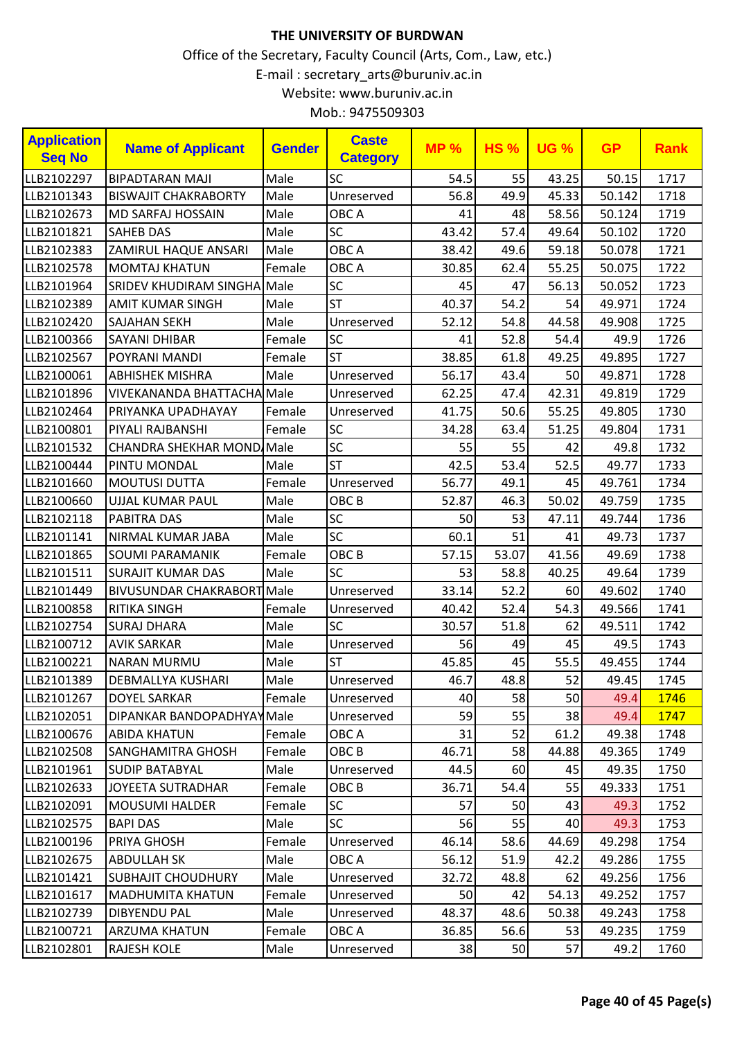# THE UNIVERSITY OF BURDWAN

Office of the Secretary, Faculty Council (Arts, Com., Law, etc.)

E-mail : secretary_arts@buruniv.ac.in

Website: www.buruniv.ac.in

Mob.: 9475509303

| Application Seq No | Name of Applicant | Gender | Caste Category | MP % | HS % | UG % | GP | Rank |
|---|---|---|---|---|---|---|---|---|
| LLB2102297 | BIPADTARAN MAJI | Male | SC | 54.5 | 55 | 43.25 | 50.15 | 1717 |
| LLB2101343 | BISWAJIT CHAKRABORTY | Male | Unreserved | 56.8 | 49.9 | 45.33 | 50.142 | 1718 |
| LLB2102673 | MD SARFAJ HOSSAIN | Male | OBC A | 41 | 48 | 58.56 | 50.124 | 1719 |
| LLB2101821 | SAHEB DAS | Male | SC | 43.42 | 57.4 | 49.64 | 50.102 | 1720 |
| LLB2102383 | ZAMIRUL HAQUE ANSARI | Male | OBC A | 38.42 | 49.6 | 59.18 | 50.078 | 1721 |
| LLB2102578 | MOMTAJ KHATUN | Female | OBC A | 30.85 | 62.4 | 55.25 | 50.075 | 1722 |
| LLB2101964 | SRIDEV KHUDIRAM SINGHA | Male | SC | 45 | 47 | 56.13 | 50.052 | 1723 |
| LLB2102389 | AMIT KUMAR SINGH | Male | ST | 40.37 | 54.2 | 54 | 49.971 | 1724 |
| LLB2102420 | SAJAHAN SEKH | Male | Unreserved | 52.12 | 54.8 | 44.58 | 49.908 | 1725 |
| LLB2100366 | SAYANI DHIBAR | Female | SC | 41 | 52.8 | 54.4 | 49.9 | 1726 |
| LLB2102567 | POYRANI MANDI | Female | ST | 38.85 | 61.8 | 49.25 | 49.895 | 1727 |
| LLB2100061 | ABHISHEK MISHRA | Male | Unreserved | 56.17 | 43.4 | 50 | 49.871 | 1728 |
| LLB2101896 | VIVEKANANDA BHATTACHA | Male | Unreserved | 62.25 | 47.4 | 42.31 | 49.819 | 1729 |
| LLB2102464 | PRIYANKA UPADHAYAY | Female | Unreserved | 41.75 | 50.6 | 55.25 | 49.805 | 1730 |
| LLB2100801 | PIYALI RAJBANSHI | Female | SC | 34.28 | 63.4 | 51.25 | 49.804 | 1731 |
| LLB2101532 | CHANDRA SHEKHAR MOND | Male | SC | 55 | 55 | 42 | 49.8 | 1732 |
| LLB2100444 | PINTU MONDAL | Male | ST | 42.5 | 53.4 | 52.5 | 49.77 | 1733 |
| LLB2101660 | MOUTUSI DUTTA | Female | Unreserved | 56.77 | 49.1 | 45 | 49.761 | 1734 |
| LLB2100660 | UJJAL KUMAR PAUL | Male | OBC B | 52.87 | 46.3 | 50.02 | 49.759 | 1735 |
| LLB2102118 | PABITRA DAS | Male | SC | 50 | 53 | 47.11 | 49.744 | 1736 |
| LLB2101141 | NIRMAL KUMAR JABA | Male | SC | 60.1 | 51 | 41 | 49.73 | 1737 |
| LLB2101865 | SOUMI PARAMANIK | Female | OBC B | 57.15 | 53.07 | 41.56 | 49.69 | 1738 |
| LLB2101511 | SURAJIT KUMAR DAS | Male | SC | 53 | 58.8 | 40.25 | 49.64 | 1739 |
| LLB2101449 | BIVUSUNDAR CHAKRABORT | Male | Unreserved | 33.14 | 52.2 | 60 | 49.602 | 1740 |
| LLB2100858 | RITIKA SINGH | Female | Unreserved | 40.42 | 52.4 | 54.3 | 49.566 | 1741 |
| LLB2102754 | SURAJ DHARA | Male | SC | 30.57 | 51.8 | 62 | 49.511 | 1742 |
| LLB2100712 | AVIK SARKAR | Male | Unreserved | 56 | 49 | 45 | 49.5 | 1743 |
| LLB2100221 | NARAN MURMU | Male | ST | 45.85 | 45 | 55.5 | 49.455 | 1744 |
| LLB2101389 | DEBMALLYA KUSHARI | Male | Unreserved | 46.7 | 48.8 | 52 | 49.45 | 1745 |
| LLB2101267 | DOYEL SARKAR | Female | Unreserved | 40 | 58 | 50 | 49.4 | 1746 |
| LLB2102051 | DIPANKAR BANDOPADHYAY | Male | Unreserved | 59 | 55 | 38 | 49.4 | 1747 |
| LLB2100676 | ABIDA KHATUN | Female | OBC A | 31 | 52 | 61.2 | 49.38 | 1748 |
| LLB2102508 | SANGHAMITRA GHOSH | Female | OBC B | 46.71 | 58 | 44.88 | 49.365 | 1749 |
| LLB2101961 | SUDIP BATABYAL | Male | Unreserved | 44.5 | 60 | 45 | 49.35 | 1750 |
| LLB2102633 | JOYEETA SUTRADHAR | Female | OBC B | 36.71 | 54.4 | 55 | 49.333 | 1751 |
| LLB2102091 | MOUSUMI HALDER | Female | SC | 57 | 50 | 43 | 49.3 | 1752 |
| LLB2102575 | BAPI DAS | Male | SC | 56 | 55 | 40 | 49.3 | 1753 |
| LLB2100196 | PRIYA GHOSH | Female | Unreserved | 46.14 | 58.6 | 44.69 | 49.298 | 1754 |
| LLB2102675 | ABDULLAH SK | Male | OBC A | 56.12 | 51.9 | 42.2 | 49.286 | 1755 |
| LLB2101421 | SUBHAJIT CHOUDHURY | Male | Unreserved | 32.72 | 48.8 | 62 | 49.256 | 1756 |
| LLB2101617 | MADHUMITA KHATUN | Female | Unreserved | 50 | 42 | 54.13 | 49.252 | 1757 |
| LLB2102739 | DIBYENDU PAL | Male | Unreserved | 48.37 | 48.6 | 50.38 | 49.243 | 1758 |
| LLB2100721 | ARZUMA KHATUN | Female | OBC A | 36.85 | 56.6 | 53 | 49.235 | 1759 |
| LLB2102801 | RAJESH KOLE | Male | Unreserved | 38 | 50 | 57 | 49.2 | 1760 |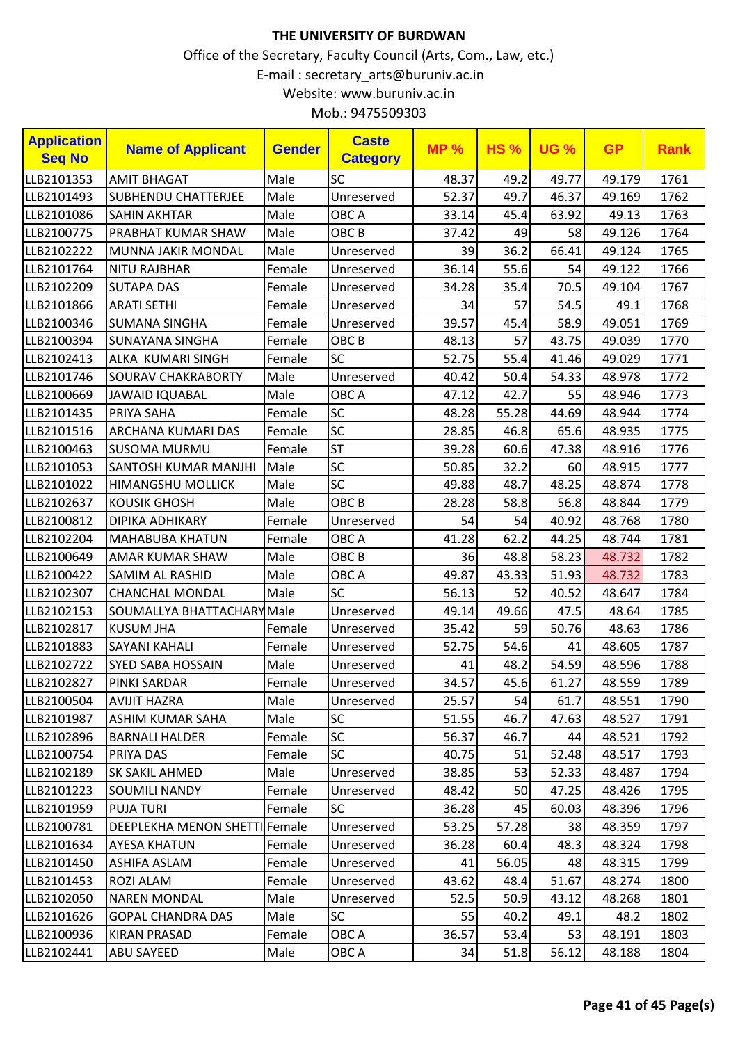# THE UNIVERSITY OF BURDWAN

Office of the Secretary, Faculty Council (Arts, Com., Law, etc.)

E-mail : secretary_arts@buruniv.ac.in

Website: www.buruniv.ac.in

Mob.: 9475509303

| Application Seq No | Name of Applicant | Gender | Caste Category | MP % | HS % | UG % | GP | Rank |
|---|---|---|---|---|---|---|---|---|
| LLB2101353 | AMIT BHAGAT | Male | SC | 48.37 | 49.2 | 49.77 | 49.179 | 1761 |
| LLB2101493 | SUBHENDU CHATTERJEE | Male | Unreserved | 52.37 | 49.7 | 46.37 | 49.169 | 1762 |
| LLB2101086 | SAHIN AKHTAR | Male | OBC A | 33.14 | 45.4 | 63.92 | 49.13 | 1763 |
| LLB2100775 | PRABHAT KUMAR SHAW | Male | OBC B | 37.42 | 49 | 58 | 49.126 | 1764 |
| LLB2102222 | MUNNA JAKIR MONDAL | Male | Unreserved | 39 | 36.2 | 66.41 | 49.124 | 1765 |
| LLB2101764 | NITU RAJBHAR | Female | Unreserved | 36.14 | 55.6 | 54 | 49.122 | 1766 |
| LLB2102209 | SUTAPA DAS | Female | Unreserved | 34.28 | 35.4 | 70.5 | 49.104 | 1767 |
| LLB2101866 | ARATI SETHI | Female | Unreserved | 34 | 57 | 54.5 | 49.1 | 1768 |
| LLB2100346 | SUMANA SINGHA | Female | Unreserved | 39.57 | 45.4 | 58.9 | 49.051 | 1769 |
| LLB2100394 | SUNAYANA SINGHA | Female | OBC B | 48.13 | 57 | 43.75 | 49.039 | 1770 |
| LLB2102413 | ALKA KUMARI SINGH | Female | SC | 52.75 | 55.4 | 41.46 | 49.029 | 1771 |
| LLB2101746 | SOURAV CHAKRABORTY | Male | Unreserved | 40.42 | 50.4 | 54.33 | 48.978 | 1772 |
| LLB2100669 | JAWAID IQUABAL | Male | OBC A | 47.12 | 42.7 | 55 | 48.946 | 1773 |
| LLB2101435 | PRIYA SAHA | Female | SC | 48.28 | 55.28 | 44.69 | 48.944 | 1774 |
| LLB2101516 | ARCHANA KUMARI DAS | Female | SC | 28.85 | 46.8 | 65.6 | 48.935 | 1775 |
| LLB2100463 | SUSOMA MURMU | Female | ST | 39.28 | 60.6 | 47.38 | 48.916 | 1776 |
| LLB2101053 | SANTOSH KUMAR MANJHI | Male | SC | 50.85 | 32.2 | 60 | 48.915 | 1777 |
| LLB2101022 | HIMANGSHU MOLLICK | Male | SC | 49.88 | 48.7 | 48.25 | 48.874 | 1778 |
| LLB2102637 | KOUSIK GHOSH | Male | OBC B | 28.28 | 58.8 | 56.8 | 48.844 | 1779 |
| LLB2100812 | DIPIKA ADHIKARY | Female | Unreserved | 54 | 54 | 40.92 | 48.768 | 1780 |
| LLB2102204 | MAHABUBA KHATUN | Female | OBC A | 41.28 | 62.2 | 44.25 | 48.744 | 1781 |
| LLB2100649 | AMAR KUMAR SHAW | Male | OBC B | 36 | 48.8 | 58.23 | 48.732 | 1782 |
| LLB2100422 | SAMIM AL RASHID | Male | OBC A | 49.87 | 43.33 | 51.93 | 48.732 | 1783 |
| LLB2102307 | CHANCHAL MONDAL | Male | SC | 56.13 | 52 | 40.52 | 48.647 | 1784 |
| LLB2102153 | SOUMALLYA BHATTACHARY | Male | Unreserved | 49.14 | 49.66 | 47.5 | 48.64 | 1785 |
| LLB2102817 | KUSUM JHA | Female | Unreserved | 35.42 | 59 | 50.76 | 48.63 | 1786 |
| LLB2101883 | SAYANI KAHALI | Female | Unreserved | 52.75 | 54.6 | 41 | 48.605 | 1787 |
| LLB2102722 | SYED SABA HOSSAIN | Male | Unreserved | 41 | 48.2 | 54.59 | 48.596 | 1788 |
| LLB2102827 | PINKI SARDAR | Female | Unreserved | 34.57 | 45.6 | 61.27 | 48.559 | 1789 |
| LLB2100504 | AVIJIT HAZRA | Male | Unreserved | 25.57 | 54 | 61.7 | 48.551 | 1790 |
| LLB2101987 | ASHIM KUMAR SAHA | Male | SC | 51.55 | 46.7 | 47.63 | 48.527 | 1791 |
| LLB2102896 | BARNALI HALDER | Female | SC | 56.37 | 46.7 | 44 | 48.521 | 1792 |
| LLB2100754 | PRIYA DAS | Female | SC | 40.75 | 51 | 52.48 | 48.517 | 1793 |
| LLB2102189 | SK SAKIL AHMED | Male | Unreserved | 38.85 | 53 | 52.33 | 48.487 | 1794 |
| LLB2101223 | SOUMILI NANDY | Female | Unreserved | 48.42 | 50 | 47.25 | 48.426 | 1795 |
| LLB2101959 | PUJA TURI | Female | SC | 36.28 | 45 | 60.03 | 48.396 | 1796 |
| LLB2100781 | DEEPLEKHA MENON SHETTI | Female | Unreserved | 53.25 | 57.28 | 38 | 48.359 | 1797 |
| LLB2101634 | AYESA KHATUN | Female | Unreserved | 36.28 | 60.4 | 48.3 | 48.324 | 1798 |
| LLB2101450 | ASHIFA ASLAM | Female | Unreserved | 41 | 56.05 | 48 | 48.315 | 1799 |
| LLB2101453 | ROZI ALAM | Female | Unreserved | 43.62 | 48.4 | 51.67 | 48.274 | 1800 |
| LLB2102050 | NAREN MONDAL | Male | Unreserved | 52.5 | 50.9 | 43.12 | 48.268 | 1801 |
| LLB2101626 | GOPAL CHANDRA DAS | Male | SC | 55 | 40.2 | 49.1 | 48.2 | 1802 |
| LLB2100936 | KIRAN PRASAD | Female | OBC A | 36.57 | 53.4 | 53 | 48.191 | 1803 |
| LLB2102441 | ABU SAYEED | Male | OBC A | 34 | 51.8 | 56.12 | 48.188 | 1804 |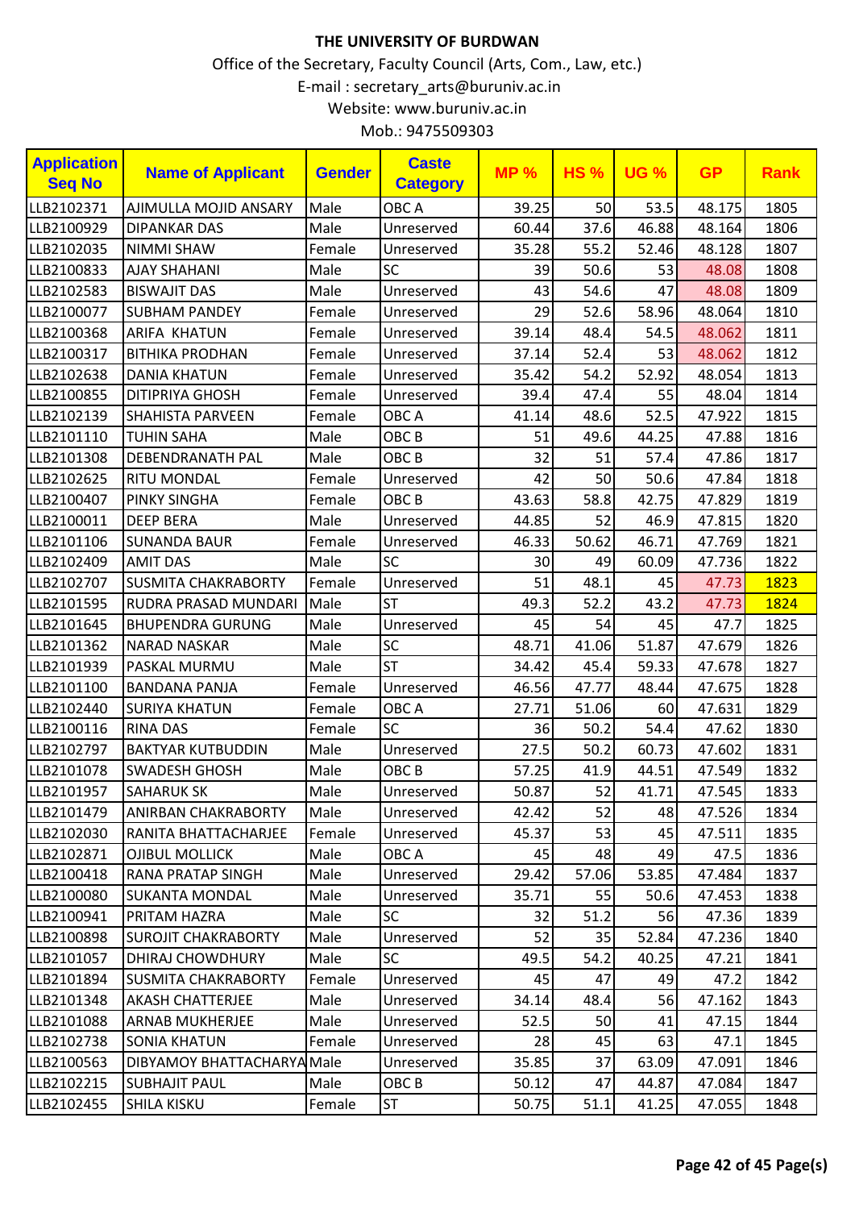# THE UNIVERSITY OF BURDWAN

Office of the Secretary, Faculty Council (Arts, Com., Law, etc.)

E-mail : secretary_arts@buruniv.ac.in

Website: www.buruniv.ac.in

Mob.: 9475509303

| Application Seq No | Name of Applicant | Gender | Caste Category | MP % | HS % | UG % | GP | Rank |
|---|---|---|---|---|---|---|---|---|
| LLB2102371 | AJIMULLA MOJID ANSARY | Male | OBC A | 39.25 | 50 | 53.5 | 48.175 | 1805 |
| LLB2100929 | DIPANKAR DAS | Male | Unreserved | 60.44 | 37.6 | 46.88 | 48.164 | 1806 |
| LLB2102035 | NIMMI SHAW | Female | Unreserved | 35.28 | 55.2 | 52.46 | 48.128 | 1807 |
| LLB2100833 | AJAY SHAHANI | Male | SC | 39 | 50.6 | 53 | 48.08 | 1808 |
| LLB2102583 | BISWAJIT DAS | Male | Unreserved | 43 | 54.6 | 47 | 48.08 | 1809 |
| LLB2100077 | SUBHAM PANDEY | Female | Unreserved | 29 | 52.6 | 58.96 | 48.064 | 1810 |
| LLB2100368 | ARIFA KHATUN | Female | Unreserved | 39.14 | 48.4 | 54.5 | 48.062 | 1811 |
| LLB2100317 | BITHIKA PRODHAN | Female | Unreserved | 37.14 | 52.4 | 53 | 48.062 | 1812 |
| LLB2102638 | DANIA KHATUN | Female | Unreserved | 35.42 | 54.2 | 52.92 | 48.054 | 1813 |
| LLB2100855 | DITIPRIYA GHOSH | Female | Unreserved | 39.4 | 47.4 | 55 | 48.04 | 1814 |
| LLB2102139 | SHAHISTA PARVEEN | Female | OBC A | 41.14 | 48.6 | 52.5 | 47.922 | 1815 |
| LLB2101110 | TUHIN SAHA | Male | OBC B | 51 | 49.6 | 44.25 | 47.88 | 1816 |
| LLB2101308 | DEBENDRANATH PAL | Male | OBC B | 32 | 51 | 57.4 | 47.86 | 1817 |
| LLB2102625 | RITU MONDAL | Female | Unreserved | 42 | 50 | 50.6 | 47.84 | 1818 |
| LLB2100407 | PINKY SINGHA | Female | OBC B | 43.63 | 58.8 | 42.75 | 47.829 | 1819 |
| LLB2100011 | DEEP BERA | Male | Unreserved | 44.85 | 52 | 46.9 | 47.815 | 1820 |
| LLB2101106 | SUNANDA BAUR | Female | Unreserved | 46.33 | 50.62 | 46.71 | 47.769 | 1821 |
| LLB2102409 | AMIT DAS | Male | SC | 30 | 49 | 60.09 | 47.736 | 1822 |
| LLB2102707 | SUSMITA CHAKRABORTY | Female | Unreserved | 51 | 48.1 | 45 | 47.73 | 1823 |
| LLB2101595 | RUDRA PRASAD MUNDARI | Male | ST | 49.3 | 52.2 | 43.2 | 47.73 | 1824 |
| LLB2101645 | BHUPENDRA GURUNG | Male | Unreserved | 45 | 54 | 45 | 47.7 | 1825 |
| LLB2101362 | NARAD NASKAR | Male | SC | 48.71 | 41.06 | 51.87 | 47.679 | 1826 |
| LLB2101939 | PASKAL MURMU | Male | ST | 34.42 | 45.4 | 59.33 | 47.678 | 1827 |
| LLB2101100 | BANDANA PANJA | Female | Unreserved | 46.56 | 47.77 | 48.44 | 47.675 | 1828 |
| LLB2102440 | SURIYA KHATUN | Female | OBC A | 27.71 | 51.06 | 60 | 47.631 | 1829 |
| LLB2100116 | RINA DAS | Female | SC | 36 | 50.2 | 54.4 | 47.62 | 1830 |
| LLB2102797 | BAKTYAR KUTBUDDIN | Male | Unreserved | 27.5 | 50.2 | 60.73 | 47.602 | 1831 |
| LLB2101078 | SWADESH GHOSH | Male | OBC B | 57.25 | 41.9 | 44.51 | 47.549 | 1832 |
| LLB2101957 | SAHARUK SK | Male | Unreserved | 50.87 | 52 | 41.71 | 47.545 | 1833 |
| LLB2101479 | ANIRBAN CHAKRABORTY | Male | Unreserved | 42.42 | 52 | 48 | 47.526 | 1834 |
| LLB2102030 | RANITA BHATTACHARJEE | Female | Unreserved | 45.37 | 53 | 45 | 47.511 | 1835 |
| LLB2102871 | OJIBUL MOLLICK | Male | OBC A | 45 | 48 | 49 | 47.5 | 1836 |
| LLB2100418 | RANA PRATAP SINGH | Male | Unreserved | 29.42 | 57.06 | 53.85 | 47.484 | 1837 |
| LLB2100080 | SUKANTA MONDAL | Male | Unreserved | 35.71 | 55 | 50.6 | 47.453 | 1838 |
| LLB2100941 | PRITAM HAZRA | Male | SC | 32 | 51.2 | 56 | 47.36 | 1839 |
| LLB2100898 | SUROJIT CHAKRABORTY | Male | Unreserved | 52 | 35 | 52.84 | 47.236 | 1840 |
| LLB2101057 | DHIRAJ CHOWDHURY | Male | SC | 49.5 | 54.2 | 40.25 | 47.21 | 1841 |
| LLB2101894 | SUSMITA CHAKRABORTY | Female | Unreserved | 45 | 47 | 49 | 47.2 | 1842 |
| LLB2101348 | AKASH CHATTERJEE | Male | Unreserved | 34.14 | 48.4 | 56 | 47.162 | 1843 |
| LLB2101088 | ARNAB MUKHERJEE | Male | Unreserved | 52.5 | 50 | 41 | 47.15 | 1844 |
| LLB2102738 | SONIA KHATUN | Female | Unreserved | 28 | 45 | 63 | 47.1 | 1845 |
| LLB2100563 | DIBYAMOY BHATTACHARYA | Male | Unreserved | 35.85 | 37 | 63.09 | 47.091 | 1846 |
| LLB2102215 | SUBHAJIT PAUL | Male | OBC B | 50.12 | 47 | 44.87 | 47.084 | 1847 |
| LLB2102455 | SHILA KISKU | Female | ST | 50.75 | 51.1 | 41.25 | 47.055 | 1848 |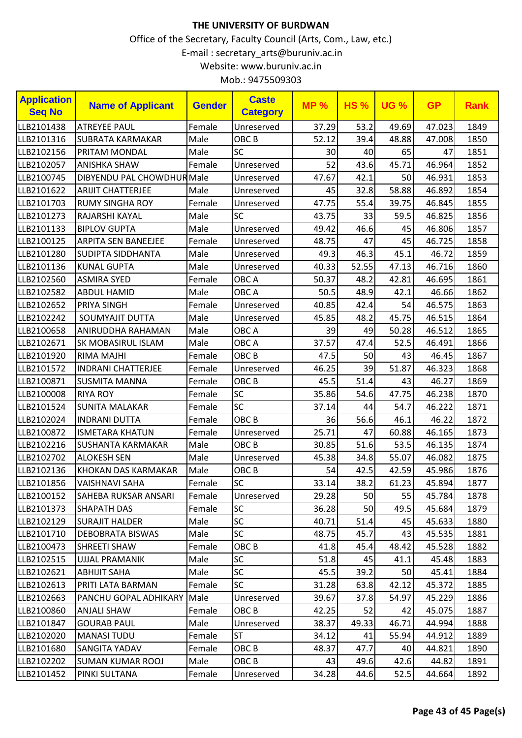# THE UNIVERSITY OF BURDWAN

Office of the Secretary, Faculty Council (Arts, Com., Law, etc.)

E-mail : secretary_arts@buruniv.ac.in

Website: www.buruniv.ac.in

Mob.: 9475509303

| Application Seq No | Name of Applicant | Gender | Caste Category | MP % | HS % | UG % | GP | Rank |
|---|---|---|---|---|---|---|---|---|
| LLB2101438 | ATREYEE PAUL | Female | Unreserved | 37.29 | 53.2 | 49.69 | 47.023 | 1849 |
| LLB2101316 | SUBRATA KARMAKAR | Male | OBC B | 52.12 | 39.4 | 48.88 | 47.008 | 1850 |
| LLB2102156 | PRITAM MONDAL | Male | SC | 30 | 40 | 65 | 47 | 1851 |
| LLB2102057 | ANISHKA SHAW | Female | Unreserved | 52 | 43.6 | 45.71 | 46.964 | 1852 |
| LLB2100745 | DIBYENDU PAL CHOWDHUR | Male | Unreserved | 47.67 | 42.1 | 50 | 46.931 | 1853 |
| LLB2101622 | ARIJIT CHATTERJEE | Male | Unreserved | 45 | 32.8 | 58.88 | 46.892 | 1854 |
| LLB2101703 | RUMY SINGHA ROY | Female | Unreserved | 47.75 | 55.4 | 39.75 | 46.845 | 1855 |
| LLB2101273 | RAJARSHI KAYAL | Male | SC | 43.75 | 33 | 59.5 | 46.825 | 1856 |
| LLB2101133 | BIPLOV GUPTA | Male | Unreserved | 49.42 | 46.6 | 45 | 46.806 | 1857 |
| LLB2100125 | ARPITA SEN BANEEJEE | Female | Unreserved | 48.75 | 47 | 45 | 46.725 | 1858 |
| LLB2101280 | SUDIPTA SIDDHANTA | Male | Unreserved | 49.3 | 46.3 | 45.1 | 46.72 | 1859 |
| LLB2101136 | KUNAL GUPTA | Male | Unreserved | 40.33 | 52.55 | 47.13 | 46.716 | 1860 |
| LLB2102560 | ASMIRA SYED | Female | OBC A | 50.37 | 48.2 | 42.81 | 46.695 | 1861 |
| LLB2102582 | ABDUL HAMID | Male | OBC A | 50.5 | 48.9 | 42.1 | 46.66 | 1862 |
| LLB2102652 | PRIYA SINGH | Female | Unreserved | 40.85 | 42.4 | 54 | 46.575 | 1863 |
| LLB2102242 | SOUMYAJIT DUTTA | Male | Unreserved | 45.85 | 48.2 | 45.75 | 46.515 | 1864 |
| LLB2100658 | ANIRUDDHA RAHAMAN | Male | OBC A | 39 | 49 | 50.28 | 46.512 | 1865 |
| LLB2102671 | SK MOBASIRUL ISLAM | Male | OBC A | 37.57 | 47.4 | 52.5 | 46.491 | 1866 |
| LLB2101920 | RIMA MAJHI | Female | OBC B | 47.5 | 50 | 43 | 46.45 | 1867 |
| LLB2101572 | INDRANI CHATTERJEE | Female | Unreserved | 46.25 | 39 | 51.87 | 46.323 | 1868 |
| LLB2100871 | SUSMITA MANNA | Female | OBC B | 45.5 | 51.4 | 43 | 46.27 | 1869 |
| LLB2100008 | RIYA ROY | Female | SC | 35.86 | 54.6 | 47.75 | 46.238 | 1870 |
| LLB2101524 | SUNITA MALAKAR | Female | SC | 37.14 | 44 | 54.7 | 46.222 | 1871 |
| LLB2102024 | INDRANI DUTTA | Female | OBC B | 36 | 56.6 | 46.1 | 46.22 | 1872 |
| LLB2100872 | ISMETARA KHATUN | Female | Unreserved | 25.71 | 47 | 60.88 | 46.165 | 1873 |
| LLB2102216 | SUSHANTA KARMAKAR | Male | OBC B | 30.85 | 51.6 | 53.5 | 46.135 | 1874 |
| LLB2102702 | ALOKESH SEN | Male | Unreserved | 45.38 | 34.8 | 55.07 | 46.082 | 1875 |
| LLB2102136 | KHOKAN DAS KARMAKAR | Male | OBC B | 54 | 42.5 | 42.59 | 45.986 | 1876 |
| LLB2101856 | VAISHNAVI SAHA | Female | SC | 33.14 | 38.2 | 61.23 | 45.894 | 1877 |
| LLB2100152 | SAHEBA RUKSAR ANSARI | Female | Unreserved | 29.28 | 50 | 55 | 45.784 | 1878 |
| LLB2101373 | SHAPATH DAS | Female | SC | 36.28 | 50 | 49.5 | 45.684 | 1879 |
| LLB2102129 | SURAJIT HALDER | Male | SC | 40.71 | 51.4 | 45 | 45.633 | 1880 |
| LLB2101710 | DEBOBRATA BISWAS | Male | SC | 48.75 | 45.7 | 43 | 45.535 | 1881 |
| LLB2100473 | SHREETI SHAW | Female | OBC B | 41.8 | 45.4 | 48.42 | 45.528 | 1882 |
| LLB2102515 | UJJAL PRAMANIK | Male | SC | 51.8 | 45 | 41.1 | 45.48 | 1883 |
| LLB2102621 | ABHIJIT SAHA | Male | SC | 45.5 | 39.2 | 50 | 45.41 | 1884 |
| LLB2102613 | PRITI LATA BARMAN | Female | SC | 31.28 | 63.8 | 42.12 | 45.372 | 1885 |
| LLB2102663 | PANCHU GOPAL ADHIKARY | Male | Unreserved | 39.67 | 37.8 | 54.97 | 45.229 | 1886 |
| LLB2100860 | ANJALI SHAW | Female | OBC B | 42.25 | 52 | 42 | 45.075 | 1887 |
| LLB2101847 | GOURAB PAUL | Male | Unreserved | 38.37 | 49.33 | 46.71 | 44.994 | 1888 |
| LLB2102020 | MANASI TUDU | Female | ST | 34.12 | 41 | 55.94 | 44.912 | 1889 |
| LLB2101680 | SANGITA YADAV | Female | OBC B | 48.37 | 47.7 | 40 | 44.821 | 1890 |
| LLB2102202 | SUMAN KUMAR ROOJ | Male | OBC B | 43 | 49.6 | 42.6 | 44.82 | 1891 |
| LLB2101452 | PINKI SULTANA | Female | Unreserved | 34.28 | 44.6 | 52.5 | 44.664 | 1892 |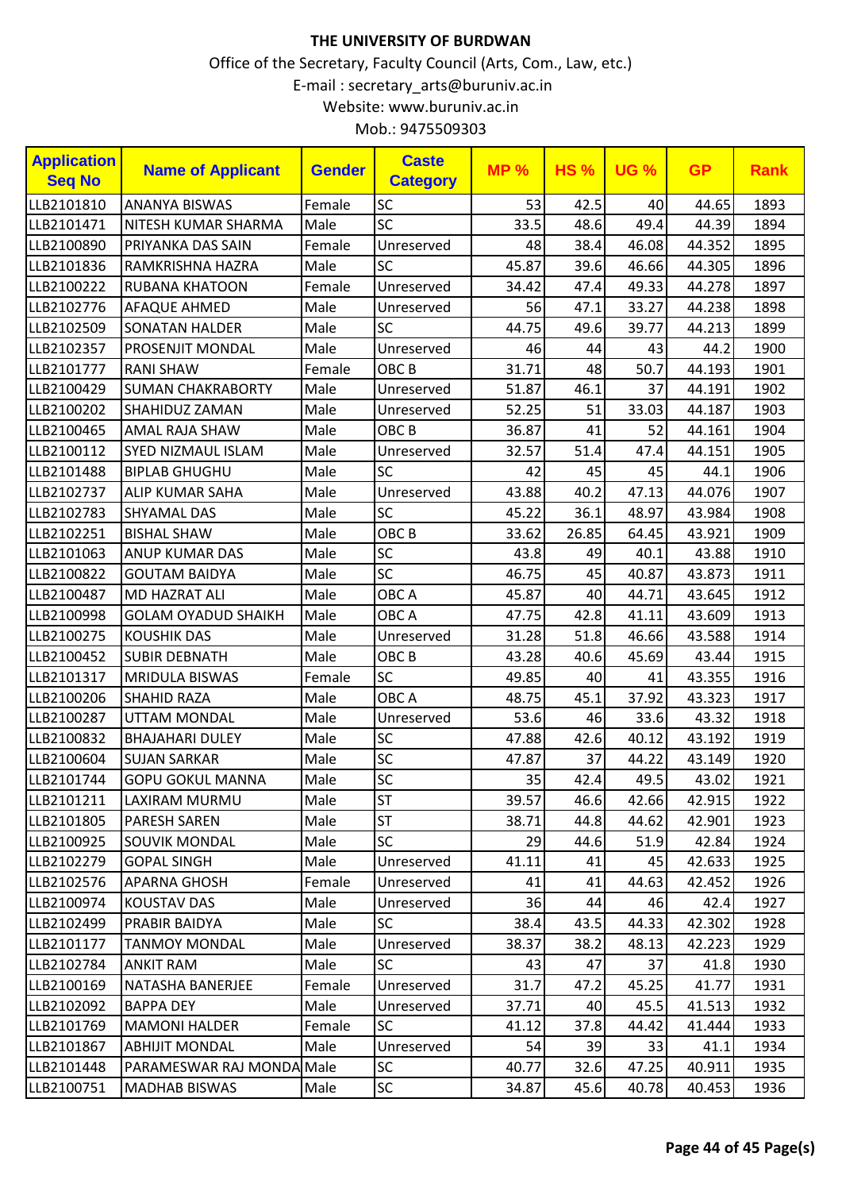# THE UNIVERSITY OF BURDWAN

Office of the Secretary, Faculty Council (Arts, Com., Law, etc.)

E-mail : secretary_arts@buruniv.ac.in

Website: www.buruniv.ac.in

Mob.: 9475509303

| Application Seq No | Name of Applicant | Gender | Caste Category | MP % | HS % | UG % | GP | Rank |
|---|---|---|---|---|---|---|---|---|
| LLB2101810 | ANANYA BISWAS | Female | SC | 53 | 42.5 | 40 | 44.65 | 1893 |
| LLB2101471 | NITESH KUMAR SHARMA | Male | SC | 33.5 | 48.6 | 49.4 | 44.39 | 1894 |
| LLB2100890 | PRIYANKA DAS SAIN | Female | Unreserved | 48 | 38.4 | 46.08 | 44.352 | 1895 |
| LLB2101836 | RAMKRISHNA HAZRA | Male | SC | 45.87 | 39.6 | 46.66 | 44.305 | 1896 |
| LLB2100222 | RUBANA KHATOON | Female | Unreserved | 34.42 | 47.4 | 49.33 | 44.278 | 1897 |
| LLB2102776 | AFAQUE AHMED | Male | Unreserved | 56 | 47.1 | 33.27 | 44.238 | 1898 |
| LLB2102509 | SONATAN HALDER | Male | SC | 44.75 | 49.6 | 39.77 | 44.213 | 1899 |
| LLB2102357 | PROSENJIT MONDAL | Male | Unreserved | 46 | 44 | 43 | 44.2 | 1900 |
| LLB2101777 | RANI SHAW | Female | OBC B | 31.71 | 48 | 50.7 | 44.193 | 1901 |
| LLB2100429 | SUMAN CHAKRABORTY | Male | Unreserved | 51.87 | 46.1 | 37 | 44.191 | 1902 |
| LLB2100202 | SHAHIDUZ ZAMAN | Male | Unreserved | 52.25 | 51 | 33.03 | 44.187 | 1903 |
| LLB2100465 | AMAL RAJA SHAW | Male | OBC B | 36.87 | 41 | 52 | 44.161 | 1904 |
| LLB2100112 | SYED NIZMAUL ISLAM | Male | Unreserved | 32.57 | 51.4 | 47.4 | 44.151 | 1905 |
| LLB2101488 | BIPLAB GHUGHU | Male | SC | 42 | 45 | 45 | 44.1 | 1906 |
| LLB2102737 | ALIP KUMAR SAHA | Male | Unreserved | 43.88 | 40.2 | 47.13 | 44.076 | 1907 |
| LLB2102783 | SHYAMAL DAS | Male | SC | 45.22 | 36.1 | 48.97 | 43.984 | 1908 |
| LLB2102251 | BISHAL SHAW | Male | OBC B | 33.62 | 26.85 | 64.45 | 43.921 | 1909 |
| LLB2101063 | ANUP KUMAR DAS | Male | SC | 43.8 | 49 | 40.1 | 43.88 | 1910 |
| LLB2100822 | GOUTAM BAIDYA | Male | SC | 46.75 | 45 | 40.87 | 43.873 | 1911 |
| LLB2100487 | MD HAZRAT ALI | Male | OBC A | 45.87 | 40 | 44.71 | 43.645 | 1912 |
| LLB2100998 | GOLAM OYADUD SHAIKH | Male | OBC A | 47.75 | 42.8 | 41.11 | 43.609 | 1913 |
| LLB2100275 | KOUSHIK DAS | Male | Unreserved | 31.28 | 51.8 | 46.66 | 43.588 | 1914 |
| LLB2100452 | SUBIR DEBNATH | Male | OBC B | 43.28 | 40.6 | 45.69 | 43.44 | 1915 |
| LLB2101317 | MRIDULA BISWAS | Female | SC | 49.85 | 40 | 41 | 43.355 | 1916 |
| LLB2100206 | SHAHID RAZA | Male | OBC A | 48.75 | 45.1 | 37.92 | 43.323 | 1917 |
| LLB2100287 | UTTAM MONDAL | Male | Unreserved | 53.6 | 46 | 33.6 | 43.32 | 1918 |
| LLB2100832 | BHAJAHARI DULEY | Male | SC | 47.88 | 42.6 | 40.12 | 43.192 | 1919 |
| LLB2100604 | SUJAN SARKAR | Male | SC | 47.87 | 37 | 44.22 | 43.149 | 1920 |
| LLB2101744 | GOPU GOKUL MANNA | Male | SC | 35 | 42.4 | 49.5 | 43.02 | 1921 |
| LLB2101211 | LAXIRAM MURMU | Male | ST | 39.57 | 46.6 | 42.66 | 42.915 | 1922 |
| LLB2101805 | PARESH SAREN | Male | ST | 38.71 | 44.8 | 44.62 | 42.901 | 1923 |
| LLB2100925 | SOUVIK MONDAL | Male | SC | 29 | 44.6 | 51.9 | 42.84 | 1924 |
| LLB2102279 | GOPAL SINGH | Male | Unreserved | 41.11 | 41 | 45 | 42.633 | 1925 |
| LLB2102576 | APARNA GHOSH | Female | Unreserved | 41 | 41 | 44.63 | 42.452 | 1926 |
| LLB2100974 | KOUSTAV DAS | Male | Unreserved | 36 | 44 | 46 | 42.4 | 1927 |
| LLB2102499 | PRABIR BAIDYA | Male | SC | 38.4 | 43.5 | 44.33 | 42.302 | 1928 |
| LLB2101177 | TANMOY MONDAL | Male | Unreserved | 38.37 | 38.2 | 48.13 | 42.223 | 1929 |
| LLB2102784 | ANKIT RAM | Male | SC | 43 | 47 | 37 | 41.8 | 1930 |
| LLB2100169 | NATASHA BANERJEE | Female | Unreserved | 31.7 | 47.2 | 45.25 | 41.77 | 1931 |
| LLB2102092 | BAPPA DEY | Male | Unreserved | 37.71 | 40 | 45.5 | 41.513 | 1932 |
| LLB2101769 | MAMONI HALDER | Female | SC | 41.12 | 37.8 | 44.42 | 41.444 | 1933 |
| LLB2101867 | ABHIJIT MONDAL | Male | Unreserved | 54 | 39 | 33 | 41.1 | 1934 |
| LLB2101448 | PARAMESWAR RAJ MONDA | Male | SC | 40.77 | 32.6 | 47.25 | 40.911 | 1935 |
| LLB2100751 | MADHAB BISWAS | Male | SC | 34.87 | 45.6 | 40.78 | 40.453 | 1936 |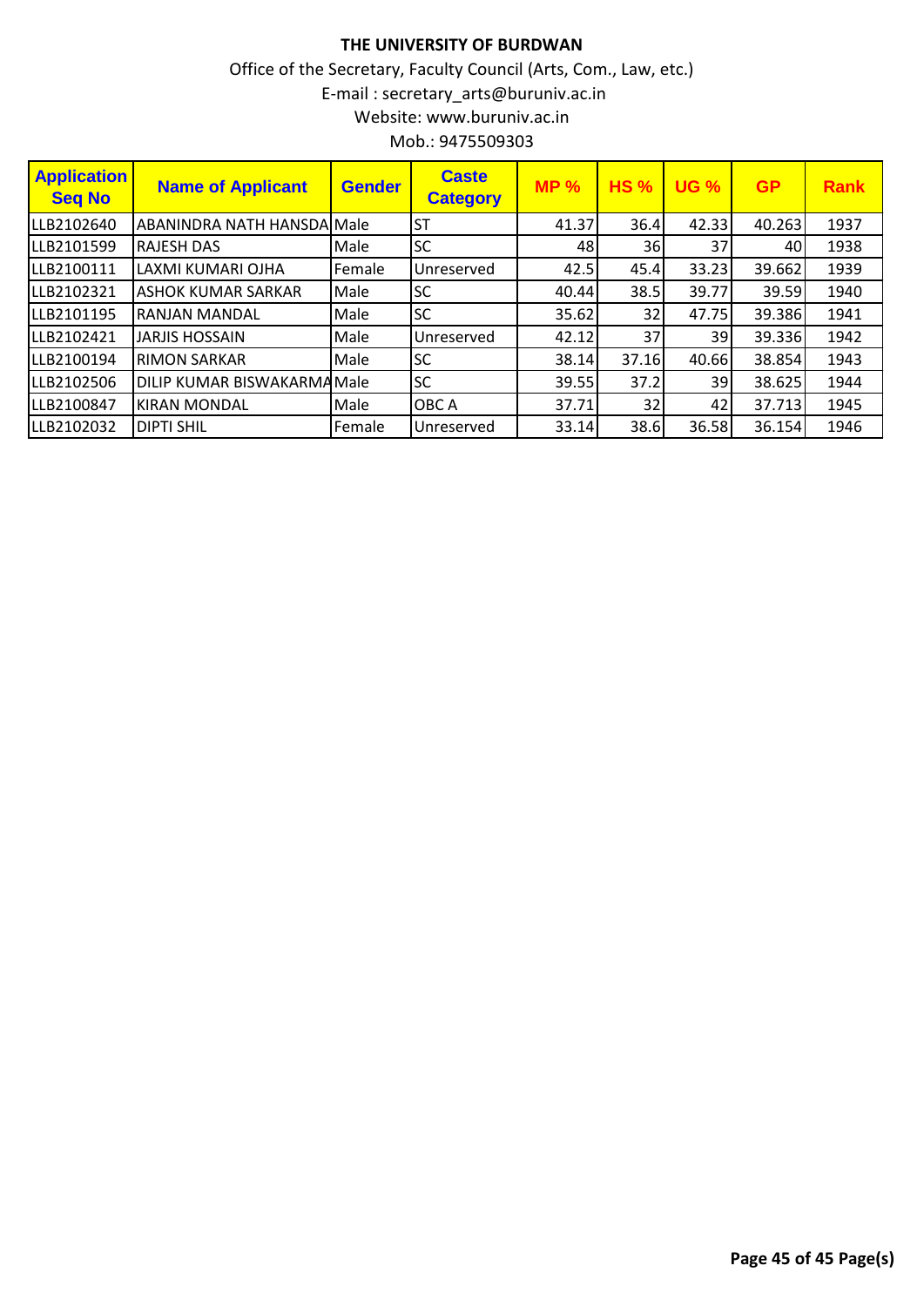**THE UNIVERSITY OF BURDWAN**

Office of the Secretary, Faculty Council (Arts, Com., Law, etc.)

E-mail : secretary_arts@buruniv.ac.in

Website: www.buruniv.ac.in

Mob.: 9475509303

| Application Seq No | Name of Applicant | Gender | Caste Category | MP % | HS % | UG % | GP | Rank |
|---|---|---|---|---|---|---|---|---|
| LLB2102640 | ABANINDRA NATH HANSDA | Male | ST | 41.37 | 36.4 | 42.33 | 40.263 | 1937 |
| LLB2101599 | RAJESH DAS | Male | SC | 48 | 36 | 37 | 40 | 1938 |
| LLB2100111 | LAXMI KUMARI OJHA | Female | Unreserved | 42.5 | 45.4 | 33.23 | 39.662 | 1939 |
| LLB2102321 | ASHOK KUMAR SARKAR | Male | SC | 40.44 | 38.5 | 39.77 | 39.59 | 1940 |
| LLB2101195 | RANJAN MANDAL | Male | SC | 35.62 | 32 | 47.75 | 39.386 | 1941 |
| LLB2102421 | JARJIS HOSSAIN | Male | Unreserved | 42.12 | 37 | 39 | 39.336 | 1942 |
| LLB2100194 | RIMON SARKAR | Male | SC | 38.14 | 37.16 | 40.66 | 38.854 | 1943 |
| LLB2102506 | DILIP KUMAR BISWAKARMA | Male | SC | 39.55 | 37.2 | 39 | 38.625 | 1944 |
| LLB2100847 | KIRAN MONDAL | Male | OBC A | 37.71 | 32 | 42 | 37.713 | 1945 |
| LLB2102032 | DIPTI SHIL | Female | Unreserved | 33.14 | 38.6 | 36.58 | 36.154 | 1946 |